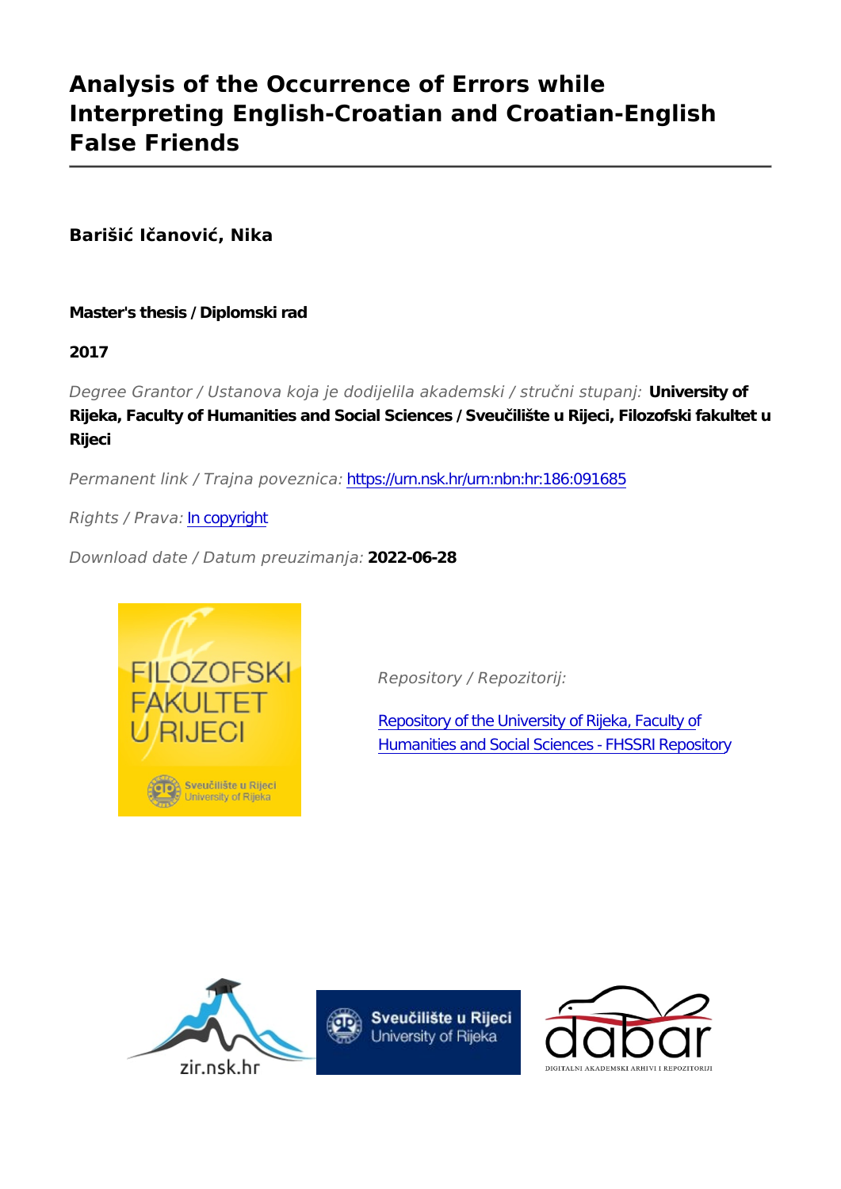# Analysis of the Occurrence of Errors while Interpreting English-Croatian and Croatian-English False Friends

**Barišić Ičanović, Nika**

**Master's thesis / Diplomski rad**

**2017**

*Degree Grantor / Ustanova koja je dodijelila akademski / stručni stupanj:* **University of Rijeka, Faculty of Humanities and Social Sciences / Sveučilište u Rijeci, Filozofski fakultet u Rijeci**

*Permanent link / Trajna poveznica:* https://urn.nsk.hr/urn:nbn:hr:186:091685

*Rights / Prava:* In copyright

*Download date / Datum preuzimanja:* **2022-06-28**

*Repository / Repozitorij:*

Repository of the University of Rijeka, Faculty of Humanities and Social Sciences - FHSSRI Repository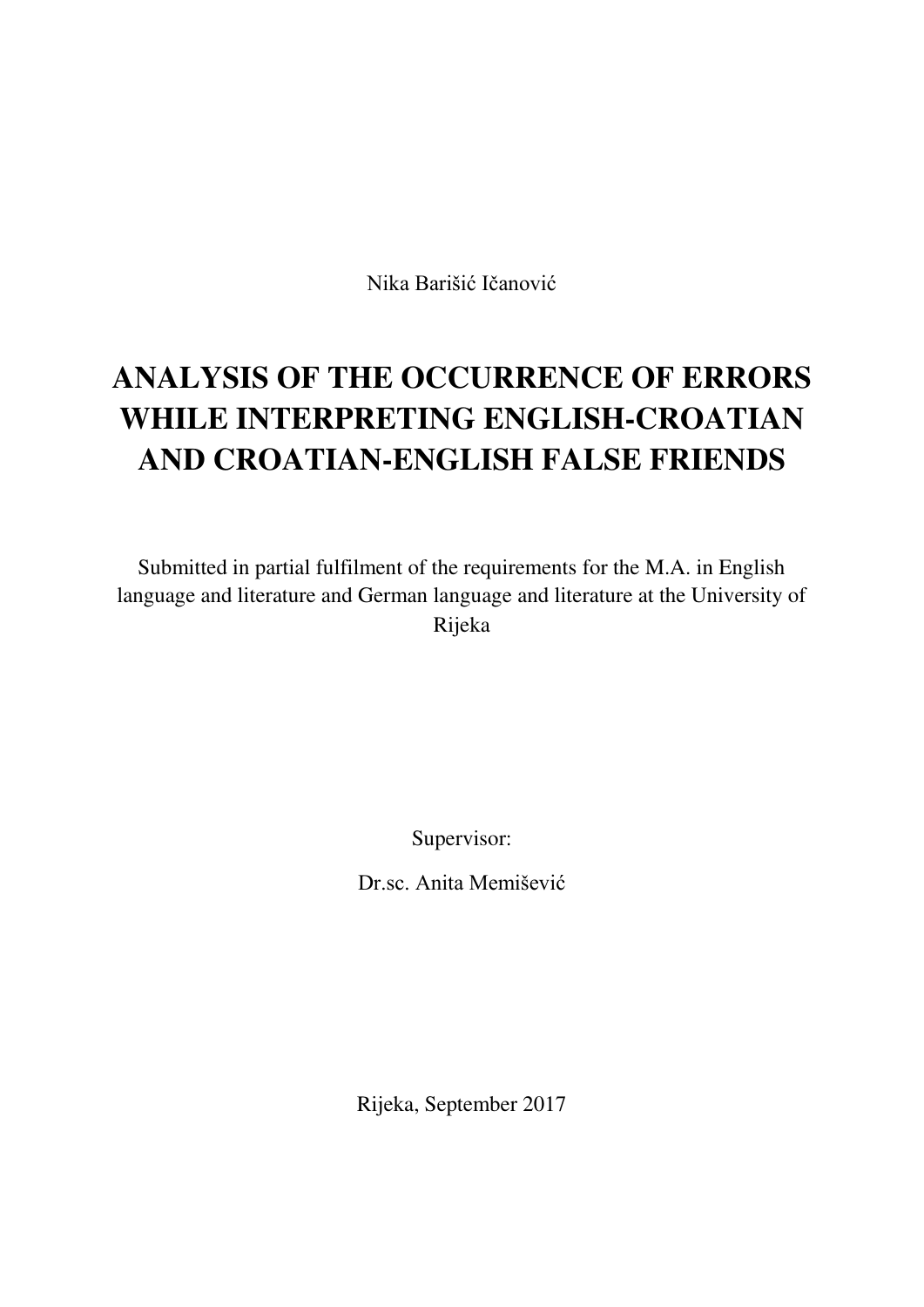Nika Barišić Ičanović

# ANALYSIS OF THE OCCURRENCE OF ERRORS WHILE INTERPRETING ENGLISH-CROATIAN AND CROATIAN-ENGLISH FALSE FRIENDS

Submitted in partial fulfilment of the requirements for the M.A. in English language and literature and German language and literature at the University of Rijeka

Supervisor:

Dr.sc. Anita Memišević

Rijeka, September 2017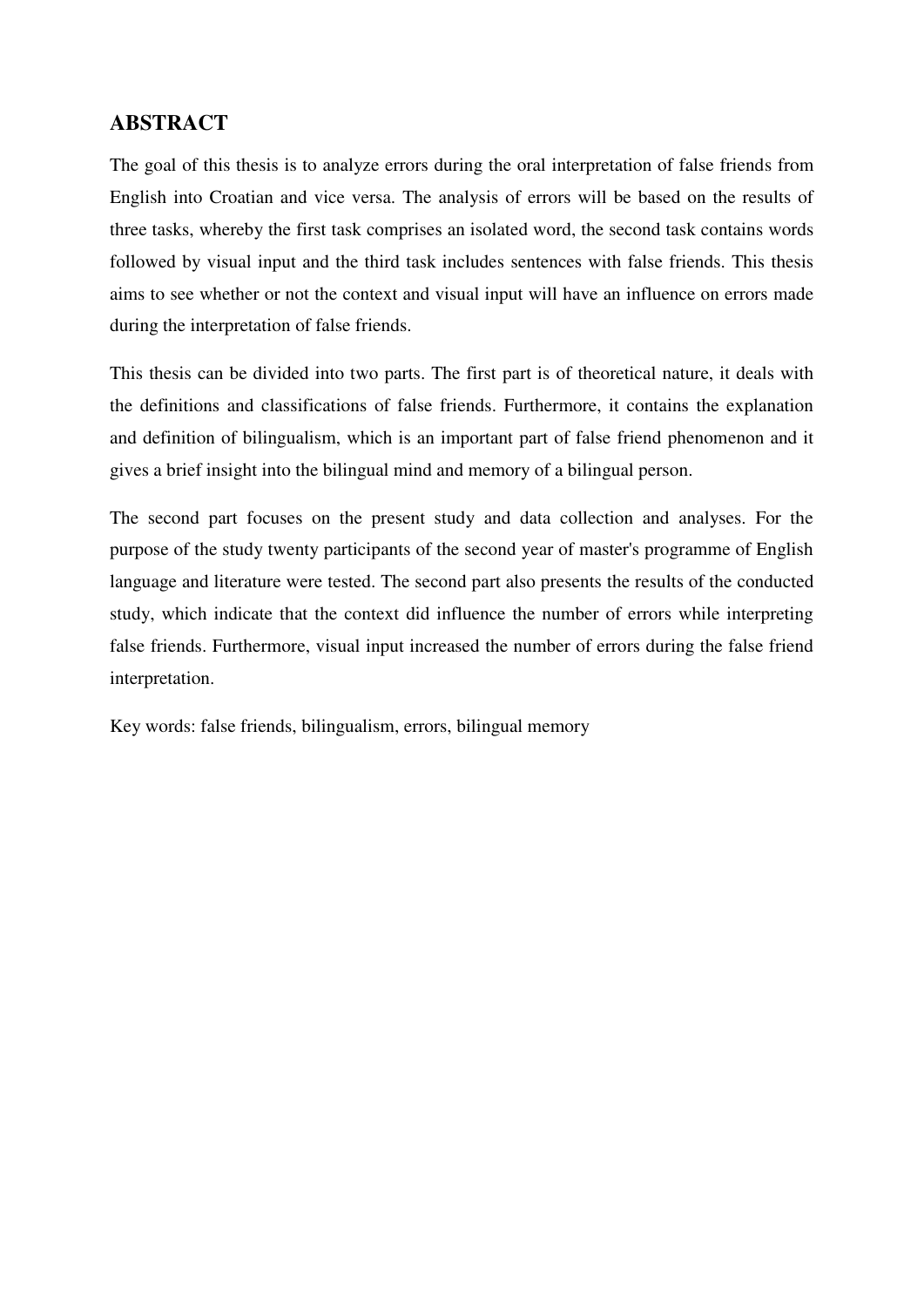## ABSTRACT

The goal of this thesis is to analyze errors during the oral interpretation of false friends from English into Croatian and vice versa. The analysis of errors will be based on the results of three tasks, whereby the first task comprises an isolated word, the second task contains words followed by visual input and the third task includes sentences with false friends. This thesis aims to see whether or not the context and visual input will have an influence on errors made during the interpretation of false friends.

This thesis can be divided into two parts. The first part is of theoretical nature, it deals with the definitions and classifications of false friends. Furthermore, it contains the explanation and definition of bilingualism, which is an important part of false friend phenomenon and it gives a brief insight into the bilingual mind and memory of a bilingual person.

The second part focuses on the present study and data collection and analyses. For the purpose of the study twenty participants of the second year of master's programme of English language and literature were tested. The second part also presents the results of the conducted study, which indicate that the context did influence the number of errors while interpreting false friends. Furthermore, visual input increased the number of errors during the false friend interpretation.

Key words: false friends, bilingualism, errors, bilingual memory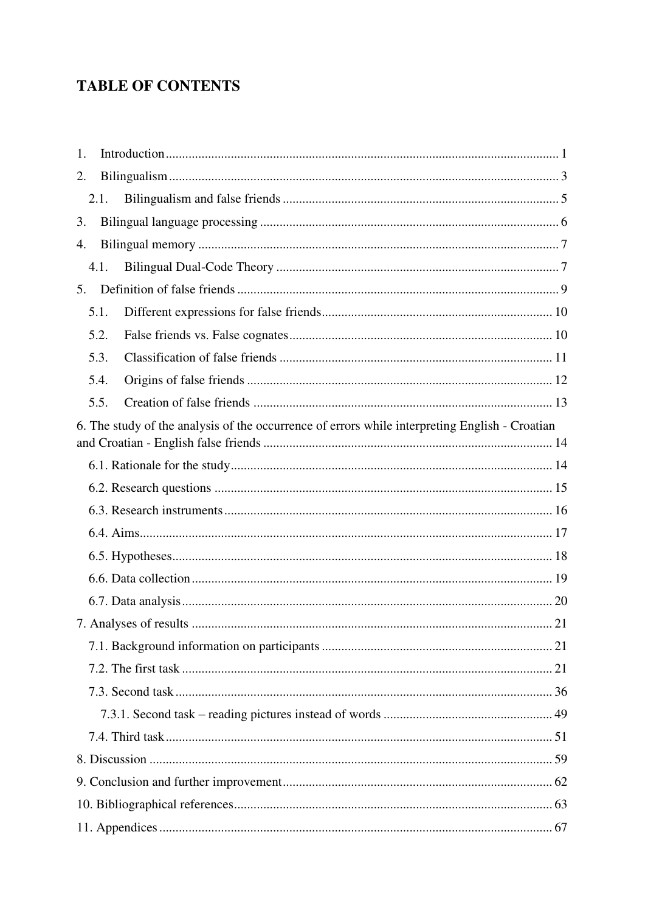# TABLE OF CONTENTS

1. Introduction ........................................................................................................ 1
2. Bilingualism ....................................................................................................... 3
   2.1. Bilingualism and false friends ..................................................................... 5
3. Bilingual language processing ........................................................................... 6
4. Bilingual memory .............................................................................................. 7
   4.1. Bilingual Dual-Code Theory ....................................................................... 7
5. Definition of false friends .................................................................................. 9
   5.1. Different expressions for false friends ....................................................... 10
   5.2. False friends vs. False cognates ................................................................. 10
   5.3. Classification of false friends .................................................................... 11
   5.4. Origins of false friends .............................................................................. 12
   5.5. Creation of false friends ............................................................................ 13

6. The study of the analysis of the occurrence of errors while interpreting English - Croatian and Croatian - English false friends ......................................................................... 14

   6.1. Rationale for the study ................................................................................ 14
   6.2. Research questions ..................................................................................... 15
   6.3. Research instruments .................................................................................. 16
   6.4. Aims ........................................................................................................... 17
   6.5. Hypotheses ................................................................................................. 18
   6.6. Data collection ............................................................................................ 19
   6.7. Data analysis ............................................................................................... 20

7. Analyses of results ............................................................................................. 21

   7.1. Background information on participants ................................................... 21
   7.2. The first task ............................................................................................... 21
   7.3. Second task ................................................................................................. 36
      7.3.1. Second task – reading pictures instead of words .................................... 49
   7.4. Third task .................................................................................................... 51

8. Discussion .......................................................................................................... 59

9. Conclusion and further improvement ................................................................. 62

10. Bibliographical references ................................................................................ 63

11. Appendices ........................................................................................................ 67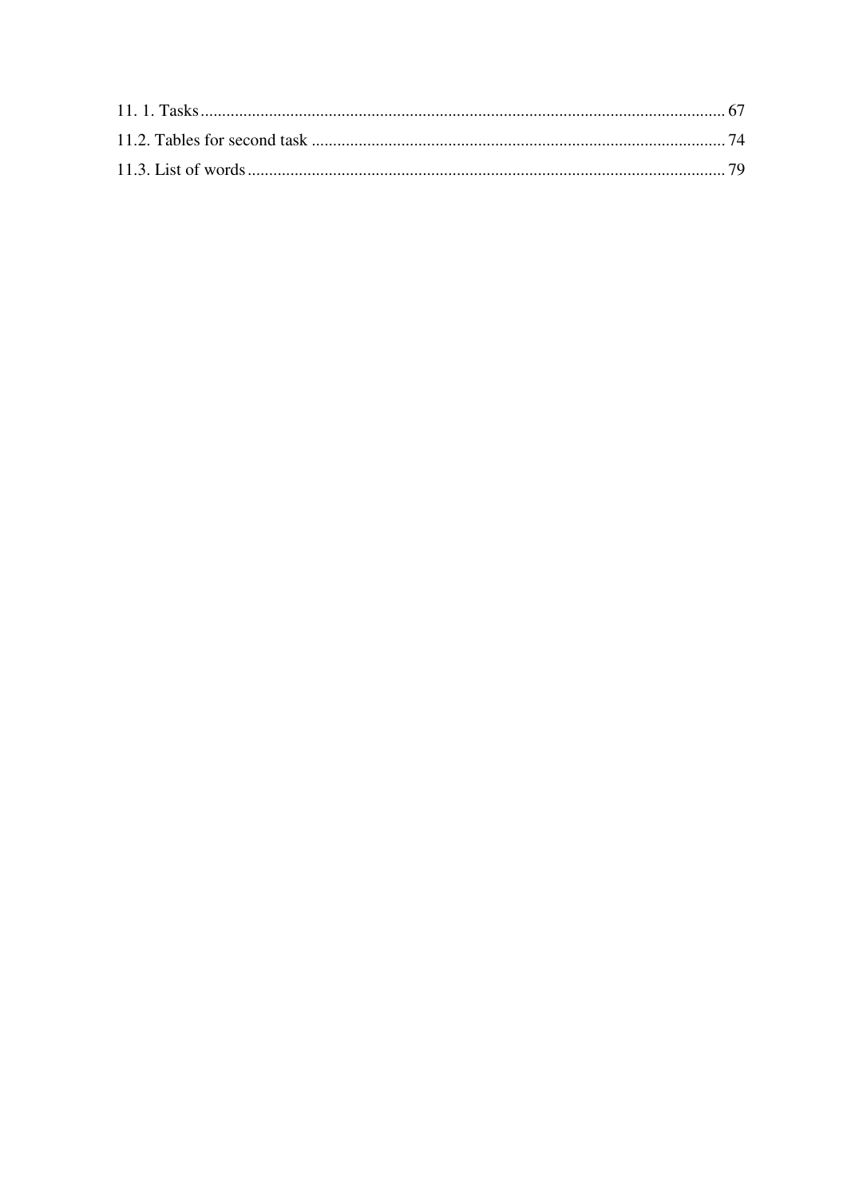11. 1. Tasks ........................................................................................................................ 67

11.2. Tables for second task ................................................................................................ 74

11.3. List of words ................................................................................................................ 79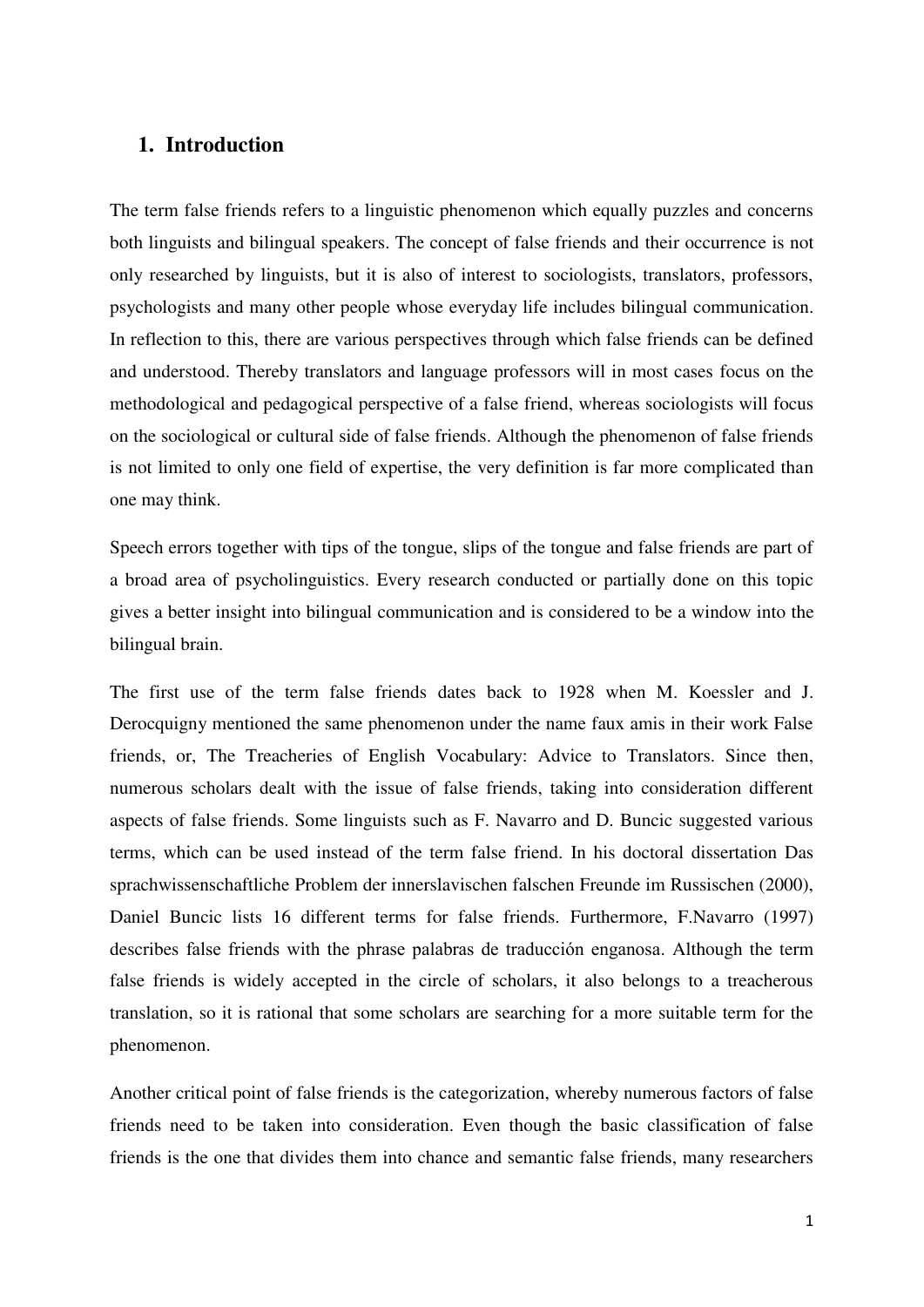## 1. Introduction

The term false friends refers to a linguistic phenomenon which equally puzzles and concerns both linguists and bilingual speakers. The concept of false friends and their occurrence is not only researched by linguists, but it is also of interest to sociologists, translators, professors, psychologists and many other people whose everyday life includes bilingual communication. In reflection to this, there are various perspectives through which false friends can be defined and understood. Thereby translators and language professors will in most cases focus on the methodological and pedagogical perspective of a false friend, whereas sociologists will focus on the sociological or cultural side of false friends. Although the phenomenon of false friends is not limited to only one field of expertise, the very definition is far more complicated than one may think.

Speech errors together with tips of the tongue, slips of the tongue and false friends are part of a broad area of psycholinguistics. Every research conducted or partially done on this topic gives a better insight into bilingual communication and is considered to be a window into the bilingual brain.

The first use of the term false friends dates back to 1928 when M. Koessler and J. Derocquigny mentioned the same phenomenon under the name faux amis in their work False friends, or, The Treacheries of English Vocabulary: Advice to Translators. Since then, numerous scholars dealt with the issue of false friends, taking into consideration different aspects of false friends. Some linguists such as F. Navarro and D. Buncic suggested various terms, which can be used instead of the term false friend. In his doctoral dissertation Das sprachwissenschaftliche Problem der innerslavischen falschen Freunde im Russischen (2000), Daniel Buncic lists 16 different terms for false friends. Furthermore, F.Navarro (1997) describes false friends with the phrase palabras de traducción enganosa. Although the term false friends is widely accepted in the circle of scholars, it also belongs to a treacherous translation, so it is rational that some scholars are searching for a more suitable term for the phenomenon.

Another critical point of false friends is the categorization, whereby numerous factors of false friends need to be taken into consideration. Even though the basic classification of false friends is the one that divides them into chance and semantic false friends, many researchers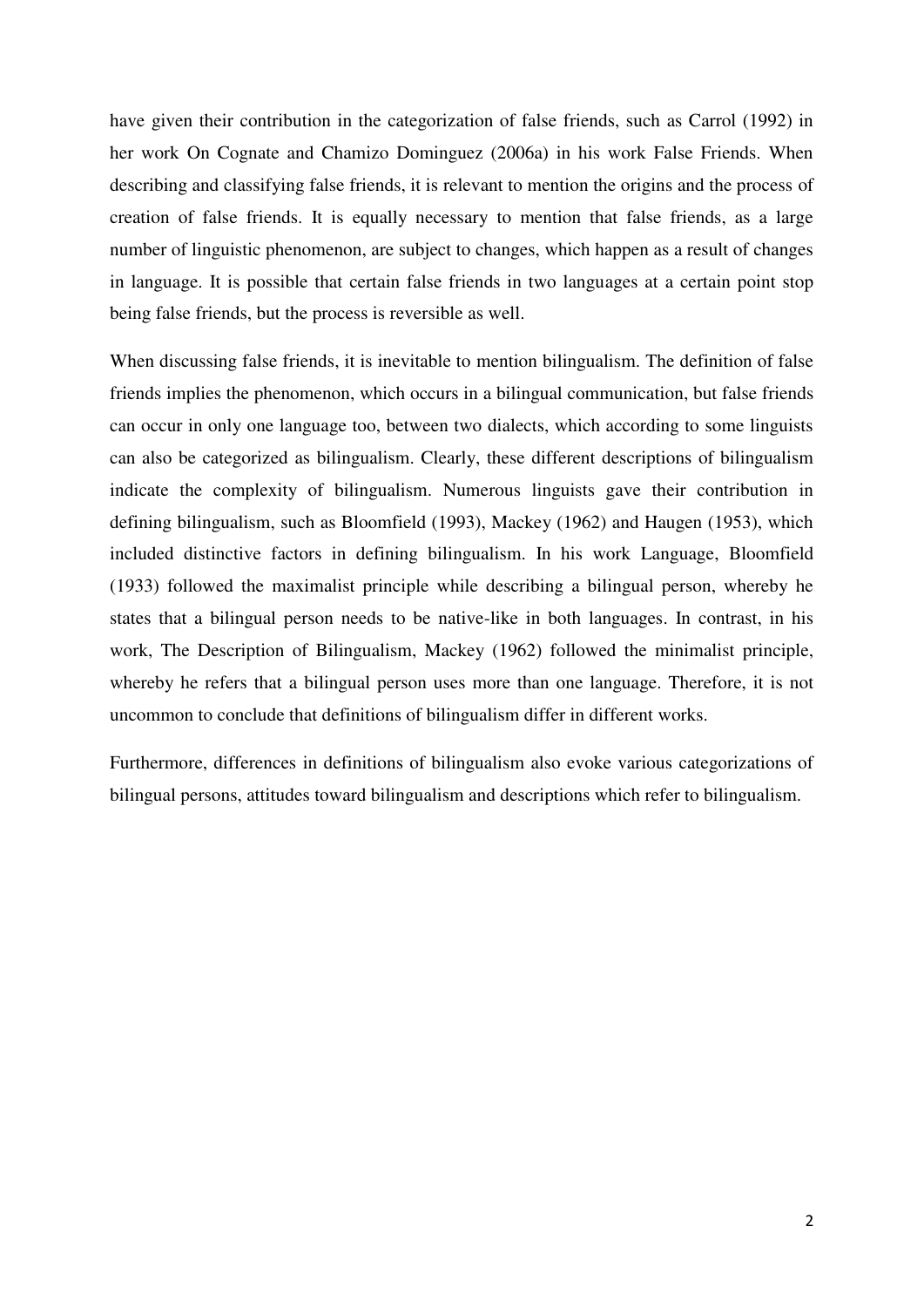have given their contribution in the categorization of false friends, such as Carrol (1992) in her work On Cognate and Chamizo Dominguez (2006a) in his work False Friends. When describing and classifying false friends, it is relevant to mention the origins and the process of creation of false friends. It is equally necessary to mention that false friends, as a large number of linguistic phenomenon, are subject to changes, which happen as a result of changes in language. It is possible that certain false friends in two languages at a certain point stop being false friends, but the process is reversible as well.

When discussing false friends, it is inevitable to mention bilingualism. The definition of false friends implies the phenomenon, which occurs in a bilingual communication, but false friends can occur in only one language too, between two dialects, which according to some linguists can also be categorized as bilingualism. Clearly, these different descriptions of bilingualism indicate the complexity of bilingualism. Numerous linguists gave their contribution in defining bilingualism, such as Bloomfield (1993), Mackey (1962) and Haugen (1953), which included distinctive factors in defining bilingualism. In his work Language, Bloomfield (1933) followed the maximalist principle while describing a bilingual person, whereby he states that a bilingual person needs to be native-like in both languages. In contrast, in his work, The Description of Bilingualism, Mackey (1962) followed the minimalist principle, whereby he refers that a bilingual person uses more than one language. Therefore, it is not uncommon to conclude that definitions of bilingualism differ in different works.

Furthermore, differences in definitions of bilingualism also evoke various categorizations of bilingual persons, attitudes toward bilingualism and descriptions which refer to bilingualism.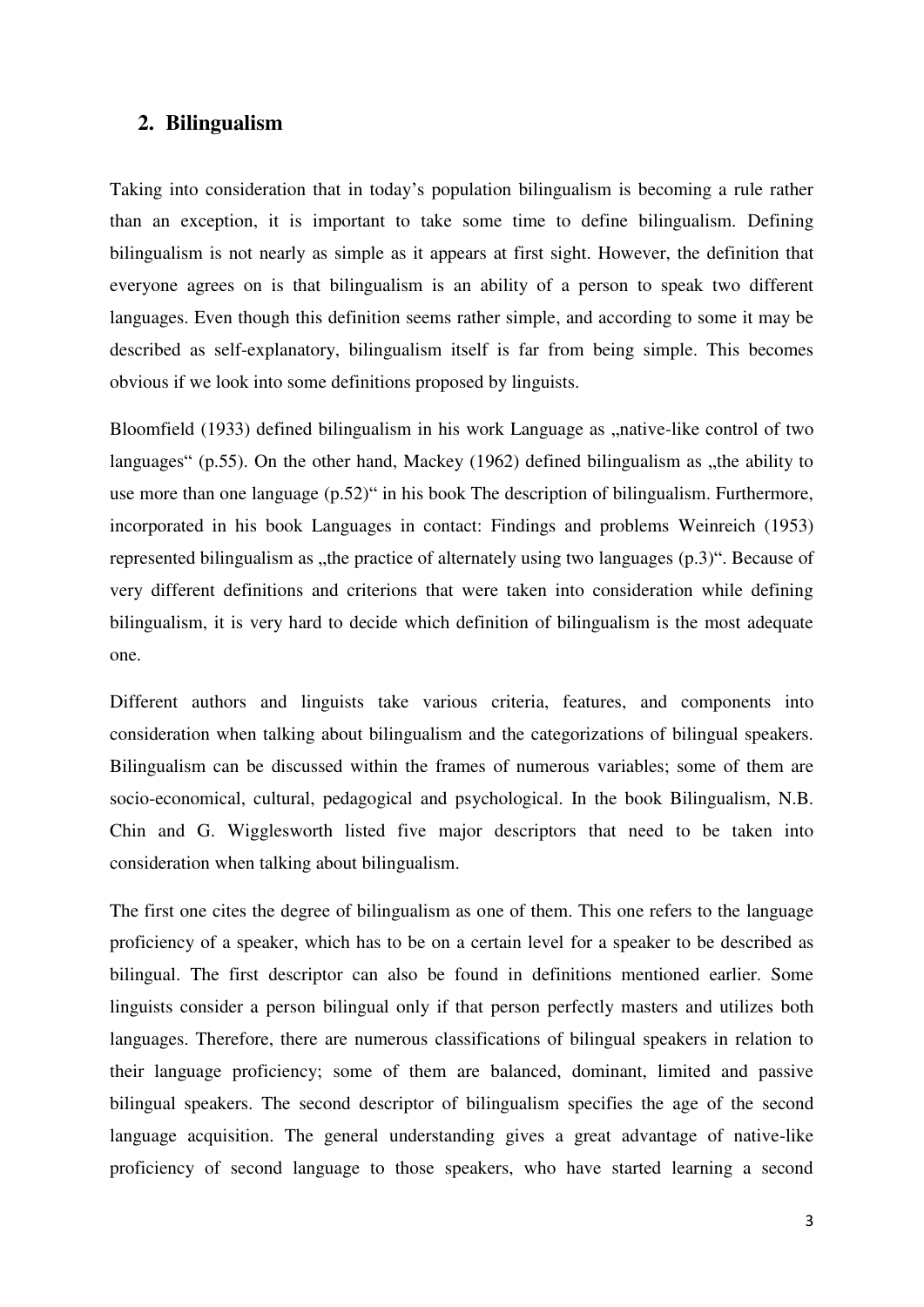## 2. Bilingualism

Taking into consideration that in today's population bilingualism is becoming a rule rather than an exception, it is important to take some time to define bilingualism. Defining bilingualism is not nearly as simple as it appears at first sight. However, the definition that everyone agrees on is that bilingualism is an ability of a person to speak two different languages. Even though this definition seems rather simple, and according to some it may be described as self-explanatory, bilingualism itself is far from being simple. This becomes obvious if we look into some definitions proposed by linguists.

Bloomfield (1933) defined bilingualism in his work Language as „native-like control of two languages" (p.55). On the other hand, Mackey (1962) defined bilingualism as „the ability to use more than one language (p.52)" in his book The description of bilingualism. Furthermore, incorporated in his book Languages in contact: Findings and problems Weinreich (1953) represented bilingualism as „the practice of alternately using two languages (p.3)". Because of very different definitions and criterions that were taken into consideration while defining bilingualism, it is very hard to decide which definition of bilingualism is the most adequate one.

Different authors and linguists take various criteria, features, and components into consideration when talking about bilingualism and the categorizations of bilingual speakers. Bilingualism can be discussed within the frames of numerous variables; some of them are socio-economical, cultural, pedagogical and psychological. In the book Bilingualism, N.B. Chin and G. Wigglesworth listed five major descriptors that need to be taken into consideration when talking about bilingualism.

The first one cites the degree of bilingualism as one of them. This one refers to the language proficiency of a speaker, which has to be on a certain level for a speaker to be described as bilingual. The first descriptor can also be found in definitions mentioned earlier. Some linguists consider a person bilingual only if that person perfectly masters and utilizes both languages. Therefore, there are numerous classifications of bilingual speakers in relation to their language proficiency; some of them are balanced, dominant, limited and passive bilingual speakers. The second descriptor of bilingualism specifies the age of the second language acquisition. The general understanding gives a great advantage of native-like proficiency of second language to those speakers, who have started learning a second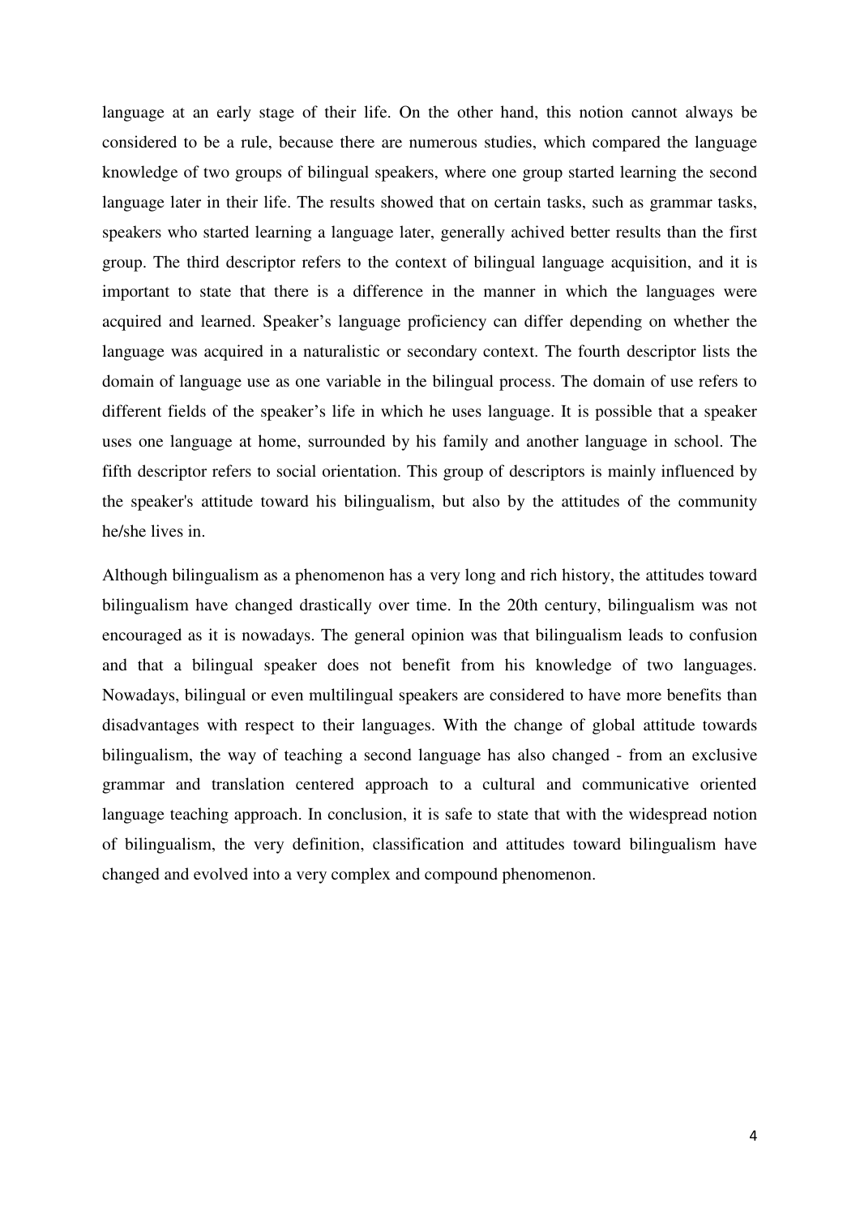language at an early stage of their life. On the other hand, this notion cannot always be considered to be a rule, because there are numerous studies, which compared the language knowledge of two groups of bilingual speakers, where one group started learning the second language later in their life. The results showed that on certain tasks, such as grammar tasks, speakers who started learning a language later, generally achived better results than the first group. The third descriptor refers to the context of bilingual language acquisition, and it is important to state that there is a difference in the manner in which the languages were acquired and learned. Speaker's language proficiency can differ depending on whether the language was acquired in a naturalistic or secondary context. The fourth descriptor lists the domain of language use as one variable in the bilingual process. The domain of use refers to different fields of the speaker's life in which he uses language. It is possible that a speaker uses one language at home, surrounded by his family and another language in school. The fifth descriptor refers to social orientation. This group of descriptors is mainly influenced by the speaker's attitude toward his bilingualism, but also by the attitudes of the community he/she lives in.

Although bilingualism as a phenomenon has a very long and rich history, the attitudes toward bilingualism have changed drastically over time. In the 20th century, bilingualism was not encouraged as it is nowadays. The general opinion was that bilingualism leads to confusion and that a bilingual speaker does not benefit from his knowledge of two languages. Nowadays, bilingual or even multilingual speakers are considered to have more benefits than disadvantages with respect to their languages. With the change of global attitude towards bilingualism, the way of teaching a second language has also changed - from an exclusive grammar and translation centered approach to a cultural and communicative oriented language teaching approach. In conclusion, it is safe to state that with the widespread notion of bilingualism, the very definition, classification and attitudes toward bilingualism have changed and evolved into a very complex and compound phenomenon.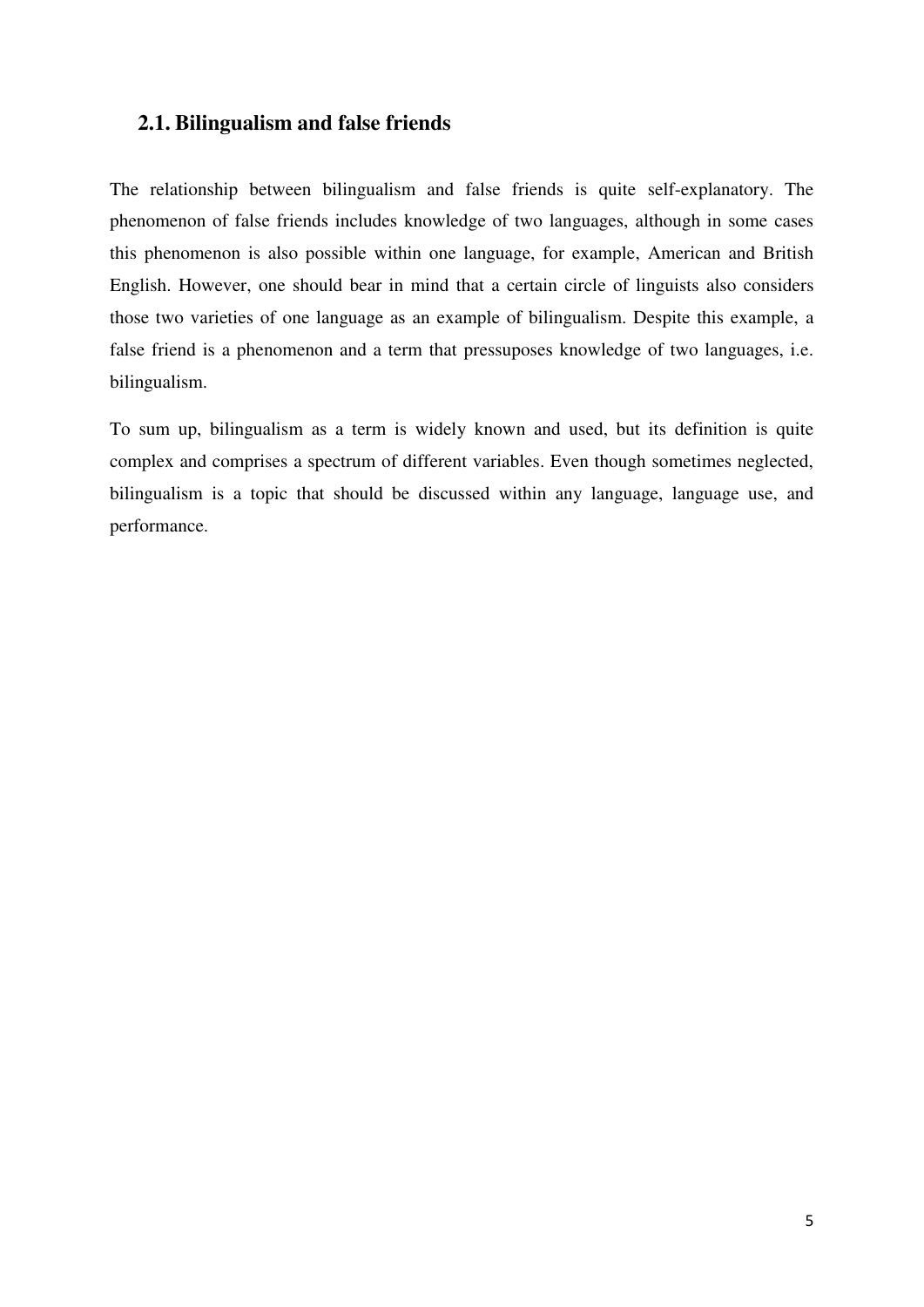## 2.1. Bilingualism and false friends

The relationship between bilingualism and false friends is quite self-explanatory. The phenomenon of false friends includes knowledge of two languages, although in some cases this phenomenon is also possible within one language, for example, American and British English. However, one should bear in mind that a certain circle of linguists also considers those two varieties of one language as an example of bilingualism. Despite this example, a false friend is a phenomenon and a term that pressuposes knowledge of two languages, i.e. bilingualism.

To sum up, bilingualism as a term is widely known and used, but its definition is quite complex and comprises a spectrum of different variables. Even though sometimes neglected, bilingualism is a topic that should be discussed within any language, language use, and performance.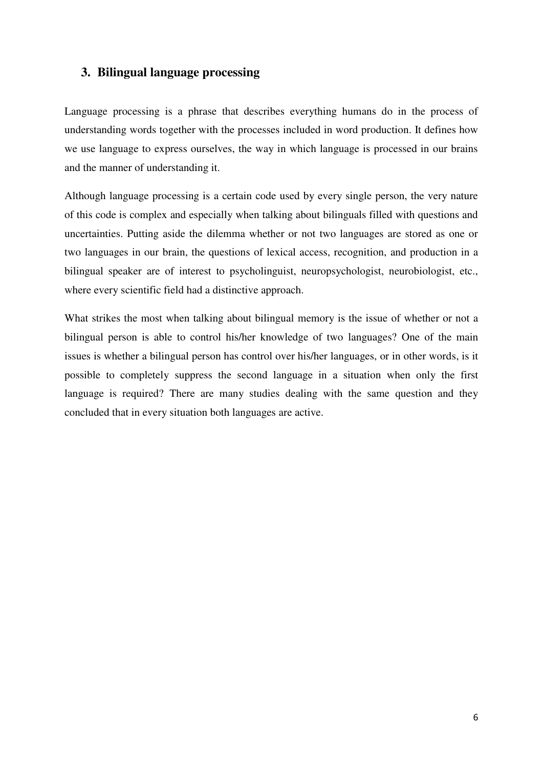## 3. Bilingual language processing

Language processing is a phrase that describes everything humans do in the process of understanding words together with the processes included in word production. It defines how we use language to express ourselves, the way in which language is processed in our brains and the manner of understanding it.

Although language processing is a certain code used by every single person, the very nature of this code is complex and especially when talking about bilinguals filled with questions and uncertainties. Putting aside the dilemma whether or not two languages are stored as one or two languages in our brain, the questions of lexical access, recognition, and production in a bilingual speaker are of interest to psycholinguist, neuropsychologist, neurobiologist, etc., where every scientific field had a distinctive approach.

What strikes the most when talking about bilingual memory is the issue of whether or not a bilingual person is able to control his/her knowledge of two languages? One of the main issues is whether a bilingual person has control over his/her languages, or in other words, is it possible to completely suppress the second language in a situation when only the first language is required? There are many studies dealing with the same question and they concluded that in every situation both languages are active.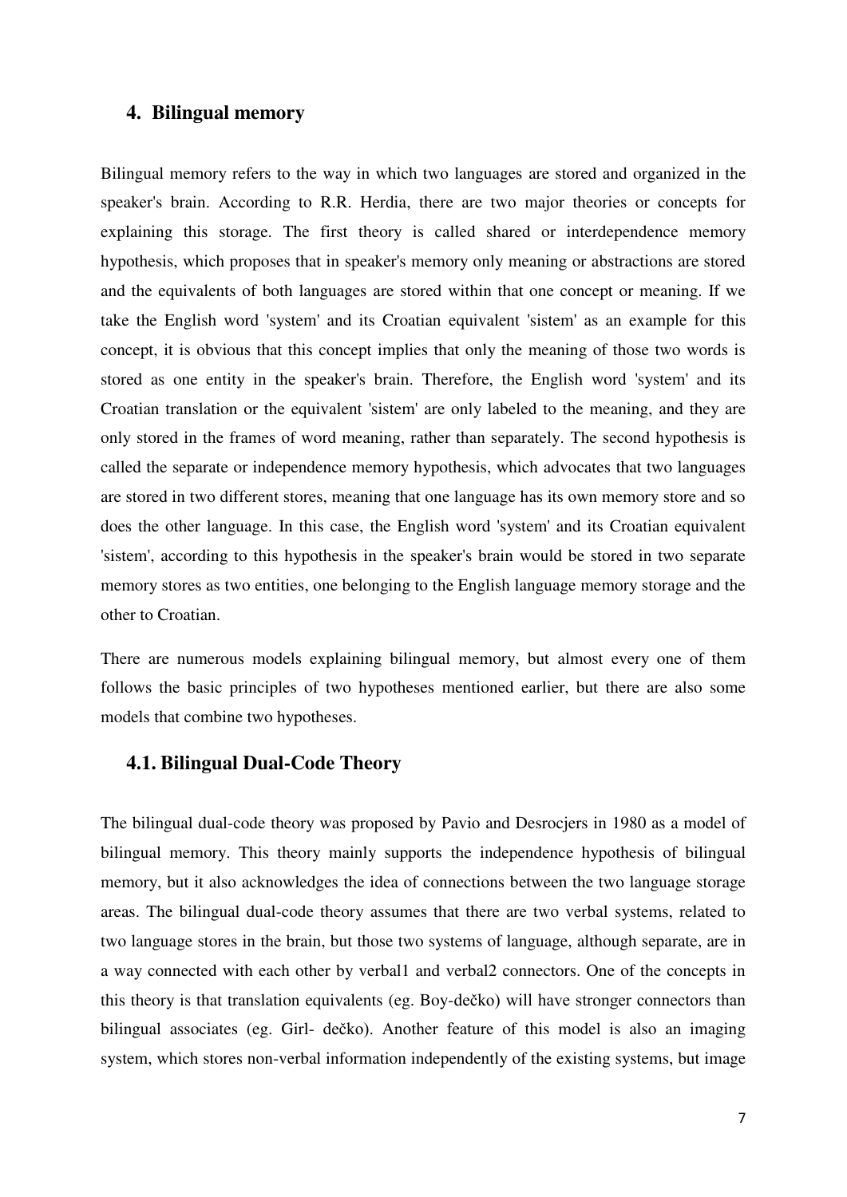## 4. Bilingual memory

Bilingual memory refers to the way in which two languages are stored and organized in the speaker's brain. According to R.R. Herdia, there are two major theories or concepts for explaining this storage. The first theory is called shared or interdependence memory hypothesis, which proposes that in speaker's memory only meaning or abstractions are stored and the equivalents of both languages are stored within that one concept or meaning. If we take the English word 'system' and its Croatian equivalent 'sistem' as an example for this concept, it is obvious that this concept implies that only the meaning of those two words is stored as one entity in the speaker's brain. Therefore, the English word 'system' and its Croatian translation or the equivalent 'sistem' are only labeled to the meaning, and they are only stored in the frames of word meaning, rather than separately. The second hypothesis is called the separate or independence memory hypothesis, which advocates that two languages are stored in two different stores, meaning that one language has its own memory store and so does the other language. In this case, the English word 'system' and its Croatian equivalent 'sistem', according to this hypothesis in the speaker's brain would be stored in two separate memory stores as two entities, one belonging to the English language memory storage and the other to Croatian.

There are numerous models explaining bilingual memory, but almost every one of them follows the basic principles of two hypotheses mentioned earlier, but there are also some models that combine two hypotheses.

### 4.1. Bilingual Dual-Code Theory

The bilingual dual-code theory was proposed by Pavio and Desrocjers in 1980 as a model of bilingual memory. This theory mainly supports the independence hypothesis of bilingual memory, but it also acknowledges the idea of connections between the two language storage areas. The bilingual dual-code theory assumes that there are two verbal systems, related to two language stores in the brain, but those two systems of language, although separate, are in a way connected with each other by verbal1 and verbal2 connectors. One of the concepts in this theory is that translation equivalents (eg. Boy-dečko) will have stronger connectors than bilingual associates (eg. Girl- dečko). Another feature of this model is also an imaging system, which stores non-verbal information independently of the existing systems, but image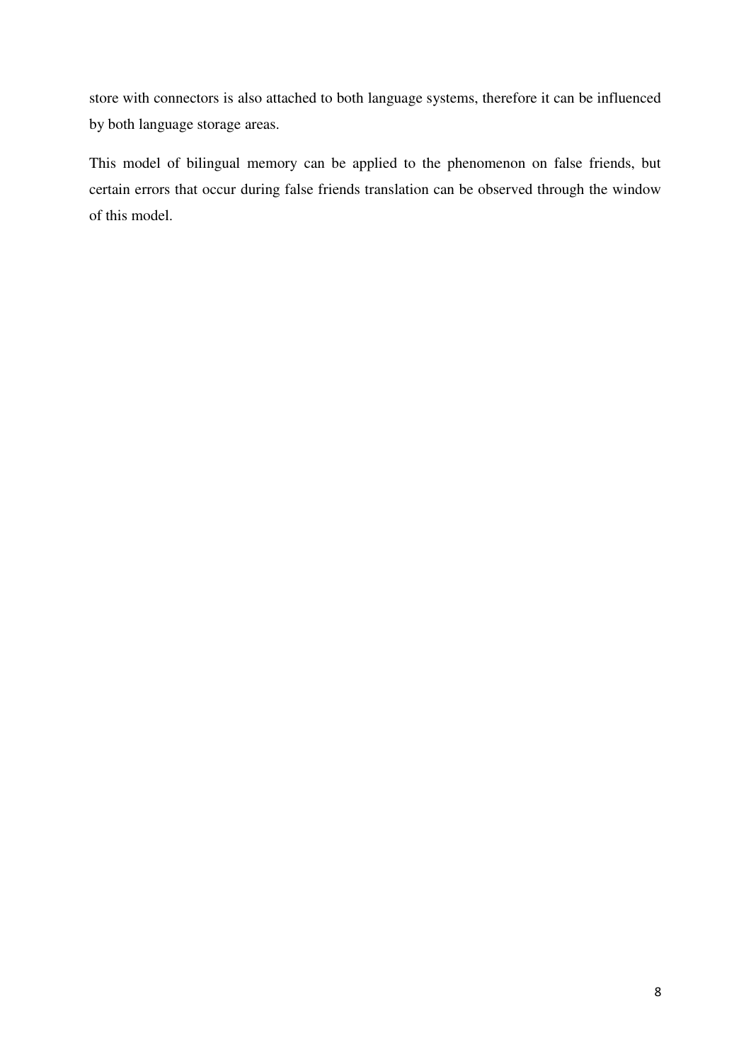store with connectors is also attached to both language systems, therefore it can be influenced by both language storage areas.

This model of bilingual memory can be applied to the phenomenon on false friends, but certain errors that occur during false friends translation can be observed through the window of this model.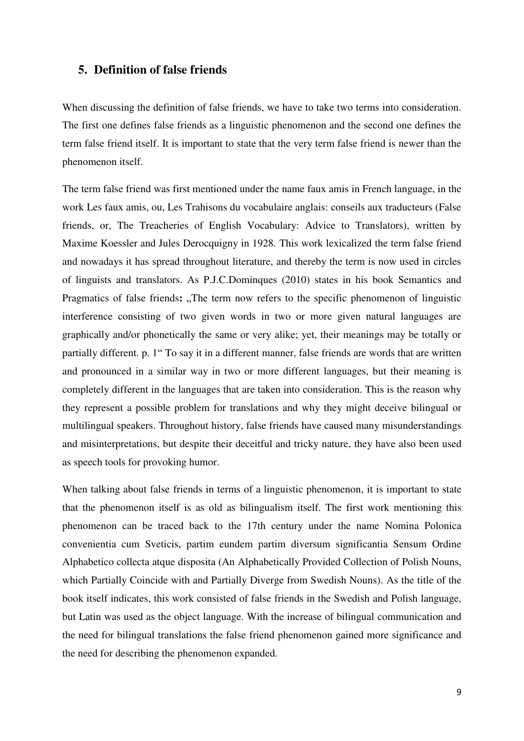## 5. Definition of false friends

When discussing the definition of false friends, we have to take two terms into consideration. The first one defines false friends as a linguistic phenomenon and the second one defines the term false friend itself. It is important to state that the very term false friend is newer than the phenomenon itself.

The term false friend was first mentioned under the name faux amis in French language, in the work Les faux amis, ou, Les Trahisons du vocabulaire anglais: conseils aux traducteurs (False friends, or, The Treacheries of English Vocabulary: Advice to Translators), written by Maxime Koessler and Jules Derocquigny in 1928. This work lexicalized the term false friend and nowadays it has spread throughout literature, and thereby the term is now used in circles of linguists and translators. As P.J.C.Dominques (2010) states in his book Semantics and Pragmatics of false friends**:** „The term now refers to the specific phenomenon of linguistic interference consisting of two given words in two or more given natural languages are graphically and/or phonetically the same or very alike; yet, their meanings may be totally or partially different. p. 1" To say it in a different manner, false friends are words that are written and pronounced in a similar way in two or more different languages, but their meaning is completely different in the languages that are taken into consideration. This is the reason why they represent a possible problem for translations and why they might deceive bilingual or multilingual speakers. Throughout history, false friends have caused many misunderstandings and misinterpretations, but despite their deceitful and tricky nature, they have also been used as speech tools for provoking humor.

When talking about false friends in terms of a linguistic phenomenon, it is important to state that the phenomenon itself is as old as bilingualism itself. The first work mentioning this phenomenon can be traced back to the 17th century under the name Nomina Polonica convenientia cum Sveticis, partim eundem partim diversum significantia Sensum Ordine Alphabetico collecta atque disposita (An Alphabetically Provided Collection of Polish Nouns, which Partially Coincide with and Partially Diverge from Swedish Nouns). As the title of the book itself indicates, this work consisted of false friends in the Swedish and Polish language, but Latin was used as the object language. With the increase of bilingual communication and the need for bilingual translations the false friend phenomenon gained more significance and the need for describing the phenomenon expanded.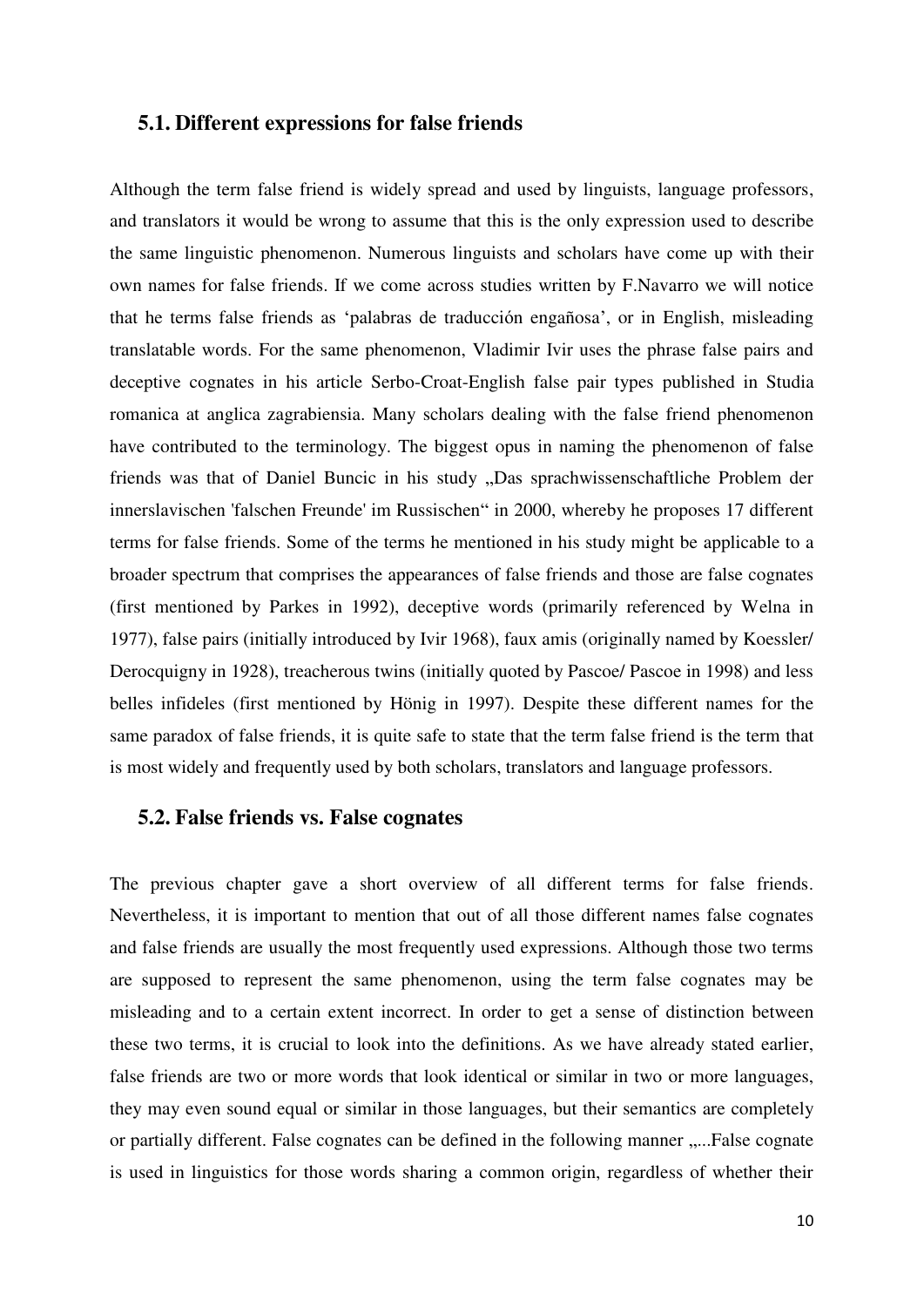### 5.1. Different expressions for false friends

Although the term false friend is widely spread and used by linguists, language professors, and translators it would be wrong to assume that this is the only expression used to describe the same linguistic phenomenon. Numerous linguists and scholars have come up with their own names for false friends. If we come across studies written by F.Navarro we will notice that he terms false friends as 'palabras de traducción engañosa', or in English, misleading translatable words. For the same phenomenon, Vladimir Ivir uses the phrase false pairs and deceptive cognates in his article Serbo-Croat-English false pair types published in Studia romanica at anglica zagrabiensia. Many scholars dealing with the false friend phenomenon have contributed to the terminology. The biggest opus in naming the phenomenon of false friends was that of Daniel Buncic in his study „Das sprachwissenschaftliche Problem der innerslavischen 'falschen Freunde' im Russischen" in 2000, whereby he proposes 17 different terms for false friends. Some of the terms he mentioned in his study might be applicable to a broader spectrum that comprises the appearances of false friends and those are false cognates (first mentioned by Parkes in 1992), deceptive words (primarily referenced by Welna in 1977), false pairs (initially introduced by Ivir 1968), faux amis (originally named by Koessler/ Derocquigny in 1928), treacherous twins (initially quoted by Pascoe/ Pascoe in 1998) and less belles infideles (first mentioned by Hönig in 1997). Despite these different names for the same paradox of false friends, it is quite safe to state that the term false friend is the term that is most widely and frequently used by both scholars, translators and language professors.

### 5.2. False friends vs. False cognates

The previous chapter gave a short overview of all different terms for false friends. Nevertheless, it is important to mention that out of all those different names false cognates and false friends are usually the most frequently used expressions. Although those two terms are supposed to represent the same phenomenon, using the term false cognates may be misleading and to a certain extent incorrect. In order to get a sense of distinction between these two terms, it is crucial to look into the definitions. As we have already stated earlier, false friends are two or more words that look identical or similar in two or more languages, they may even sound equal or similar in those languages, but their semantics are completely or partially different. False cognates can be defined in the following manner „...False cognate is used in linguistics for those words sharing a common origin, regardless of whether their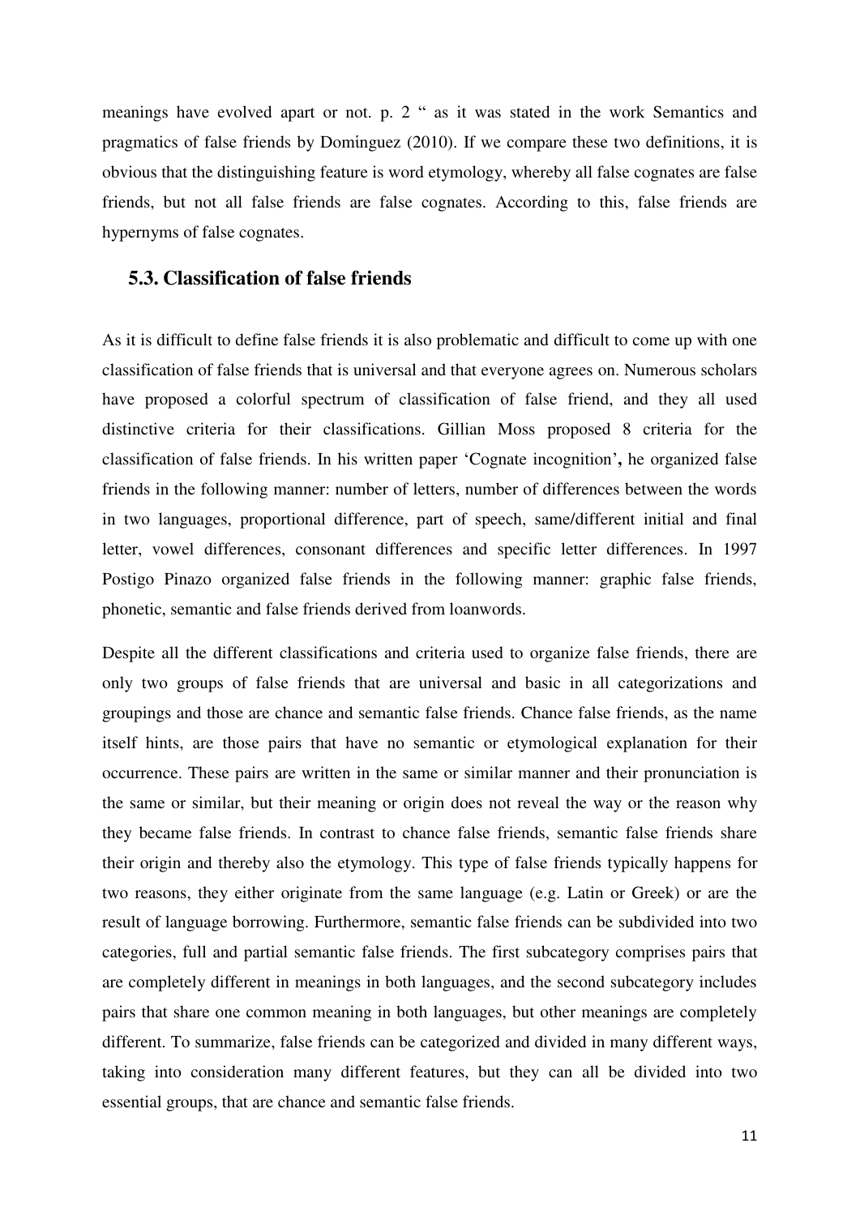meanings have evolved apart or not. p. 2 " as it was stated in the work Semantics and pragmatics of false friends by Domínguez (2010). If we compare these two definitions, it is obvious that the distinguishing feature is word etymology, whereby all false cognates are false friends, but not all false friends are false cognates. According to this, false friends are hypernyms of false cognates.

### 5.3. Classification of false friends

As it is difficult to define false friends it is also problematic and difficult to come up with one classification of false friends that is universal and that everyone agrees on. Numerous scholars have proposed a colorful spectrum of classification of false friend, and they all used distinctive criteria for their classifications. Gillian Moss proposed 8 criteria for the classification of false friends. In his written paper 'Cognate incognition'**,** he organized false friends in the following manner: number of letters, number of differences between the words in two languages, proportional difference, part of speech, same/different initial and final letter, vowel differences, consonant differences and specific letter differences. In 1997 Postigo Pinazo organized false friends in the following manner: graphic false friends, phonetic, semantic and false friends derived from loanwords.

Despite all the different classifications and criteria used to organize false friends, there are only two groups of false friends that are universal and basic in all categorizations and groupings and those are chance and semantic false friends. Chance false friends, as the name itself hints, are those pairs that have no semantic or etymological explanation for their occurrence. These pairs are written in the same or similar manner and their pronunciation is the same or similar, but their meaning or origin does not reveal the way or the reason why they became false friends. In contrast to chance false friends, semantic false friends share their origin and thereby also the etymology. This type of false friends typically happens for two reasons, they either originate from the same language (e.g. Latin or Greek) or are the result of language borrowing. Furthermore, semantic false friends can be subdivided into two categories, full and partial semantic false friends. The first subcategory comprises pairs that are completely different in meanings in both languages, and the second subcategory includes pairs that share one common meaning in both languages, but other meanings are completely different. To summarize, false friends can be categorized and divided in many different ways, taking into consideration many different features, but they can all be divided into two essential groups, that are chance and semantic false friends.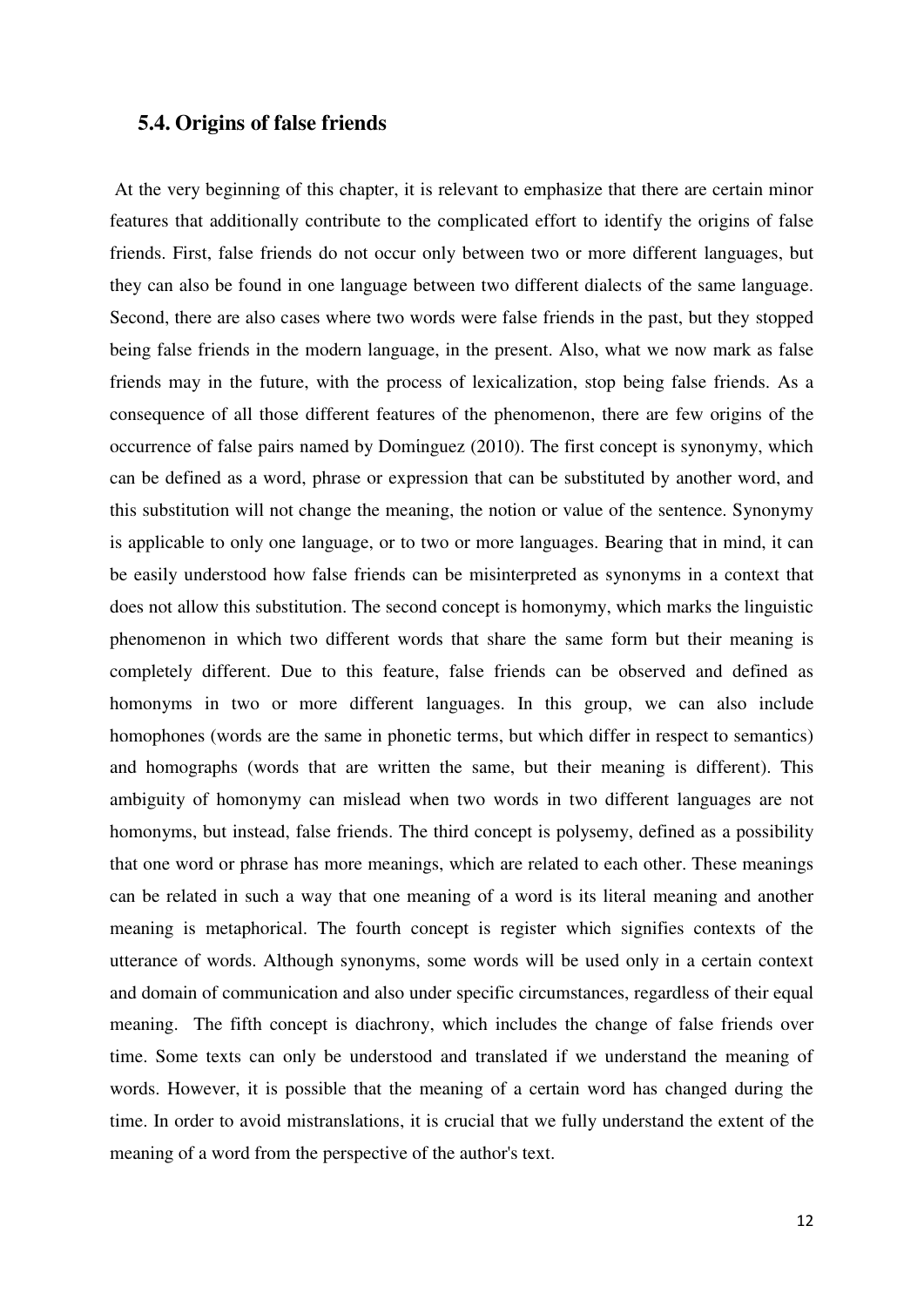## 5.4. Origins of false friends

At the very beginning of this chapter, it is relevant to emphasize that there are certain minor features that additionally contribute to the complicated effort to identify the origins of false friends. First, false friends do not occur only between two or more different languages, but they can also be found in one language between two different dialects of the same language. Second, there are also cases where two words were false friends in the past, but they stopped being false friends in the modern language, in the present. Also, what we now mark as false friends may in the future, with the process of lexicalization, stop being false friends. As a consequence of all those different features of the phenomenon, there are few origins of the occurrence of false pairs named by Domínguez (2010). The first concept is synonymy, which can be defined as a word, phrase or expression that can be substituted by another word, and this substitution will not change the meaning, the notion or value of the sentence. Synonymy is applicable to only one language, or to two or more languages. Bearing that in mind, it can be easily understood how false friends can be misinterpreted as synonyms in a context that does not allow this substitution. The second concept is homonymy, which marks the linguistic phenomenon in which two different words that share the same form but their meaning is completely different. Due to this feature, false friends can be observed and defined as homonyms in two or more different languages. In this group, we can also include homophones (words are the same in phonetic terms, but which differ in respect to semantics) and homographs (words that are written the same, but their meaning is different). This ambiguity of homonymy can mislead when two words in two different languages are not homonyms, but instead, false friends. The third concept is polysemy, defined as a possibility that one word or phrase has more meanings, which are related to each other. These meanings can be related in such a way that one meaning of a word is its literal meaning and another meaning is metaphorical. The fourth concept is register which signifies contexts of the utterance of words. Although synonyms, some words will be used only in a certain context and domain of communication and also under specific circumstances, regardless of their equal meaning. The fifth concept is diachrony, which includes the change of false friends over time. Some texts can only be understood and translated if we understand the meaning of words. However, it is possible that the meaning of a certain word has changed during the time. In order to avoid mistranslations, it is crucial that we fully understand the extent of the meaning of a word from the perspective of the author's text.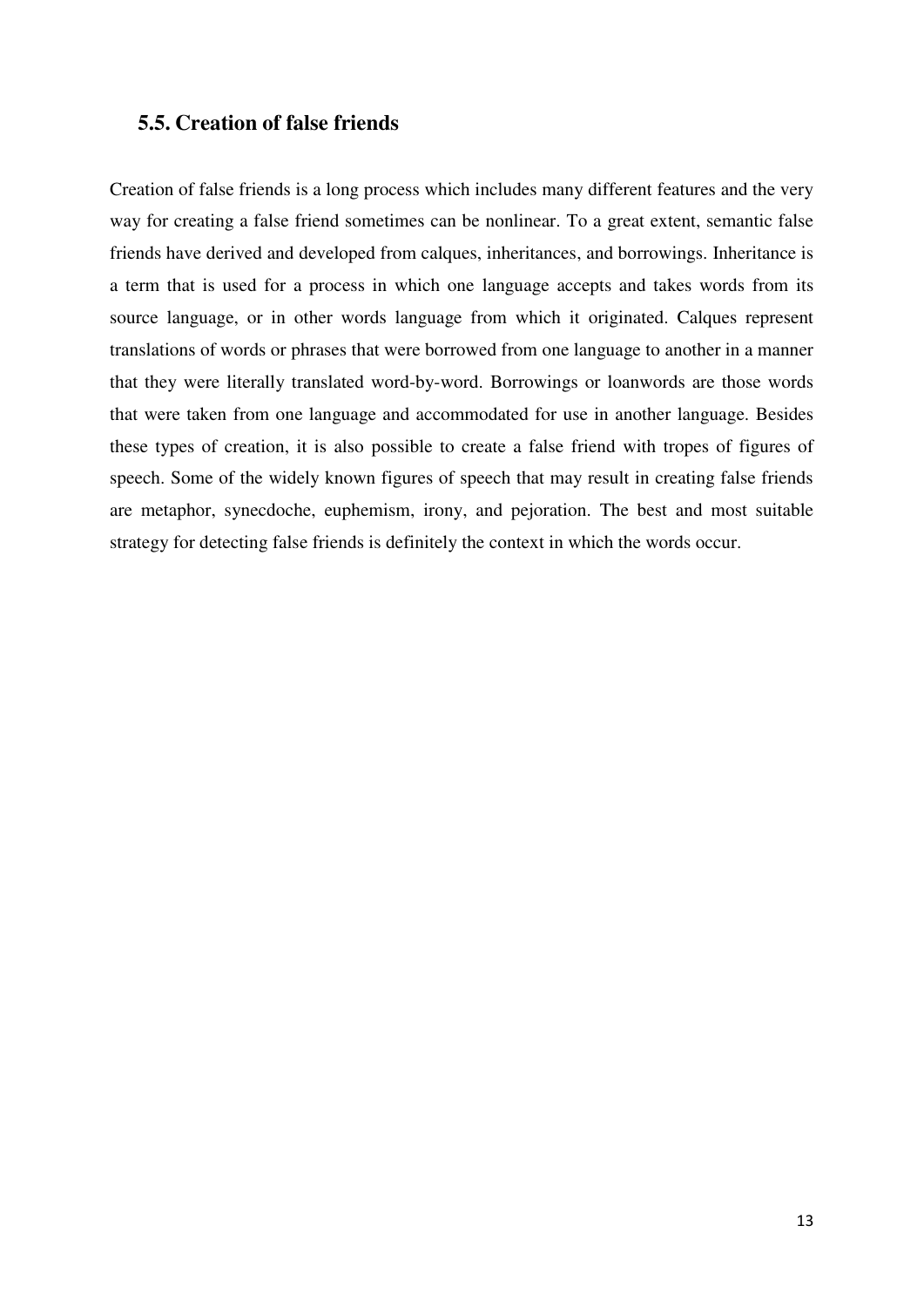## 5.5. Creation of false friends

Creation of false friends is a long process which includes many different features and the very way for creating a false friend sometimes can be nonlinear. To a great extent, semantic false friends have derived and developed from calques, inheritances, and borrowings. Inheritance is a term that is used for a process in which one language accepts and takes words from its source language, or in other words language from which it originated. Calques represent translations of words or phrases that were borrowed from one language to another in a manner that they were literally translated word-by-word. Borrowings or loanwords are those words that were taken from one language and accommodated for use in another language. Besides these types of creation, it is also possible to create a false friend with tropes of figures of speech. Some of the widely known figures of speech that may result in creating false friends are metaphor, synecdoche, euphemism, irony, and pejoration. The best and most suitable strategy for detecting false friends is definitely the context in which the words occur.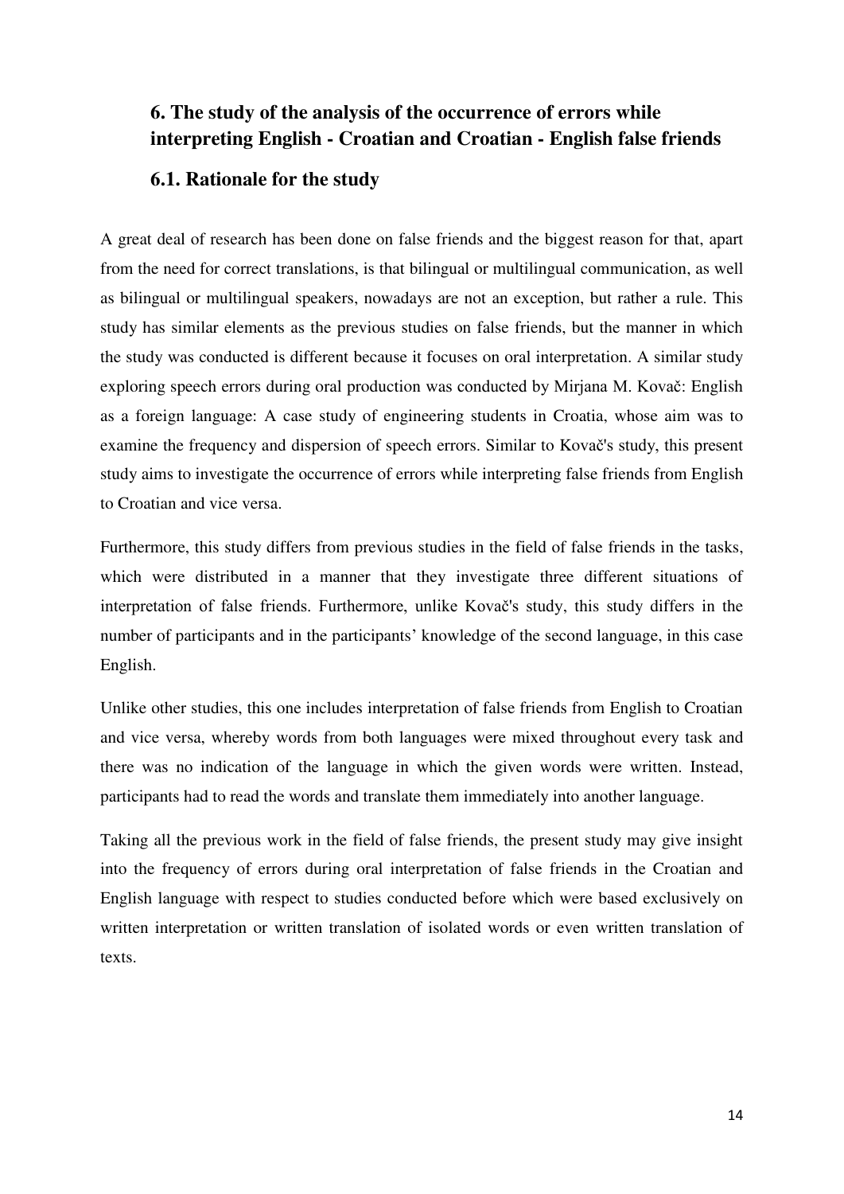## 6. The study of the analysis of the occurrence of errors while interpreting English - Croatian and Croatian - English false friends

### 6.1. Rationale for the study

A great deal of research has been done on false friends and the biggest reason for that, apart from the need for correct translations, is that bilingual or multilingual communication, as well as bilingual or multilingual speakers, nowadays are not an exception, but rather a rule. This study has similar elements as the previous studies on false friends, but the manner in which the study was conducted is different because it focuses on oral interpretation. A similar study exploring speech errors during oral production was conducted by Mirjana M. Kovač: English as a foreign language: A case study of engineering students in Croatia, whose aim was to examine the frequency and dispersion of speech errors. Similar to Kovač's study, this present study aims to investigate the occurrence of errors while interpreting false friends from English to Croatian and vice versa.

Furthermore, this study differs from previous studies in the field of false friends in the tasks, which were distributed in a manner that they investigate three different situations of interpretation of false friends. Furthermore, unlike Kovač's study, this study differs in the number of participants and in the participants' knowledge of the second language, in this case English.

Unlike other studies, this one includes interpretation of false friends from English to Croatian and vice versa, whereby words from both languages were mixed throughout every task and there was no indication of the language in which the given words were written. Instead, participants had to read the words and translate them immediately into another language.

Taking all the previous work in the field of false friends, the present study may give insight into the frequency of errors during oral interpretation of false friends in the Croatian and English language with respect to studies conducted before which were based exclusively on written interpretation or written translation of isolated words or even written translation of texts.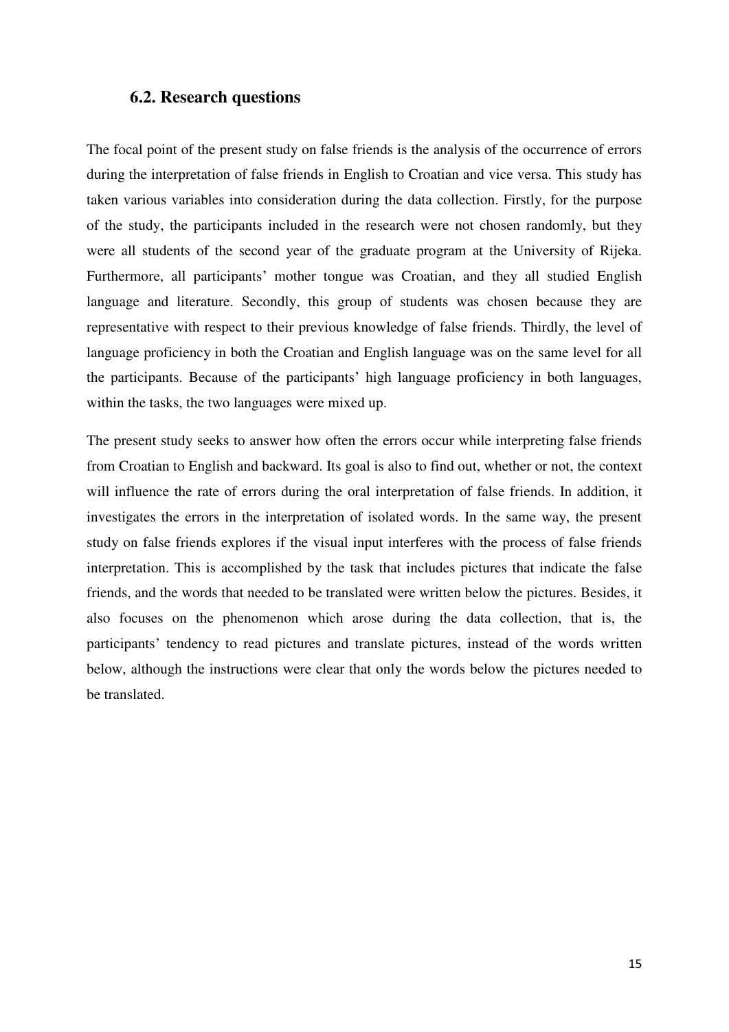### 6.2. Research questions

The focal point of the present study on false friends is the analysis of the occurrence of errors during the interpretation of false friends in English to Croatian and vice versa. This study has taken various variables into consideration during the data collection. Firstly, for the purpose of the study, the participants included in the research were not chosen randomly, but they were all students of the second year of the graduate program at the University of Rijeka. Furthermore, all participants' mother tongue was Croatian, and they all studied English language and literature. Secondly, this group of students was chosen because they are representative with respect to their previous knowledge of false friends. Thirdly, the level of language proficiency in both the Croatian and English language was on the same level for all the participants. Because of the participants' high language proficiency in both languages, within the tasks, the two languages were mixed up.

The present study seeks to answer how often the errors occur while interpreting false friends from Croatian to English and backward. Its goal is also to find out, whether or not, the context will influence the rate of errors during the oral interpretation of false friends. In addition, it investigates the errors in the interpretation of isolated words. In the same way, the present study on false friends explores if the visual input interferes with the process of false friends interpretation. This is accomplished by the task that includes pictures that indicate the false friends, and the words that needed to be translated were written below the pictures. Besides, it also focuses on the phenomenon which arose during the data collection, that is, the participants' tendency to read pictures and translate pictures, instead of the words written below, although the instructions were clear that only the words below the pictures needed to be translated.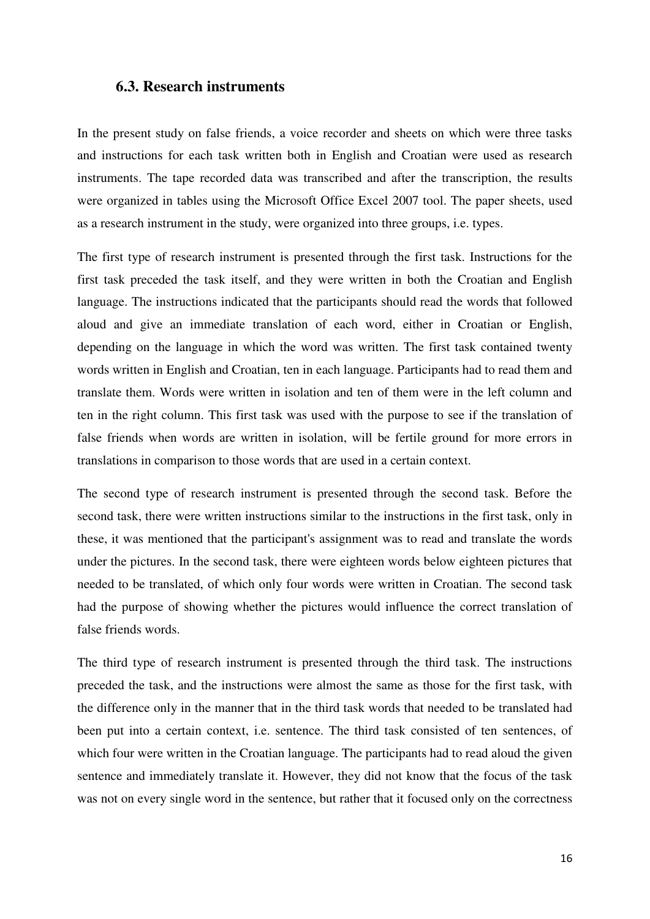## 6.3. Research instruments

In the present study on false friends, a voice recorder and sheets on which were three tasks and instructions for each task written both in English and Croatian were used as research instruments. The tape recorded data was transcribed and after the transcription, the results were organized in tables using the Microsoft Office Excel 2007 tool. The paper sheets, used as a research instrument in the study, were organized into three groups, i.e. types.

The first type of research instrument is presented through the first task. Instructions for the first task preceded the task itself, and they were written in both the Croatian and English language. The instructions indicated that the participants should read the words that followed aloud and give an immediate translation of each word, either in Croatian or English, depending on the language in which the word was written. The first task contained twenty words written in English and Croatian, ten in each language. Participants had to read them and translate them. Words were written in isolation and ten of them were in the left column and ten in the right column. This first task was used with the purpose to see if the translation of false friends when words are written in isolation, will be fertile ground for more errors in translations in comparison to those words that are used in a certain context.

The second type of research instrument is presented through the second task. Before the second task, there were written instructions similar to the instructions in the first task, only in these, it was mentioned that the participant's assignment was to read and translate the words under the pictures. In the second task, there were eighteen words below eighteen pictures that needed to be translated, of which only four words were written in Croatian. The second task had the purpose of showing whether the pictures would influence the correct translation of false friends words.

The third type of research instrument is presented through the third task. The instructions preceded the task, and the instructions were almost the same as those for the first task, with the difference only in the manner that in the third task words that needed to be translated had been put into a certain context, i.e. sentence. The third task consisted of ten sentences, of which four were written in the Croatian language. The participants had to read aloud the given sentence and immediately translate it. However, they did not know that the focus of the task was not on every single word in the sentence, but rather that it focused only on the correctness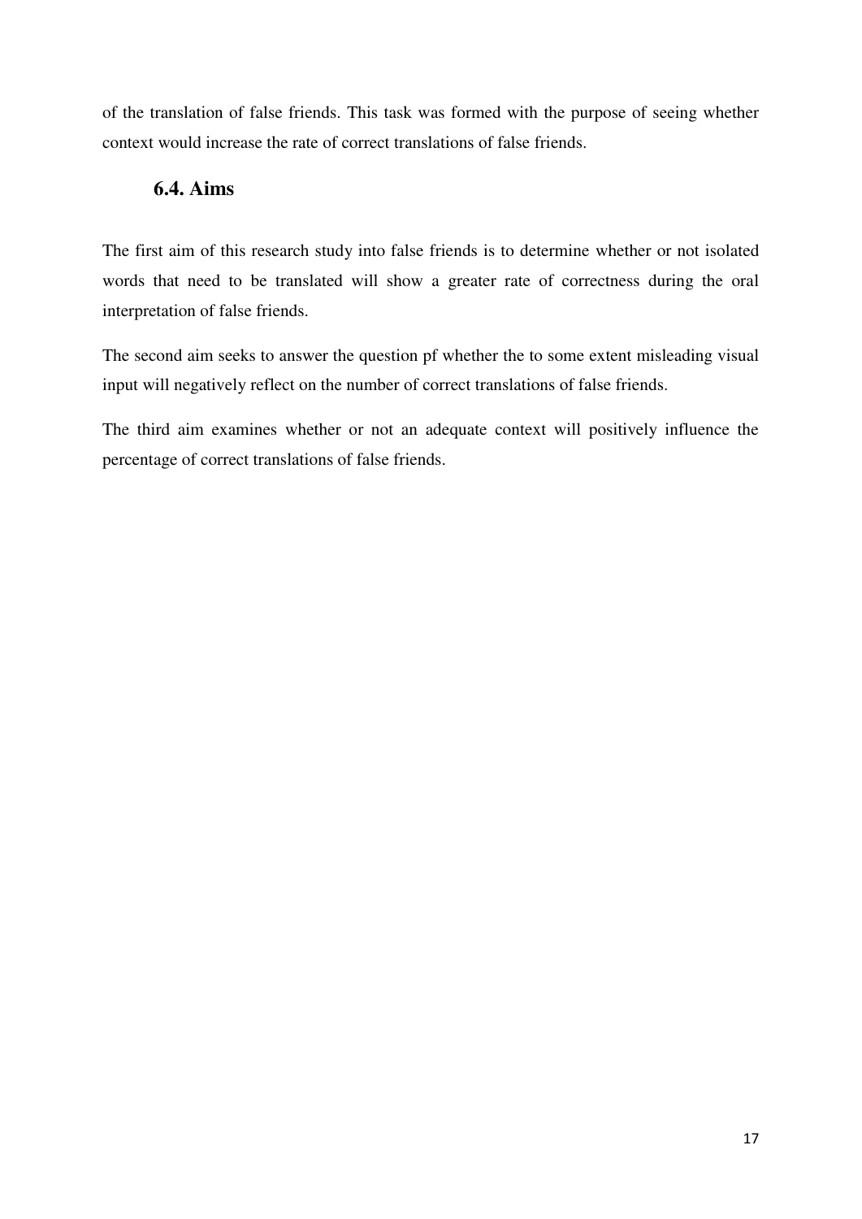of the translation of false friends. This task was formed with the purpose of seeing whether context would increase the rate of correct translations of false friends.

### 6.4. Aims

The first aim of this research study into false friends is to determine whether or not isolated words that need to be translated will show a greater rate of correctness during the oral interpretation of false friends.

The second aim seeks to answer the question pf whether the to some extent misleading visual input will negatively reflect on the number of correct translations of false friends.

The third aim examines whether or not an adequate context will positively influence the percentage of correct translations of false friends.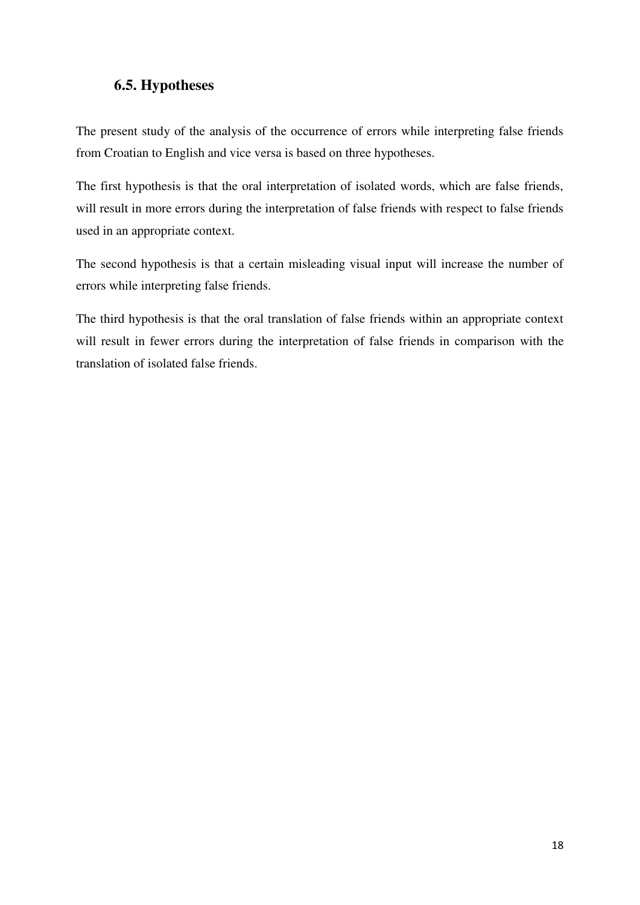## 6.5. Hypotheses

The present study of the analysis of the occurrence of errors while interpreting false friends from Croatian to English and vice versa is based on three hypotheses.

The first hypothesis is that the oral interpretation of isolated words, which are false friends, will result in more errors during the interpretation of false friends with respect to false friends used in an appropriate context.

The second hypothesis is that a certain misleading visual input will increase the number of errors while interpreting false friends.

The third hypothesis is that the oral translation of false friends within an appropriate context will result in fewer errors during the interpretation of false friends in comparison with the translation of isolated false friends.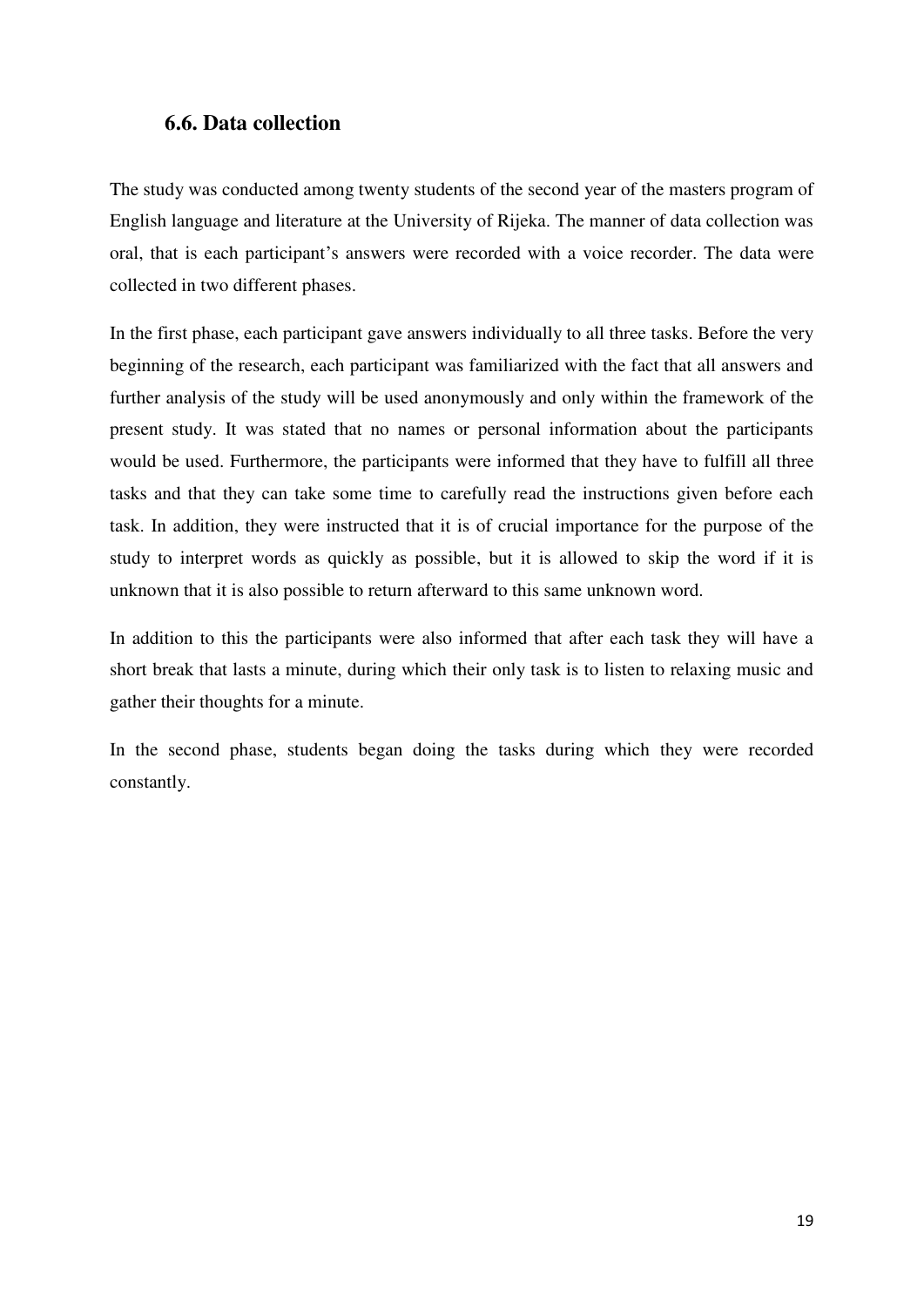## 6.6. Data collection

The study was conducted among twenty students of the second year of the masters program of English language and literature at the University of Rijeka. The manner of data collection was oral, that is each participant's answers were recorded with a voice recorder. The data were collected in two different phases.

In the first phase, each participant gave answers individually to all three tasks. Before the very beginning of the research, each participant was familiarized with the fact that all answers and further analysis of the study will be used anonymously and only within the framework of the present study. It was stated that no names or personal information about the participants would be used. Furthermore, the participants were informed that they have to fulfill all three tasks and that they can take some time to carefully read the instructions given before each task. In addition, they were instructed that it is of crucial importance for the purpose of the study to interpret words as quickly as possible, but it is allowed to skip the word if it is unknown that it is also possible to return afterward to this same unknown word.

In addition to this the participants were also informed that after each task they will have a short break that lasts a minute, during which their only task is to listen to relaxing music and gather their thoughts for a minute.

In the second phase, students began doing the tasks during which they were recorded constantly.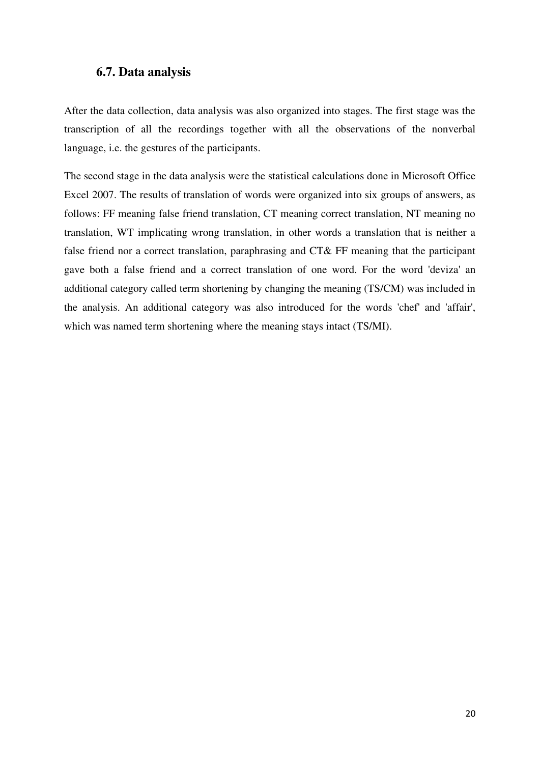## 6.7. Data analysis

After the data collection, data analysis was also organized into stages. The first stage was the transcription of all the recordings together with all the observations of the nonverbal language, i.e. the gestures of the participants.

The second stage in the data analysis were the statistical calculations done in Microsoft Office Excel 2007. The results of translation of words were organized into six groups of answers, as follows: FF meaning false friend translation, CT meaning correct translation, NT meaning no translation, WT implicating wrong translation, in other words a translation that is neither a false friend nor a correct translation, paraphrasing and CT& FF meaning that the participant gave both a false friend and a correct translation of one word. For the word 'deviza' an additional category called term shortening by changing the meaning (TS/CM) was included in the analysis. An additional category was also introduced for the words 'chef' and 'affair', which was named term shortening where the meaning stays intact (TS/MI).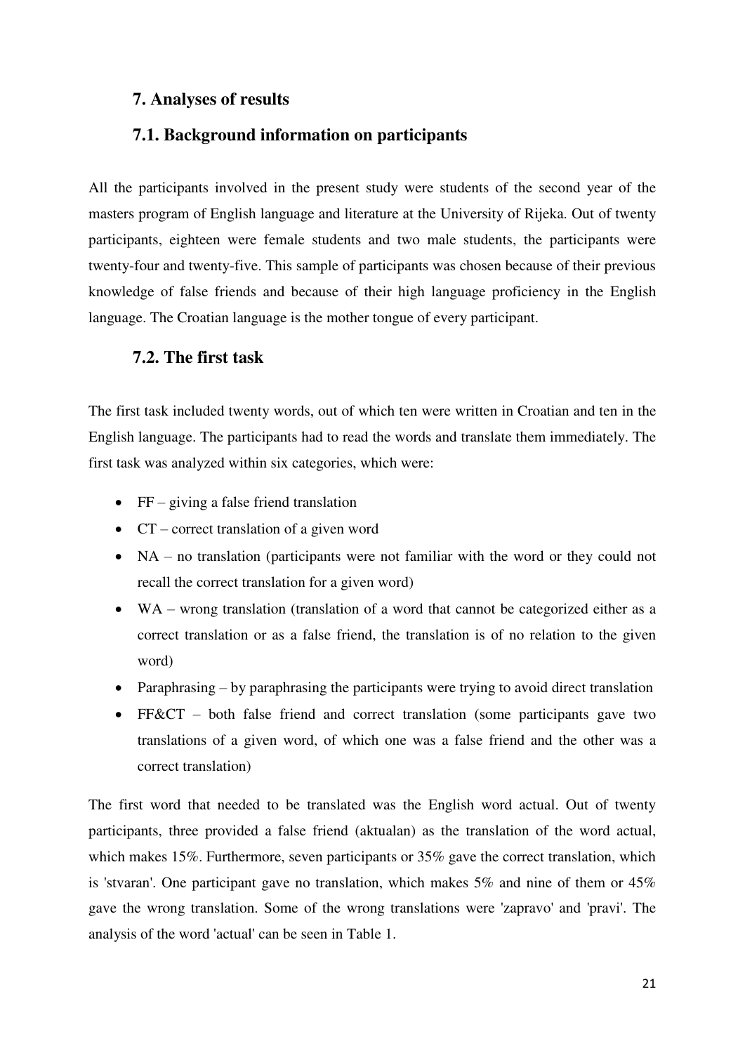## 7. Analyses of results

### 7.1. Background information on participants

All the participants involved in the present study were students of the second year of the masters program of English language and literature at the University of Rijeka. Out of twenty participants, eighteen were female students and two male students, the participants were twenty-four and twenty-five. This sample of participants was chosen because of their previous knowledge of false friends and because of their high language proficiency in the English language. The Croatian language is the mother tongue of every participant.

### 7.2. The first task

The first task included twenty words, out of which ten were written in Croatian and ten in the English language. The participants had to read the words and translate them immediately. The first task was analyzed within six categories, which were:

- FF – giving a false friend translation
- CT – correct translation of a given word
- NA – no translation (participants were not familiar with the word or they could not recall the correct translation for a given word)
- WA – wrong translation (translation of a word that cannot be categorized either as a correct translation or as a false friend, the translation is of no relation to the given word)
- Paraphrasing – by paraphrasing the participants were trying to avoid direct translation
- FF&CT – both false friend and correct translation (some participants gave two translations of a given word, of which one was a false friend and the other was a correct translation)

The first word that needed to be translated was the English word actual. Out of twenty participants, three provided a false friend (aktualan) as the translation of the word actual, which makes 15%. Furthermore, seven participants or 35% gave the correct translation, which is 'stvaran'. One participant gave no translation, which makes 5% and nine of them or 45% gave the wrong translation. Some of the wrong translations were 'zapravo' and 'pravi'. The analysis of the word 'actual' can be seen in Table 1.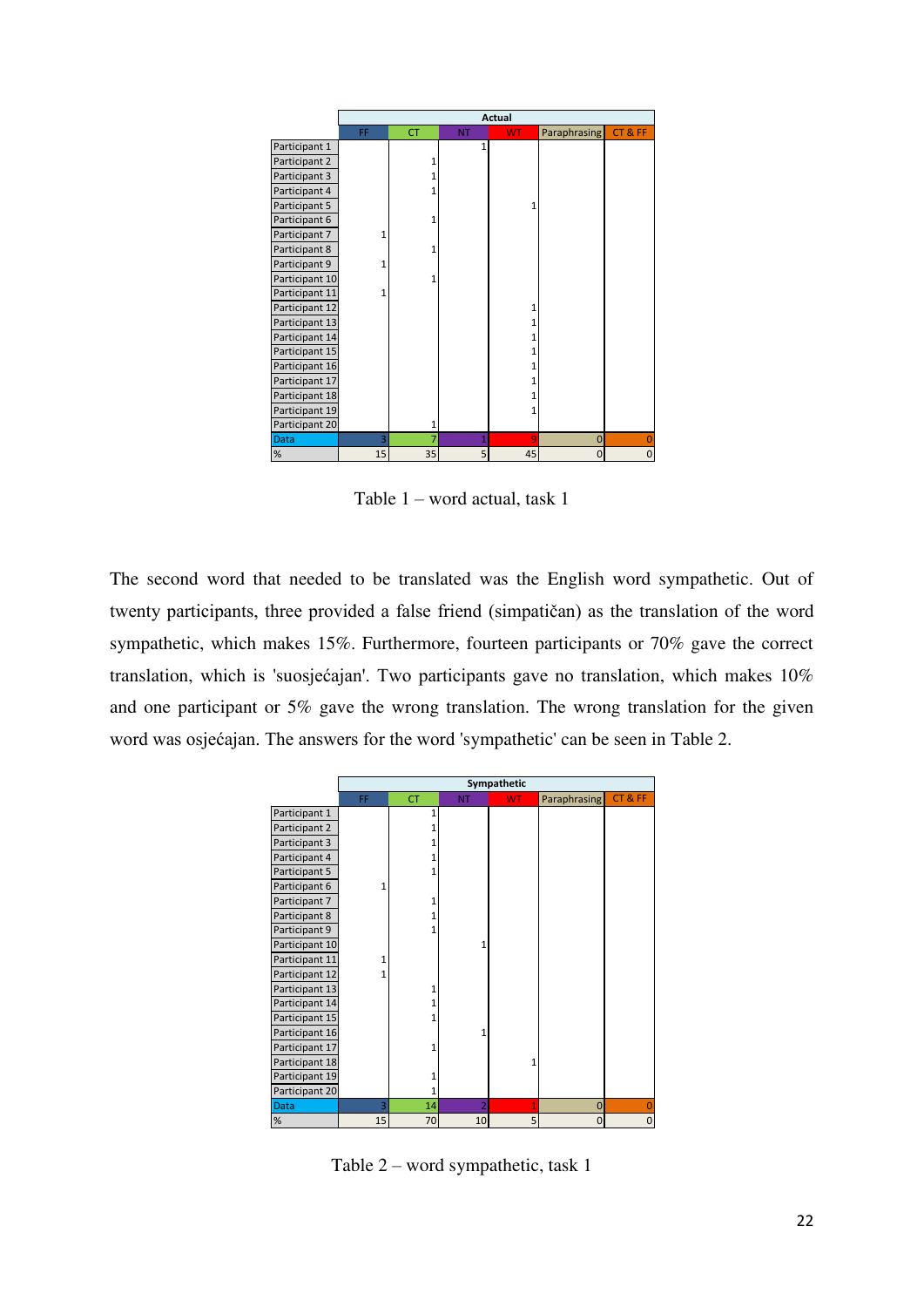| | Actual | | | | | |
|---|---|---|---|---|---|---|
| | FF | CT | NT | WT | Paraphrasing | CT & FF |
| Participant 1 | | | 1 | | | |
| Participant 2 | | 1 | | | | |
| Participant 3 | | 1 | | | | |
| Participant 4 | | 1 | | | | |
| Participant 5 | | | | 1 | | |
| Participant 6 | | 1 | | | | |
| Participant 7 | 1 | | | | | |
| Participant 8 | | 1 | | | | |
| Participant 9 | 1 | | | | | |
| Participant 10 | | 1 | | | | |
| Participant 11 | 1 | | | | | |
| Participant 12 | | | | 1 | | |
| Participant 13 | | | | 1 | | |
| Participant 14 | | | | 1 | | |
| Participant 15 | | | | 1 | | |
| Participant 16 | | | | 1 | | |
| Participant 17 | | | | 1 | | |
| Participant 18 | | | | 1 | | |
| Participant 19 | | | | 1 | | |
| Participant 20 | | 1 | | | | |
| Data | 3 | 7 | 1 | 9 | 0 | 0 |
| % | 15 | 35 | 5 | 45 | 0 | 0 |

Table 1 – word actual, task 1

The second word that needed to be translated was the English word sympathetic. Out of twenty participants, three provided a false friend (simpatičan) as the translation of the word sympathetic, which makes 15%. Furthermore, fourteen participants or 70% gave the correct translation, which is 'suosjećajan'. Two participants gave no translation, which makes 10% and one participant or 5% gave the wrong translation. The wrong translation for the given word was osjećajan. The answers for the word 'sympathetic' can be seen in Table 2.

| | Sympathetic | | | | | |
|---|---|---|---|---|---|---|
| | FF | CT | NT | WT | Paraphrasing | CT & FF |
| Participant 1 | | 1 | | | | |
| Participant 2 | | 1 | | | | |
| Participant 3 | | 1 | | | | |
| Participant 4 | | 1 | | | | |
| Participant 5 | | 1 | | | | |
| Participant 6 | 1 | | | | | |
| Participant 7 | | 1 | | | | |
| Participant 8 | | 1 | | | | |
| Participant 9 | | 1 | | | | |
| Participant 10 | | | 1 | | | |
| Participant 11 | 1 | | | | | |
| Participant 12 | 1 | | | | | |
| Participant 13 | | 1 | | | | |
| Participant 14 | | 1 | | | | |
| Participant 15 | | 1 | | | | |
| Participant 16 | | | 1 | | | |
| Participant 17 | | 1 | | | | |
| Participant 18 | | | | 1 | | |
| Participant 19 | | 1 | | | | |
| Participant 20 | | 1 | | | | |
| Data | 3 | 14 | 2 | 1 | 0 | 0 |
| % | 15 | 70 | 10 | 5 | 0 | 0 |

Table 2 – word sympathetic, task 1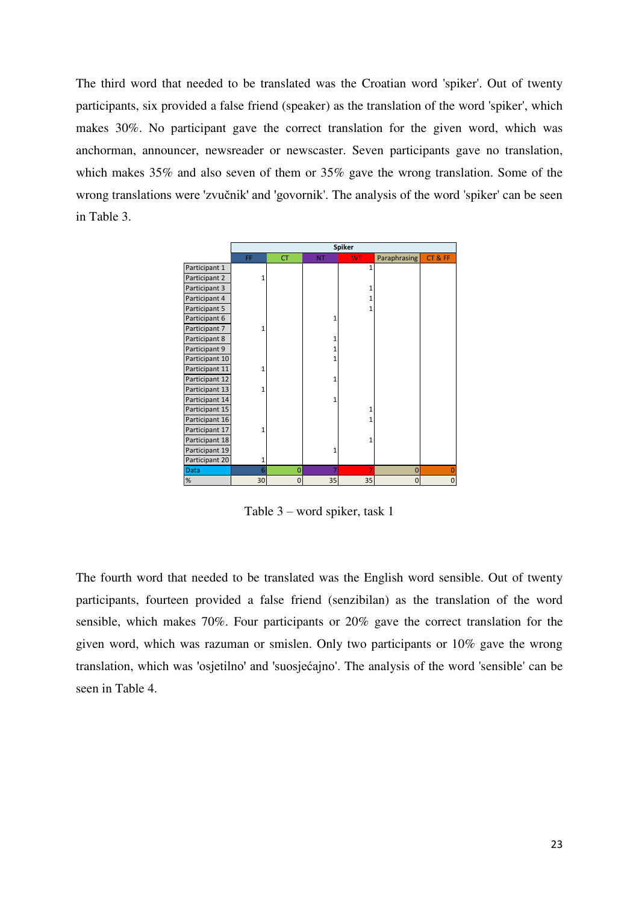The third word that needed to be translated was the Croatian word 'spiker'. Out of twenty participants, six provided a false friend (speaker) as the translation of the word 'spiker', which makes 30%. No participant gave the correct translation for the given word, which was anchorman, announcer, newsreader or newscaster. Seven participants gave no translation, which makes 35% and also seven of them or 35% gave the wrong translation. Some of the wrong translations were 'zvučnik' and 'govornik'. The analysis of the word 'spiker' can be seen in Table 3.

| | Spiker | | | | | |
|---|---|---|---|---|---|---|
| | FF | CT | NT | WT | Paraphrasing | CT & FF |
| Participant 1 | | | | 1 | | |
| Participant 2 | 1 | | | | | |
| Participant 3 | | | | 1 | | |
| Participant 4 | | | | 1 | | |
| Participant 5 | | | | 1 | | |
| Participant 6 | | | 1 | | | |
| Participant 7 | 1 | | | | | |
| Participant 8 | | | 1 | | | |
| Participant 9 | | | 1 | | | |
| Participant 10 | | | 1 | | | |
| Participant 11 | 1 | | | | | |
| Participant 12 | | | 1 | | | |
| Participant 13 | 1 | | | | | |
| Participant 14 | | | 1 | | | |
| Participant 15 | | | | 1 | | |
| Participant 16 | | | | 1 | | |
| Participant 17 | 1 | | | | | |
| Participant 18 | | | | 1 | | |
| Participant 19 | | | 1 | | | |
| Participant 20 | 1 | | | | | |
| Data | 6 | 0 | 7 | 7 | 0 | 0 |
| % | 30 | 0 | 35 | 35 | 0 | 0 |

Table 3 – word spiker, task 1

The fourth word that needed to be translated was the English word sensible. Out of twenty participants, fourteen provided a false friend (senzibilan) as the translation of the word sensible, which makes 70%. Four participants or 20% gave the correct translation for the given word, which was razuman or smislen. Only two participants or 10% gave the wrong translation, which was 'osjetilno' and 'suosjećajno'. The analysis of the word 'sensible' can be seen in Table 4.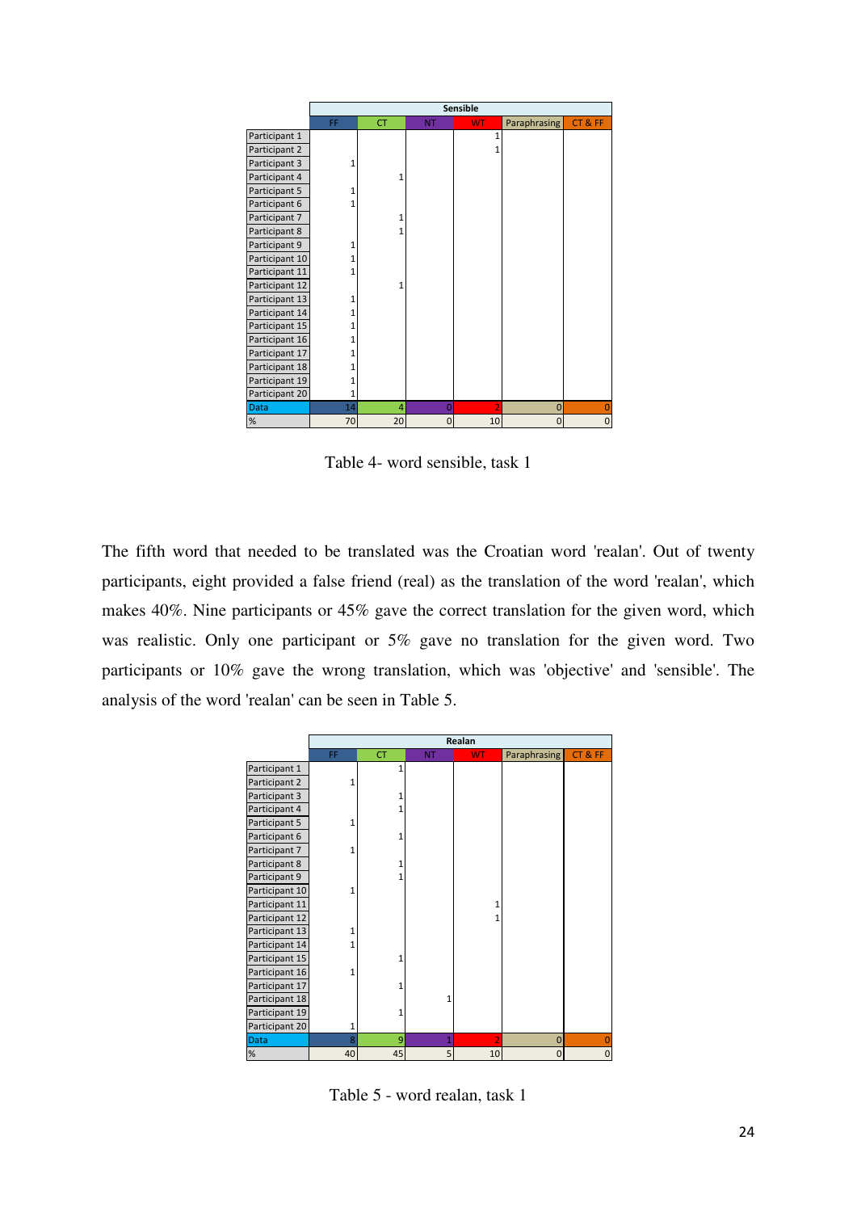| | Sensible | | | | | |
|---|---|---|---|---|---|---|
| | FF | CT | NT | WT | Paraphrasing | CT & FF |
| Participant 1 | | | | 1 | | |
| Participant 2 | | | | 1 | | |
| Participant 3 | 1 | | | | | |
| Participant 4 | | 1 | | | | |
| Participant 5 | 1 | | | | | |
| Participant 6 | 1 | | | | | |
| Participant 7 | | 1 | | | | |
| Participant 8 | | 1 | | | | |
| Participant 9 | 1 | | | | | |
| Participant 10 | 1 | | | | | |
| Participant 11 | 1 | | | | | |
| Participant 12 | | 1 | | | | |
| Participant 13 | 1 | | | | | |
| Participant 14 | 1 | | | | | |
| Participant 15 | 1 | | | | | |
| Participant 16 | 1 | | | | | |
| Participant 17 | 1 | | | | | |
| Participant 18 | 1 | | | | | |
| Participant 19 | 1 | | | | | |
| Participant 20 | 1 | | | | | |
| Data | 14 | 4 | 0 | 2 | 0 | 0 |
| % | 70 | 20 | 0 | 10 | 0 | 0 |

Table 4- word sensible, task 1

The fifth word that needed to be translated was the Croatian word 'realan'. Out of twenty participants, eight provided a false friend (real) as the translation of the word 'realan', which makes 40%. Nine participants or 45% gave the correct translation for the given word, which was realistic. Only one participant or 5% gave no translation for the given word. Two participants or 10% gave the wrong translation, which was 'objective' and 'sensible'. The analysis of the word 'realan' can be seen in Table 5.

| | Realan | | | | | |
|---|---|---|---|---|---|---|
| | FF | CT | NT | WT | Paraphrasing | CT & FF |
| Participant 1 | | 1 | | | | |
| Participant 2 | 1 | | | | | |
| Participant 3 | | 1 | | | | |
| Participant 4 | | 1 | | | | |
| Participant 5 | 1 | | | | | |
| Participant 6 | | 1 | | | | |
| Participant 7 | 1 | | | | | |
| Participant 8 | | 1 | | | | |
| Participant 9 | | 1 | | | | |
| Participant 10 | 1 | | | | | |
| Participant 11 | | | | 1 | | |
| Participant 12 | | | | 1 | | |
| Participant 13 | 1 | | | | | |
| Participant 14 | 1 | | | | | |
| Participant 15 | | 1 | | | | |
| Participant 16 | 1 | | | | | |
| Participant 17 | | 1 | | | | |
| Participant 18 | | | 1 | | | |
| Participant 19 | | 1 | | | | |
| Participant 20 | 1 | | | | | |
| Data | 8 | 9 | 1 | 2 | 0 | 0 |
| % | 40 | 45 | 5 | 10 | 0 | 0 |

Table 5 - word realan, task 1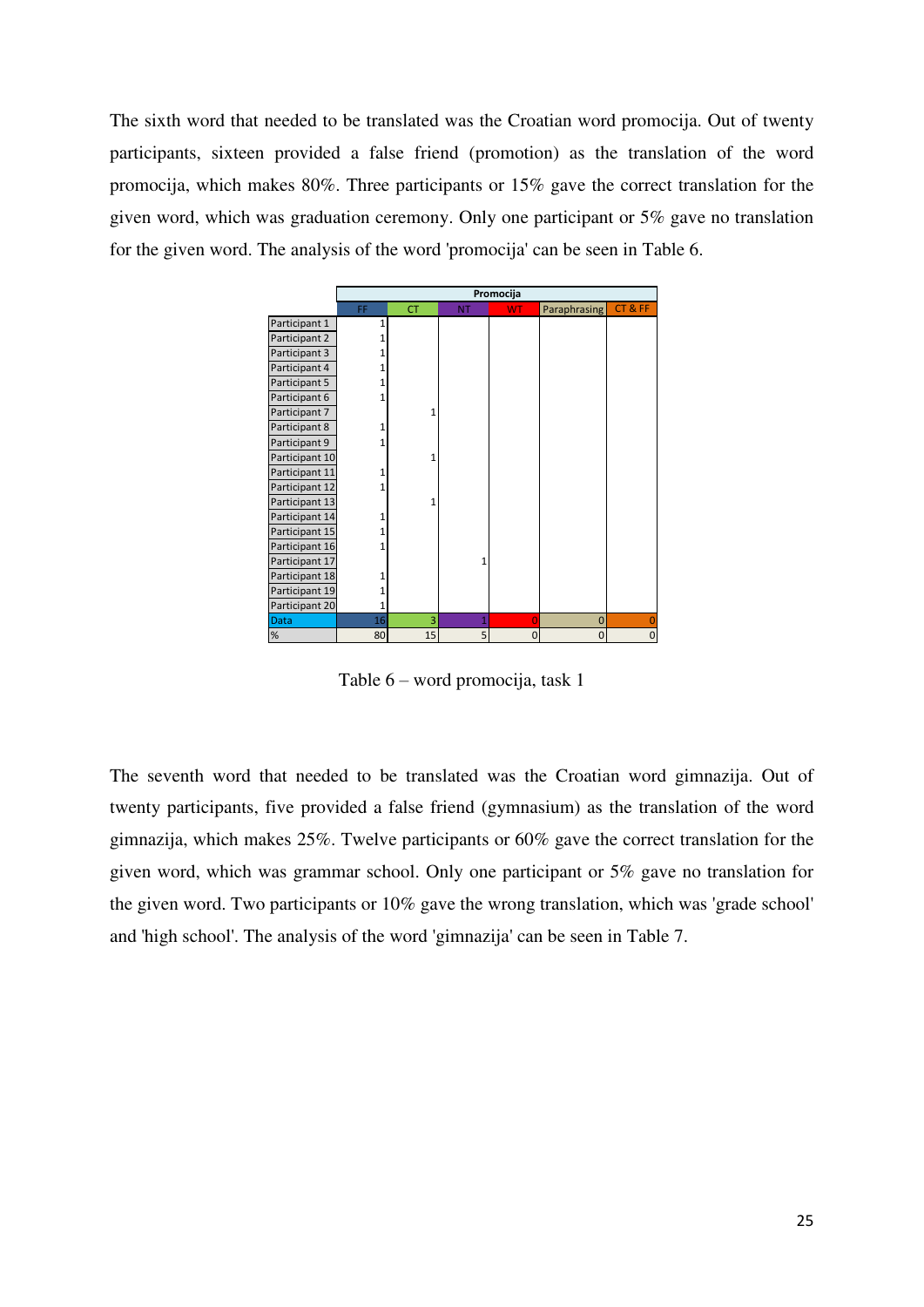The sixth word that needed to be translated was the Croatian word promocija. Out of twenty participants, sixteen provided a false friend (promotion) as the translation of the word promocija, which makes 80%. Three participants or 15% gave the correct translation for the given word, which was graduation ceremony. Only one participant or 5% gave no translation for the given word. The analysis of the word 'promocija' can be seen in Table 6.

| | Promocija | | | | | |
|---|---|---|---|---|---|---|
| | FF | CT | NT | WT | Paraphrasing | CT & FF |
| Participant 1 | 1 | | | | | |
| Participant 2 | 1 | | | | | |
| Participant 3 | 1 | | | | | |
| Participant 4 | 1 | | | | | |
| Participant 5 | 1 | | | | | |
| Participant 6 | 1 | | | | | |
| Participant 7 | | 1 | | | | |
| Participant 8 | 1 | | | | | |
| Participant 9 | 1 | | | | | |
| Participant 10 | | 1 | | | | |
| Participant 11 | 1 | | | | | |
| Participant 12 | 1 | | | | | |
| Participant 13 | | 1 | | | | |
| Participant 14 | 1 | | | | | |
| Participant 15 | 1 | | | | | |
| Participant 16 | 1 | | | | | |
| Participant 17 | | | 1 | | | |
| Participant 18 | 1 | | | | | |
| Participant 19 | 1 | | | | | |
| Participant 20 | 1 | | | | | |
| Data | 16 | 3 | 1 | 0 | 0 | 0 |
| % | 80 | 15 | 5 | 0 | 0 | 0 |

Table 6 – word promocija, task 1

The seventh word that needed to be translated was the Croatian word gimnazija. Out of twenty participants, five provided a false friend (gymnasium) as the translation of the word gimnazija, which makes 25%. Twelve participants or 60% gave the correct translation for the given word, which was grammar school. Only one participant or 5% gave no translation for the given word. Two participants or 10% gave the wrong translation, which was 'grade school' and 'high school'. The analysis of the word 'gimnazija' can be seen in Table 7.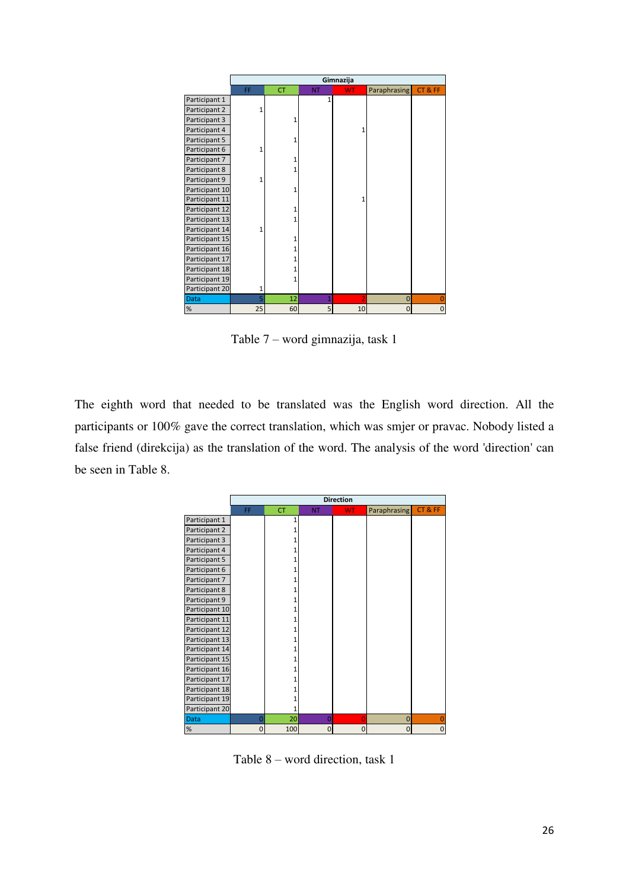| | Gimnazija | | | | | |
|---|---|---|---|---|---|---|
| | FF | CT | NT | WT | Paraphrasing | CT & FF |
| Participant 1 | | | 1 | | | |
| Participant 2 | 1 | | | | | |
| Participant 3 | | 1 | | | | |
| Participant 4 | | | | 1 | | |
| Participant 5 | | 1 | | | | |
| Participant 6 | 1 | | | | | |
| Participant 7 | | 1 | | | | |
| Participant 8 | | 1 | | | | |
| Participant 9 | 1 | | | | | |
| Participant 10 | | 1 | | | | |
| Participant 11 | | | | 1 | | |
| Participant 12 | | 1 | | | | |
| Participant 13 | | 1 | | | | |
| Participant 14 | 1 | | | | | |
| Participant 15 | | 1 | | | | |
| Participant 16 | | 1 | | | | |
| Participant 17 | | 1 | | | | |
| Participant 18 | | 1 | | | | |
| Participant 19 | | 1 | | | | |
| Participant 20 | 1 | | | | | |
| Data | 5 | 12 | 1 | 2 | 0 | 0 |
| % | 25 | 60 | 5 | 10 | 0 | 0 |

Table 7 – word gimnazija, task 1

The eighth word that needed to be translated was the English word direction. All the participants or 100% gave the correct translation, which was smjer or pravac. Nobody listed a false friend (direkcija) as the translation of the word. The analysis of the word 'direction' can be seen in Table 8.

| | Direction | | | | | |
|---|---|---|---|---|---|---|
| | FF | CT | NT | WT | Paraphrasing | CT & FF |
| Participant 1 | | 1 | | | | |
| Participant 2 | | 1 | | | | |
| Participant 3 | | 1 | | | | |
| Participant 4 | | 1 | | | | |
| Participant 5 | | 1 | | | | |
| Participant 6 | | 1 | | | | |
| Participant 7 | | 1 | | | | |
| Participant 8 | | 1 | | | | |
| Participant 9 | | 1 | | | | |
| Participant 10 | | 1 | | | | |
| Participant 11 | | 1 | | | | |
| Participant 12 | | 1 | | | | |
| Participant 13 | | 1 | | | | |
| Participant 14 | | 1 | | | | |
| Participant 15 | | 1 | | | | |
| Participant 16 | | 1 | | | | |
| Participant 17 | | 1 | | | | |
| Participant 18 | | 1 | | | | |
| Participant 19 | | 1 | | | | |
| Participant 20 | | 1 | | | | |
| Data | 0 | 20 | 0 | 0 | 0 | 0 |
| % | 0 | 100 | 0 | 0 | 0 | 0 |

Table 8 – word direction, task 1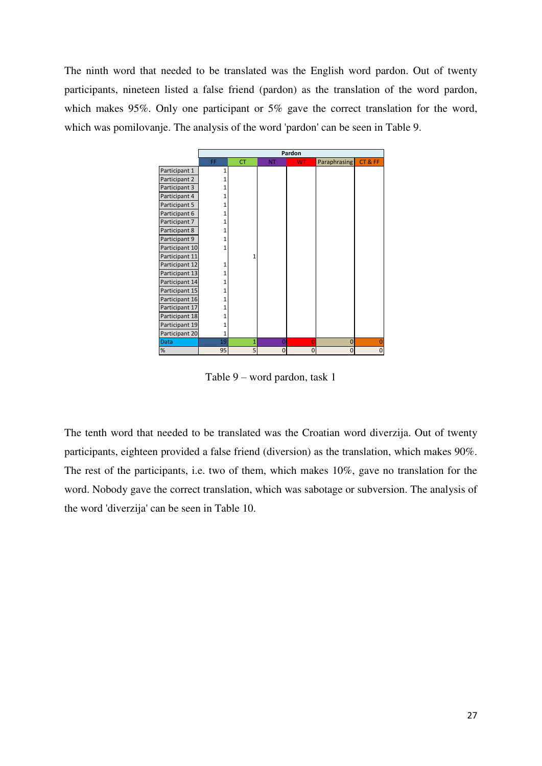The ninth word that needed to be translated was the English word pardon. Out of twenty participants, nineteen listed a false friend (pardon) as the translation of the word pardon, which makes 95%. Only one participant or 5% gave the correct translation for the word, which was pomilovanje. The analysis of the word 'pardon' can be seen in Table 9.

| | Pardon | | | | | |
|---|---|---|---|---|---|---|
| | FF | CT | NT | WT | Paraphrasing | CT & FF |
| Participant 1 | 1 | | | | | |
| Participant 2 | 1 | | | | | |
| Participant 3 | 1 | | | | | |
| Participant 4 | 1 | | | | | |
| Participant 5 | 1 | | | | | |
| Participant 6 | 1 | | | | | |
| Participant 7 | 1 | | | | | |
| Participant 8 | 1 | | | | | |
| Participant 9 | 1 | | | | | |
| Participant 10 | 1 | | | | | |
| Participant 11 | | 1 | | | | |
| Participant 12 | 1 | | | | | |
| Participant 13 | 1 | | | | | |
| Participant 14 | 1 | | | | | |
| Participant 15 | 1 | | | | | |
| Participant 16 | 1 | | | | | |
| Participant 17 | 1 | | | | | |
| Participant 18 | 1 | | | | | |
| Participant 19 | 1 | | | | | |
| Participant 20 | 1 | | | | | |
| Data | 19 | 1 | 0 | 0 | 0 | 0 |
| % | 95 | 5 | 0 | 0 | 0 | 0 |

Table 9 – word pardon, task 1

The tenth word that needed to be translated was the Croatian word diverzija. Out of twenty participants, eighteen provided a false friend (diversion) as the translation, which makes 90%. The rest of the participants, i.e. two of them, which makes 10%, gave no translation for the word. Nobody gave the correct translation, which was sabotage or subversion. The analysis of the word 'diverzija' can be seen in Table 10.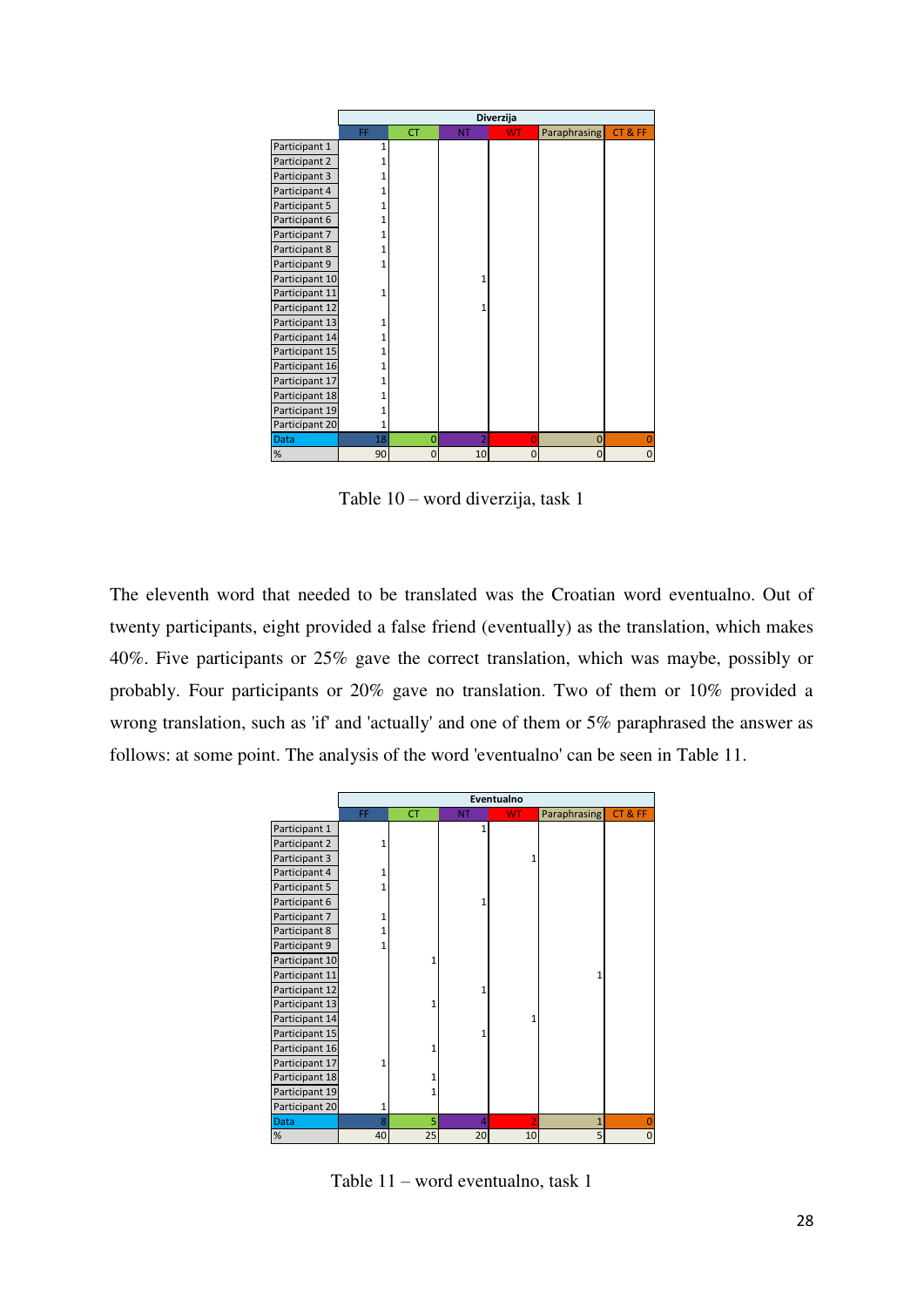| | Diverzija | | | | | |
|---|---|---|---|---|---|---|
| | FF | CT | NT | WT | Paraphrasing | CT & FF |
| Participant 1 | 1 | | | | | |
| Participant 2 | 1 | | | | | |
| Participant 3 | 1 | | | | | |
| Participant 4 | 1 | | | | | |
| Participant 5 | 1 | | | | | |
| Participant 6 | 1 | | | | | |
| Participant 7 | 1 | | | | | |
| Participant 8 | 1 | | | | | |
| Participant 9 | 1 | | | | | |
| Participant 10 | | | 1 | | | |
| Participant 11 | 1 | | | | | |
| Participant 12 | | | 1 | | | |
| Participant 13 | 1 | | | | | |
| Participant 14 | 1 | | | | | |
| Participant 15 | 1 | | | | | |
| Participant 16 | 1 | | | | | |
| Participant 17 | 1 | | | | | |
| Participant 18 | 1 | | | | | |
| Participant 19 | 1 | | | | | |
| Participant 20 | 1 | | | | | |
| Data | 18 | 0 | 2 | 0 | 0 | 0 |
| % | 90 | 0 | 10 | 0 | 0 | 0 |

Table 10 – word diverzija, task 1

The eleventh word that needed to be translated was the Croatian word eventualno. Out of twenty participants, eight provided a false friend (eventually) as the translation, which makes 40%. Five participants or 25% gave the correct translation, which was maybe, possibly or probably. Four participants or 20% gave no translation. Two of them or 10% provided a wrong translation, such as 'if' and 'actually' and one of them or 5% paraphrased the answer as follows: at some point. The analysis of the word 'eventualno' can be seen in Table 11.

| | Eventualno | | | | | |
|---|---|---|---|---|---|---|
| | FF | CT | NT | WT | Paraphrasing | CT & FF |
| Participant 1 | | | 1 | | | |
| Participant 2 | 1 | | | | | |
| Participant 3 | | | | 1 | | |
| Participant 4 | 1 | | | | | |
| Participant 5 | 1 | | | | | |
| Participant 6 | | | 1 | | | |
| Participant 7 | 1 | | | | | |
| Participant 8 | 1 | | | | | |
| Participant 9 | 1 | | | | | |
| Participant 10 | | 1 | | | | |
| Participant 11 | | | | | 1 | |
| Participant 12 | | | 1 | | | |
| Participant 13 | | 1 | | | | |
| Participant 14 | | | | 1 | | |
| Participant 15 | | | 1 | | | |
| Participant 16 | | 1 | | | | |
| Participant 17 | 1 | | | | | |
| Participant 18 | | 1 | | | | |
| Participant 19 | | 1 | | | | |
| Participant 20 | 1 | | | | | |
| Data | 8 | 5 | 4 | 2 | 1 | 0 |
| % | 40 | 25 | 20 | 10 | 5 | 0 |

Table 11 – word eventualno, task 1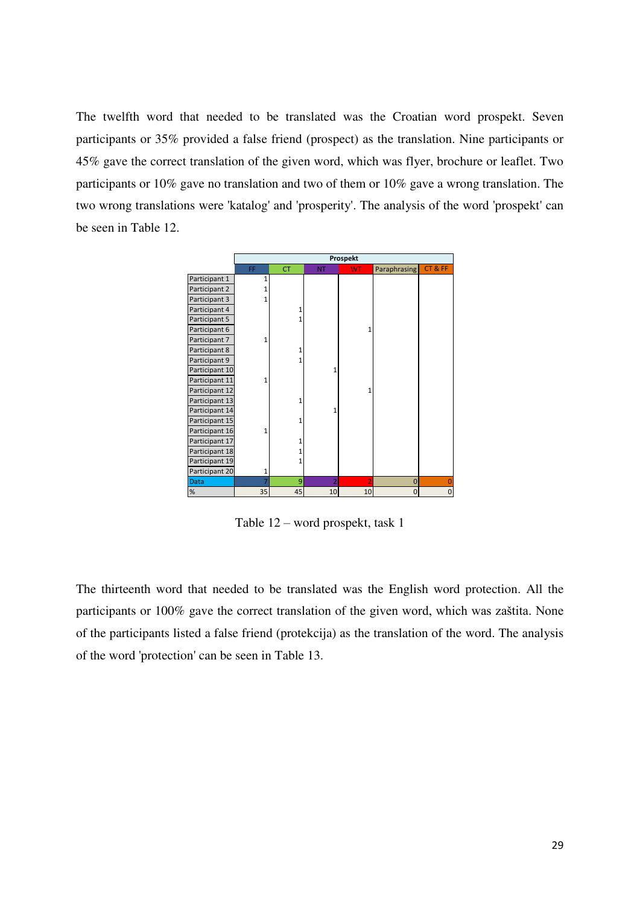The twelfth word that needed to be translated was the Croatian word prospekt. Seven participants or 35% provided a false friend (prospect) as the translation. Nine participants or 45% gave the correct translation of the given word, which was flyer, brochure or leaflet. Two participants or 10% gave no translation and two of them or 10% gave a wrong translation. The two wrong translations were 'katalog' and 'prosperity'. The analysis of the word 'prospekt' can be seen in Table 12.

| | Prospekt | | | | | |
|---|---|---|---|---|---|---|
| | FF | CT | NT | WT | Paraphrasing | CT & FF |
| Participant 1 | 1 | | | | | |
| Participant 2 | 1 | | | | | |
| Participant 3 | 1 | | | | | |
| Participant 4 | | 1 | | | | |
| Participant 5 | | 1 | | | | |
| Participant 6 | | | | 1 | | |
| Participant 7 | 1 | | | | | |
| Participant 8 | | 1 | | | | |
| Participant 9 | | 1 | | | | |
| Participant 10 | | | 1 | | | |
| Participant 11 | 1 | | | | | |
| Participant 12 | | | | 1 | | |
| Participant 13 | | 1 | | | | |
| Participant 14 | | | 1 | | | |
| Participant 15 | | 1 | | | | |
| Participant 16 | 1 | | | | | |
| Participant 17 | | 1 | | | | |
| Participant 18 | | 1 | | | | |
| Participant 19 | | 1 | | | | |
| Participant 20 | 1 | | | | | |
| Data | 7 | 9 | 2 | 2 | 0 | 0 |
| % | 35 | 45 | 10 | 10 | 0 | 0 |

Table 12 – word prospekt, task 1

The thirteenth word that needed to be translated was the English word protection. All the participants or 100% gave the correct translation of the given word, which was zaštita. None of the participants listed a false friend (protekcija) as the translation of the word. The analysis of the word 'protection' can be seen in Table 13.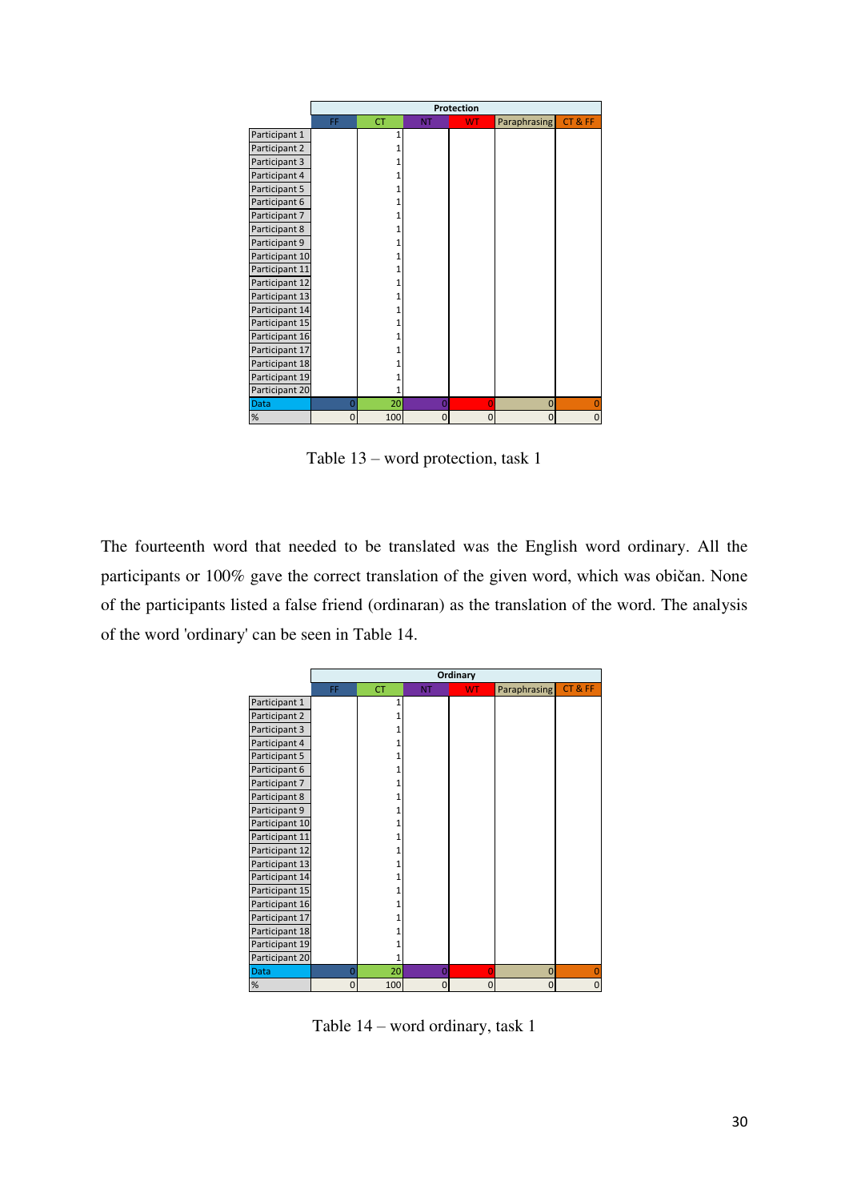| | Protection | | | | | |
|---|---|---|---|---|---|---|
| | FF | CT | NT | WT | Paraphrasing | CT & FF |
| Participant 1 | | 1 | | | | |
| Participant 2 | | 1 | | | | |
| Participant 3 | | 1 | | | | |
| Participant 4 | | 1 | | | | |
| Participant 5 | | 1 | | | | |
| Participant 6 | | 1 | | | | |
| Participant 7 | | 1 | | | | |
| Participant 8 | | 1 | | | | |
| Participant 9 | | 1 | | | | |
| Participant 10 | | 1 | | | | |
| Participant 11 | | 1 | | | | |
| Participant 12 | | 1 | | | | |
| Participant 13 | | 1 | | | | |
| Participant 14 | | 1 | | | | |
| Participant 15 | | 1 | | | | |
| Participant 16 | | 1 | | | | |
| Participant 17 | | 1 | | | | |
| Participant 18 | | 1 | | | | |
| Participant 19 | | 1 | | | | |
| Participant 20 | | 1 | | | | |
| Data | 0 | 20 | 0 | 0 | 0 | 0 |
| % | 0 | 100 | 0 | 0 | 0 | 0 |

Table 13 – word protection, task 1

The fourteenth word that needed to be translated was the English word ordinary. All the participants or 100% gave the correct translation of the given word, which was običan. None of the participants listed a false friend (ordinaran) as the translation of the word. The analysis of the word 'ordinary' can be seen in Table 14.

| | Ordinary | | | | | |
|---|---|---|---|---|---|---|
| | FF | CT | NT | WT | Paraphrasing | CT & FF |
| Participant 1 | | 1 | | | | |
| Participant 2 | | 1 | | | | |
| Participant 3 | | 1 | | | | |
| Participant 4 | | 1 | | | | |
| Participant 5 | | 1 | | | | |
| Participant 6 | | 1 | | | | |
| Participant 7 | | 1 | | | | |
| Participant 8 | | 1 | | | | |
| Participant 9 | | 1 | | | | |
| Participant 10 | | 1 | | | | |
| Participant 11 | | 1 | | | | |
| Participant 12 | | 1 | | | | |
| Participant 13 | | 1 | | | | |
| Participant 14 | | 1 | | | | |
| Participant 15 | | 1 | | | | |
| Participant 16 | | 1 | | | | |
| Participant 17 | | 1 | | | | |
| Participant 18 | | 1 | | | | |
| Participant 19 | | 1 | | | | |
| Participant 20 | | 1 | | | | |
| Data | 0 | 20 | 0 | 0 | 0 | 0 |
| % | 0 | 100 | 0 | 0 | 0 | 0 |

Table 14 – word ordinary, task 1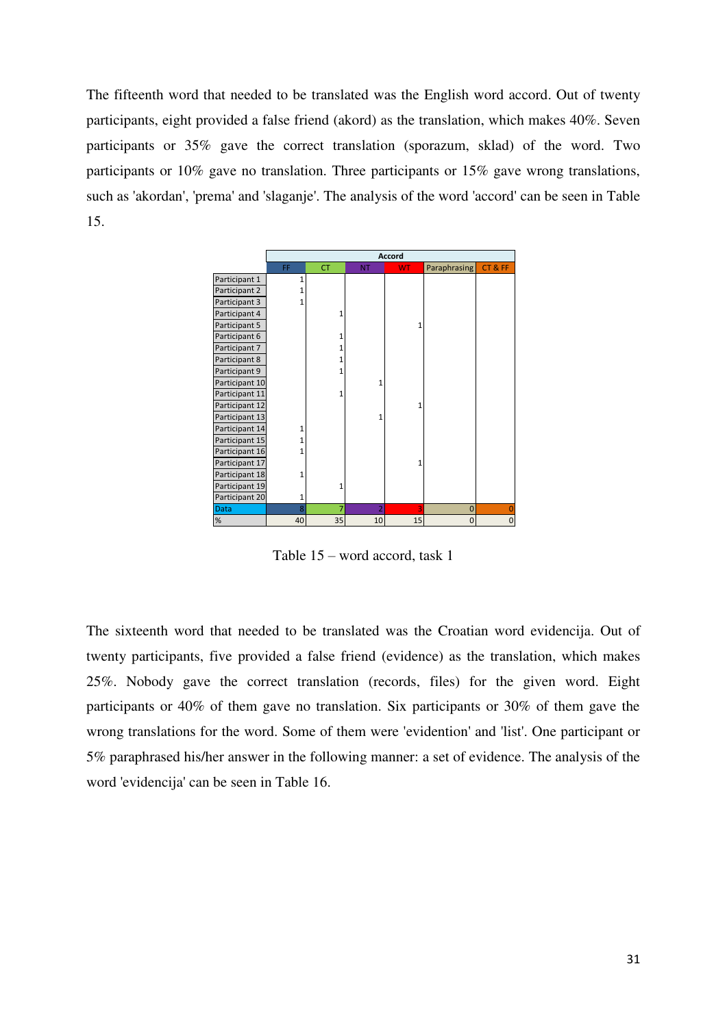The fifteenth word that needed to be translated was the English word accord. Out of twenty participants, eight provided a false friend (akord) as the translation, which makes 40%. Seven participants or 35% gave the correct translation (sporazum, sklad) of the word. Two participants or 10% gave no translation. Three participants or 15% gave wrong translations, such as 'akordan', 'prema' and 'slaganje'. The analysis of the word 'accord' can be seen in Table 15.

| | Accord | | | | | |
|---|---|---|---|---|---|---|
| | FF | CT | NT | WT | Paraphrasing | CT & FF |
| Participant 1 | 1 | | | | | |
| Participant 2 | 1 | | | | | |
| Participant 3 | 1 | | | | | |
| Participant 4 | | 1 | | | | |
| Participant 5 | | | | 1 | | |
| Participant 6 | | 1 | | | | |
| Participant 7 | | 1 | | | | |
| Participant 8 | | 1 | | | | |
| Participant 9 | | 1 | | | | |
| Participant 10 | | | 1 | | | |
| Participant 11 | | 1 | | | | |
| Participant 12 | | | | 1 | | |
| Participant 13 | | | 1 | | | |
| Participant 14 | 1 | | | | | |
| Participant 15 | 1 | | | | | |
| Participant 16 | 1 | | | | | |
| Participant 17 | | | | 1 | | |
| Participant 18 | 1 | | | | | |
| Participant 19 | | 1 | | | | |
| Participant 20 | 1 | | | | | |
| Data | 8 | 7 | 2 | 3 | 0 | 0 |
| % | 40 | 35 | 10 | 15 | 0 | 0 |

Table 15 – word accord, task 1

The sixteenth word that needed to be translated was the Croatian word evidencija. Out of twenty participants, five provided a false friend (evidence) as the translation, which makes 25%. Nobody gave the correct translation (records, files) for the given word. Eight participants or 40% of them gave no translation. Six participants or 30% of them gave the wrong translations for the word. Some of them were 'evidention' and 'list'. One participant or 5% paraphrased his/her answer in the following manner: a set of evidence. The analysis of the word 'evidencija' can be seen in Table 16.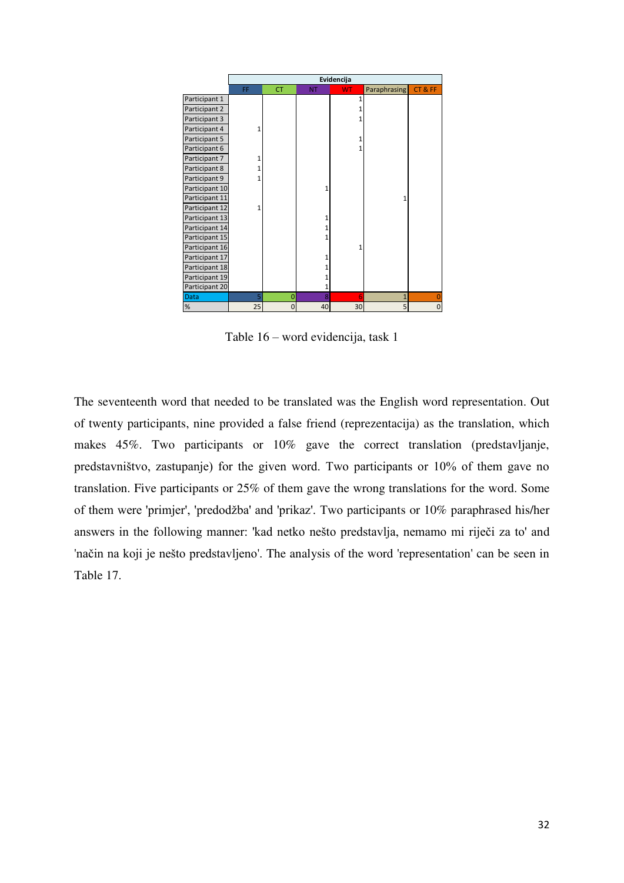| | Evidencija | | | | | |
|---|---|---|---|---|---|---|
| | FF | CT | NT | WT | Paraphrasing | CT & FF |
| Participant 1 | | | | 1 | | |
| Participant 2 | | | | 1 | | |
| Participant 3 | | | | 1 | | |
| Participant 4 | 1 | | | | | |
| Participant 5 | | | | 1 | | |
| Participant 6 | | | | 1 | | |
| Participant 7 | 1 | | | | | |
| Participant 8 | 1 | | | | | |
| Participant 9 | 1 | | | | | |
| Participant 10 | | | 1 | | | |
| Participant 11 | | | | | 1 | |
| Participant 12 | 1 | | | | | |
| Participant 13 | | | 1 | | | |
| Participant 14 | | | 1 | | | |
| Participant 15 | | | 1 | | | |
| Participant 16 | | | | 1 | | |
| Participant 17 | | | 1 | | | |
| Participant 18 | | | 1 | | | |
| Participant 19 | | | 1 | | | |
| Participant 20 | | | 1 | | | |
| Data | 5 | 0 | 8 | 6 | 1 | 0 |
| % | 25 | 0 | 40 | 30 | 5 | 0 |

Table 16 – word evidencija, task 1

The seventeenth word that needed to be translated was the English word representation. Out of twenty participants, nine provided a false friend (reprezentacija) as the translation, which makes 45%. Two participants or 10% gave the correct translation (predstavljanje, predstavništvo, zastupanje) for the given word. Two participants or 10% of them gave no translation. Five participants or 25% of them gave the wrong translations for the word. Some of them were 'primjer', 'predodžba' and 'prikaz'. Two participants or 10% paraphrased his/her answers in the following manner: 'kad netko nešto predstavlja, nemamo mi riječi za to' and 'način na koji je nešto predstavljeno'. The analysis of the word 'representation' can be seen in Table 17.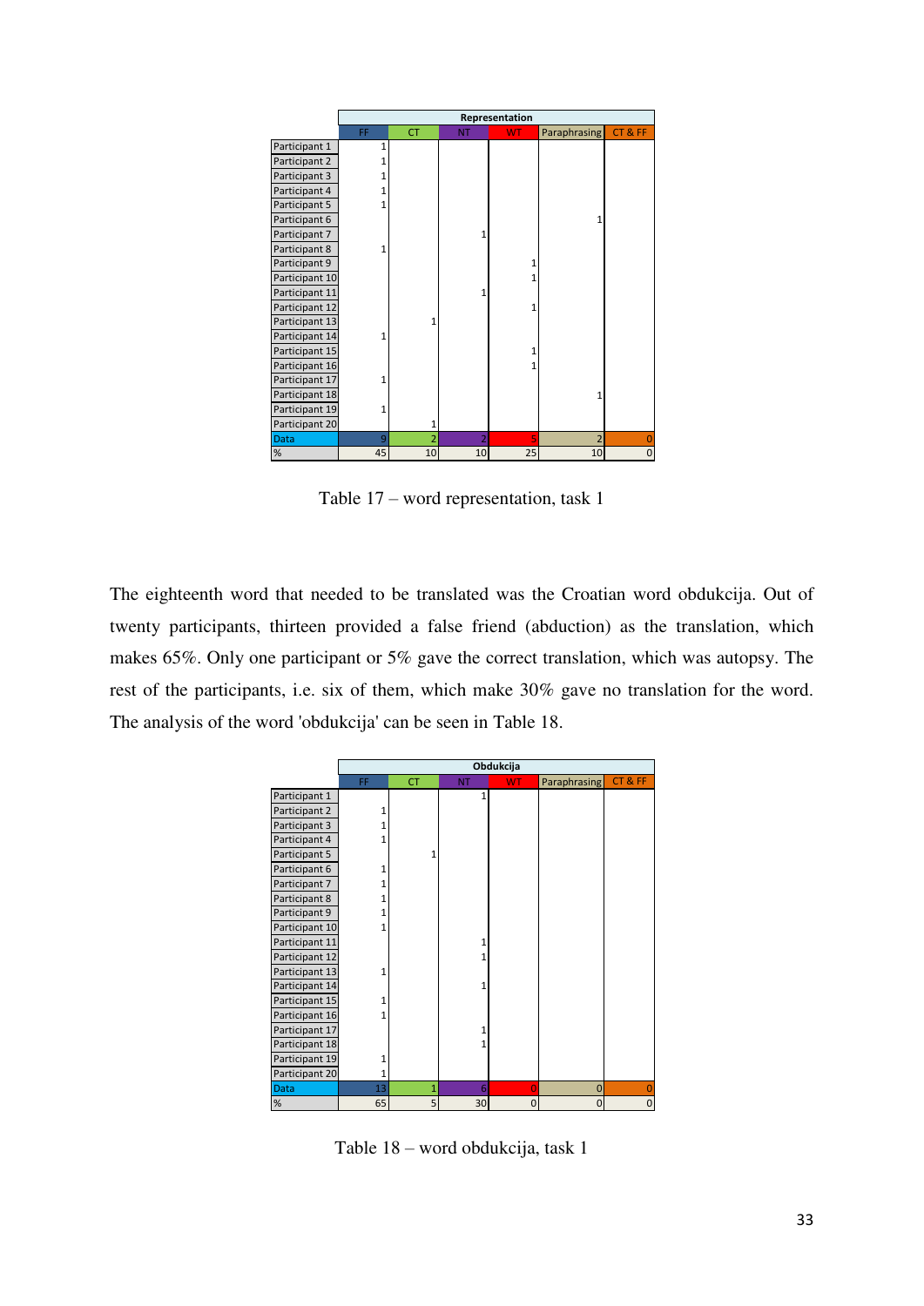| | Representation | | | | | |
|---|---|---|---|---|---|---|
| | FF | CT | NT | WT | Paraphrasing | CT & FF |
| Participant 1 | 1 | | | | | |
| Participant 2 | 1 | | | | | |
| Participant 3 | 1 | | | | | |
| Participant 4 | 1 | | | | | |
| Participant 5 | 1 | | | | | |
| Participant 6 | | | | | 1 | |
| Participant 7 | | | 1 | | | |
| Participant 8 | 1 | | | | | |
| Participant 9 | | | | 1 | | |
| Participant 10 | | | | 1 | | |
| Participant 11 | | | 1 | | | |
| Participant 12 | | | | 1 | | |
| Participant 13 | | 1 | | | | |
| Participant 14 | 1 | | | | | |
| Participant 15 | | | | 1 | | |
| Participant 16 | | | | 1 | | |
| Participant 17 | 1 | | | | | |
| Participant 18 | | | | | 1 | |
| Participant 19 | 1 | | | | | |
| Participant 20 | | 1 | | | | |
| Data | 9 | 2 | 2 | 5 | 2 | 0 |
| % | 45 | 10 | 10 | 25 | 10 | 0 |

Table 17 – word representation, task 1

The eighteenth word that needed to be translated was the Croatian word obdukcija. Out of twenty participants, thirteen provided a false friend (abduction) as the translation, which makes 65%. Only one participant or 5% gave the correct translation, which was autopsy. The rest of the participants, i.e. six of them, which make 30% gave no translation for the word. The analysis of the word 'obdukcija' can be seen in Table 18.

| | Obdukcija | | | | | |
|---|---|---|---|---|---|---|
| | FF | CT | NT | WT | Paraphrasing | CT & FF |
| Participant 1 | | | 1 | | | |
| Participant 2 | 1 | | | | | |
| Participant 3 | 1 | | | | | |
| Participant 4 | 1 | | | | | |
| Participant 5 | | 1 | | | | |
| Participant 6 | 1 | | | | | |
| Participant 7 | 1 | | | | | |
| Participant 8 | 1 | | | | | |
| Participant 9 | 1 | | | | | |
| Participant 10 | 1 | | | | | |
| Participant 11 | | | 1 | | | |
| Participant 12 | | | 1 | | | |
| Participant 13 | 1 | | | | | |
| Participant 14 | | | 1 | | | |
| Participant 15 | 1 | | | | | |
| Participant 16 | 1 | | | | | |
| Participant 17 | | | 1 | | | |
| Participant 18 | | | 1 | | | |
| Participant 19 | 1 | | | | | |
| Participant 20 | 1 | | | | | |
| Data | 13 | 1 | 6 | 0 | 0 | 0 |
| % | 65 | 5 | 30 | 0 | 0 | 0 |

Table 18 – word obdukcija, task 1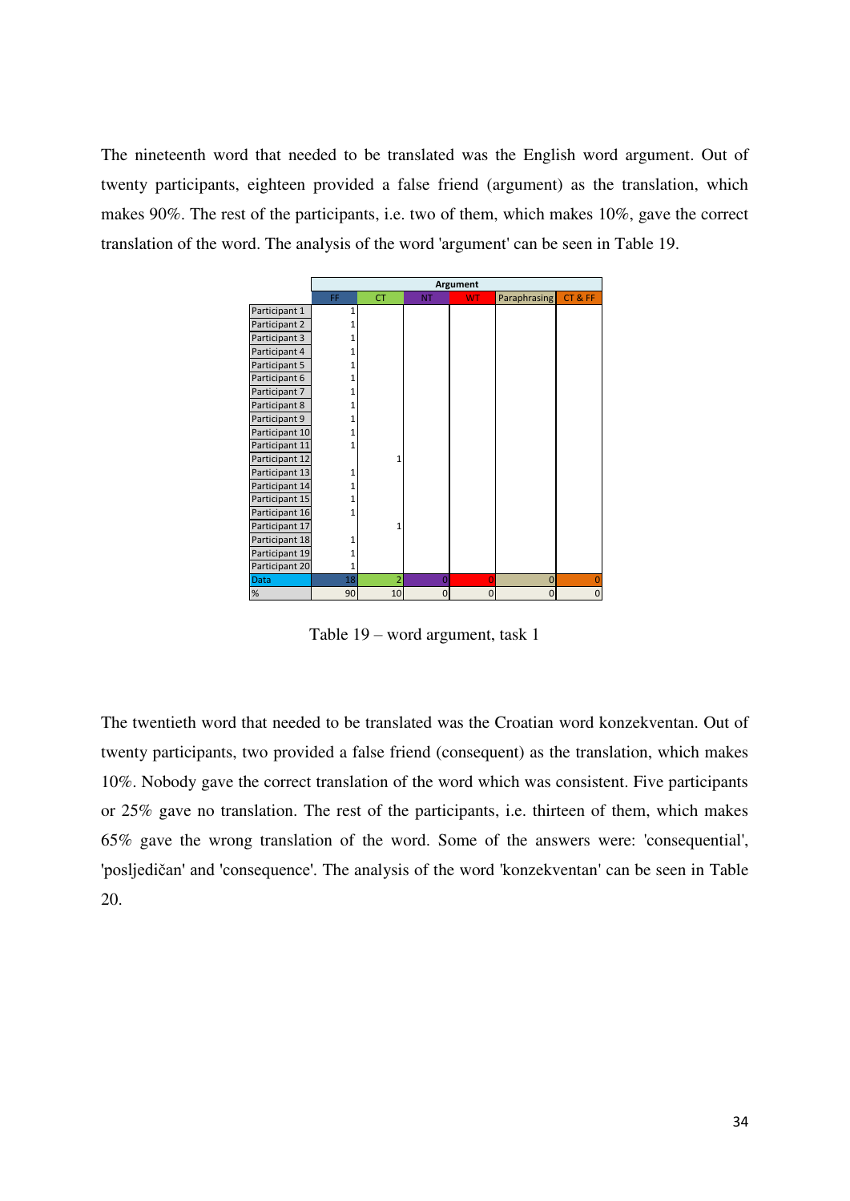The nineteenth word that needed to be translated was the English word argument. Out of twenty participants, eighteen provided a false friend (argument) as the translation, which makes 90%. The rest of the participants, i.e. two of them, which makes 10%, gave the correct translation of the word. The analysis of the word 'argument' can be seen in Table 19.

| | Argument | | | | | |
|---|---|---|---|---|---|---|
| | FF | CT | NT | WT | Paraphrasing | CT & FF |
| Participant 1 | 1 | | | | | |
| Participant 2 | 1 | | | | | |
| Participant 3 | 1 | | | | | |
| Participant 4 | 1 | | | | | |
| Participant 5 | 1 | | | | | |
| Participant 6 | 1 | | | | | |
| Participant 7 | 1 | | | | | |
| Participant 8 | 1 | | | | | |
| Participant 9 | 1 | | | | | |
| Participant 10 | 1 | | | | | |
| Participant 11 | 1 | | | | | |
| Participant 12 | | 1 | | | | |
| Participant 13 | 1 | | | | | |
| Participant 14 | 1 | | | | | |
| Participant 15 | 1 | | | | | |
| Participant 16 | 1 | | | | | |
| Participant 17 | | 1 | | | | |
| Participant 18 | 1 | | | | | |
| Participant 19 | 1 | | | | | |
| Participant 20 | 1 | | | | | |
| Data | 18 | 2 | 0 | 0 | 0 | 0 |
| % | 90 | 10 | 0 | 0 | 0 | 0 |

Table 19 – word argument, task 1

The twentieth word that needed to be translated was the Croatian word konzekventan. Out of twenty participants, two provided a false friend (consequent) as the translation, which makes 10%. Nobody gave the correct translation of the word which was consistent. Five participants or 25% gave no translation. The rest of the participants, i.e. thirteen of them, which makes 65% gave the wrong translation of the word. Some of the answers were: 'consequential', 'posljedičan' and 'consequence'. The analysis of the word 'konzekventan' can be seen in Table 20.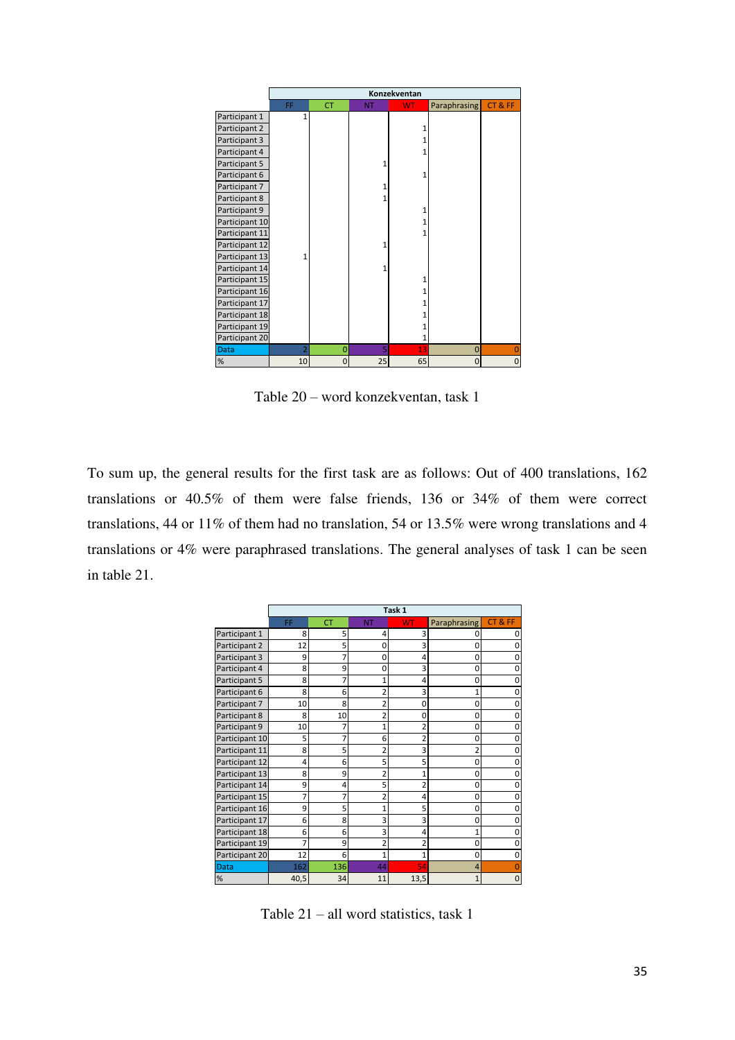| | Konzekventan | | | | | |
|---|---|---|---|---|---|---|
| | FF | CT | NT | WT | Paraphrasing | CT & FF |
| Participant 1 | 1 | | | | | |
| Participant 2 | | | | 1 | | |
| Participant 3 | | | | 1 | | |
| Participant 4 | | | | 1 | | |
| Participant 5 | | | 1 | | | |
| Participant 6 | | | | 1 | | |
| Participant 7 | | | 1 | | | |
| Participant 8 | | | 1 | | | |
| Participant 9 | | | | 1 | | |
| Participant 10 | | | | 1 | | |
| Participant 11 | | | | 1 | | |
| Participant 12 | | | 1 | | | |
| Participant 13 | 1 | | | | | |
| Participant 14 | | | 1 | | | |
| Participant 15 | | | | 1 | | |
| Participant 16 | | | | 1 | | |
| Participant 17 | | | | 1 | | |
| Participant 18 | | | | 1 | | |
| Participant 19 | | | | 1 | | |
| Participant 20 | | | | 1 | | |
| Data | 2 | 0 | 5 | 13 | 0 | 0 |
| % | 10 | 0 | 25 | 65 | 0 | 0 |

Table 20 – word konzekventan, task 1

To sum up, the general results for the first task are as follows: Out of 400 translations, 162 translations or 40.5% of them were false friends, 136 or 34% of them were correct translations, 44 or 11% of them had no translation, 54 or 13.5% were wrong translations and 4 translations or 4% were paraphrased translations. The general analyses of task 1 can be seen in table 21.

| | Task 1 | | | | | |
|---|---|---|---|---|---|---|
| | FF | CT | NT | WT | Paraphrasing | CT & FF |
| Participant 1 | 8 | 5 | 4 | 3 | 0 | 0 |
| Participant 2 | 12 | 5 | 0 | 3 | 0 | 0 |
| Participant 3 | 9 | 7 | 0 | 4 | 0 | 0 |
| Participant 4 | 8 | 9 | 0 | 3 | 0 | 0 |
| Participant 5 | 8 | 7 | 1 | 4 | 0 | 0 |
| Participant 6 | 8 | 6 | 2 | 3 | 1 | 0 |
| Participant 7 | 10 | 8 | 2 | 0 | 0 | 0 |
| Participant 8 | 8 | 10 | 2 | 0 | 0 | 0 |
| Participant 9 | 10 | 7 | 1 | 2 | 0 | 0 |
| Participant 10 | 5 | 7 | 6 | 2 | 0 | 0 |
| Participant 11 | 8 | 5 | 2 | 3 | 2 | 0 |
| Participant 12 | 4 | 6 | 5 | 5 | 0 | 0 |
| Participant 13 | 8 | 9 | 2 | 1 | 0 | 0 |
| Participant 14 | 9 | 4 | 5 | 2 | 0 | 0 |
| Participant 15 | 7 | 7 | 2 | 4 | 0 | 0 |
| Participant 16 | 9 | 5 | 1 | 5 | 0 | 0 |
| Participant 17 | 6 | 8 | 3 | 3 | 0 | 0 |
| Participant 18 | 6 | 6 | 3 | 4 | 1 | 0 |
| Participant 19 | 7 | 9 | 2 | 2 | 0 | 0 |
| Participant 20 | 12 | 6 | 1 | 1 | 0 | 0 |
| Data | 162 | 136 | 44 | 54 | 4 | 0 |
| % | 40,5 | 34 | 11 | 13,5 | 1 | 0 |

Table 21 – all word statistics, task 1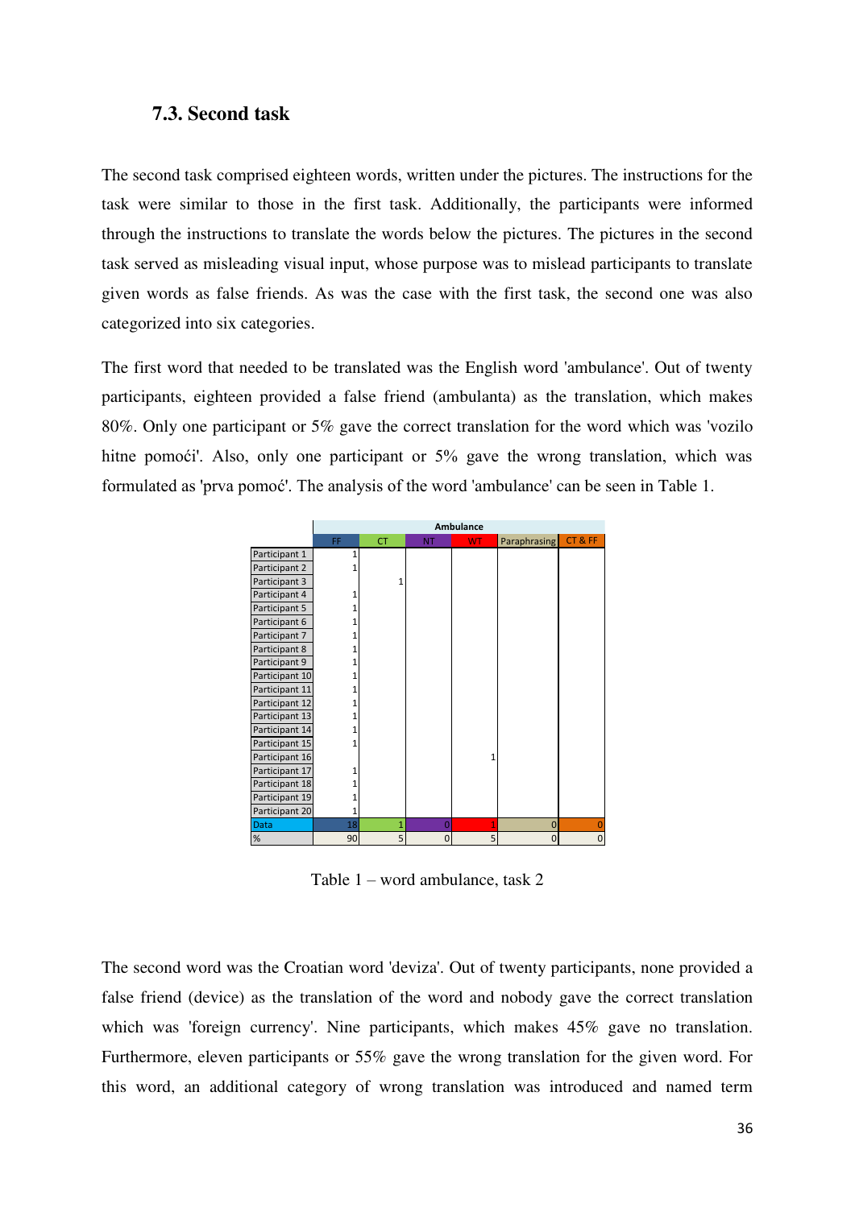### 7.3. Second task

The second task comprised eighteen words, written under the pictures. The instructions for the task were similar to those in the first task. Additionally, the participants were informed through the instructions to translate the words below the pictures. The pictures in the second task served as misleading visual input, whose purpose was to mislead participants to translate given words as false friends. As was the case with the first task, the second one was also categorized into six categories.

The first word that needed to be translated was the English word 'ambulance'. Out of twenty participants, eighteen provided a false friend (ambulanta) as the translation, which makes 80%. Only one participant or 5% gave the correct translation for the word which was 'vozilo hitne pomoći'. Also, only one participant or 5% gave the wrong translation, which was formulated as 'prva pomoć'. The analysis of the word 'ambulance' can be seen in Table 1.

| | Ambulance | | | | | |
|---|---|---|---|---|---|---|
| | FF | CT | NT | WT | Paraphrasing | CT & FF |
| Participant 1 | 1 | | | | | |
| Participant 2 | 1 | | | | | |
| Participant 3 | | 1 | | | | |
| Participant 4 | 1 | | | | | |
| Participant 5 | 1 | | | | | |
| Participant 6 | 1 | | | | | |
| Participant 7 | 1 | | | | | |
| Participant 8 | 1 | | | | | |
| Participant 9 | 1 | | | | | |
| Participant 10 | 1 | | | | | |
| Participant 11 | 1 | | | | | |
| Participant 12 | 1 | | | | | |
| Participant 13 | 1 | | | | | |
| Participant 14 | 1 | | | | | |
| Participant 15 | 1 | | | | | |
| Participant 16 | | | | 1 | | |
| Participant 17 | 1 | | | | | |
| Participant 18 | 1 | | | | | |
| Participant 19 | 1 | | | | | |
| Participant 20 | 1 | | | | | |
| Data | 18 | 1 | 0 | 1 | 0 | 0 |
| % | 90 | 5 | 0 | 5 | 0 | 0 |

Table 1 – word ambulance, task 2

The second word was the Croatian word 'deviza'. Out of twenty participants, none provided a false friend (device) as the translation of the word and nobody gave the correct translation which was 'foreign currency'. Nine participants, which makes 45% gave no translation. Furthermore, eleven participants or 55% gave the wrong translation for the given word. For this word, an additional category of wrong translation was introduced and named term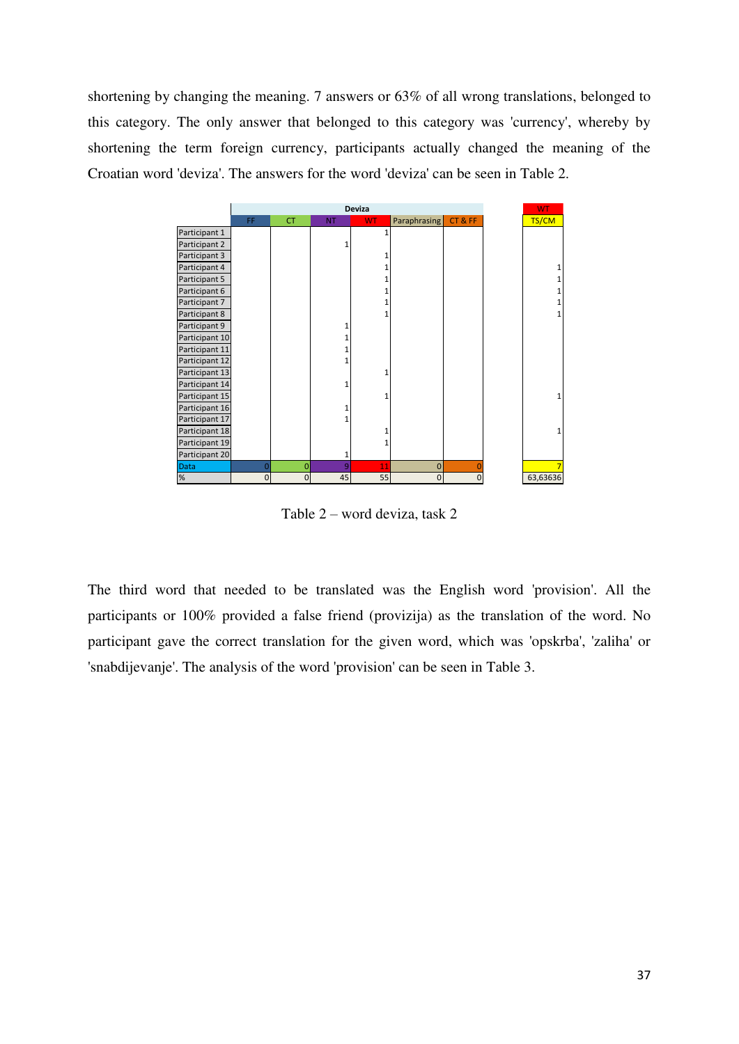shortening by changing the meaning. 7 answers or 63% of all wrong translations, belonged to this category. The only answer that belonged to this category was 'currency', whereby by shortening the term foreign currency, participants actually changed the meaning of the Croatian word 'deviza'. The answers for the word 'deviza' can be seen in Table 2.

| | Deviza | | | | | | | WT |
|---|---|---|---|---|---|---|---|---|
| | FF | CT | NT | WT | Paraphrasing | CT & FF | | TS/CM |
| Participant 1 | | | | 1 | | | | |
| Participant 2 | | | 1 | | | | | |
| Participant 3 | | | | 1 | | | | |
| Participant 4 | | | | 1 | | | | 1 |
| Participant 5 | | | | 1 | | | | 1 |
| Participant 6 | | | | 1 | | | | 1 |
| Participant 7 | | | | 1 | | | | 1 |
| Participant 8 | | | | 1 | | | | 1 |
| Participant 9 | | | 1 | | | | | |
| Participant 10 | | | 1 | | | | | |
| Participant 11 | | | 1 | | | | | |
| Participant 12 | | | 1 | | | | | |
| Participant 13 | | | | 1 | | | | |
| Participant 14 | | | 1 | | | | | |
| Participant 15 | | | | 1 | | | | 1 |
| Participant 16 | | | 1 | | | | | |
| Participant 17 | | | 1 | | | | | |
| Participant 18 | | | | 1 | | | | 1 |
| Participant 19 | | | | 1 | | | | |
| Participant 20 | | | 1 | | | | | |
| Data | 0 | 0 | 9 | 11 | 0 | 0 | | 7 |
| % | 0 | 0 | 45 | 55 | 0 | 0 | | 63,63636 |

Table 2 – word deviza, task 2

The third word that needed to be translated was the English word 'provision'. All the participants or 100% provided a false friend (provizija) as the translation of the word. No participant gave the correct translation for the given word, which was 'opskrba', 'zaliha' or 'snabdijevanje'. The analysis of the word 'provision' can be seen in Table 3.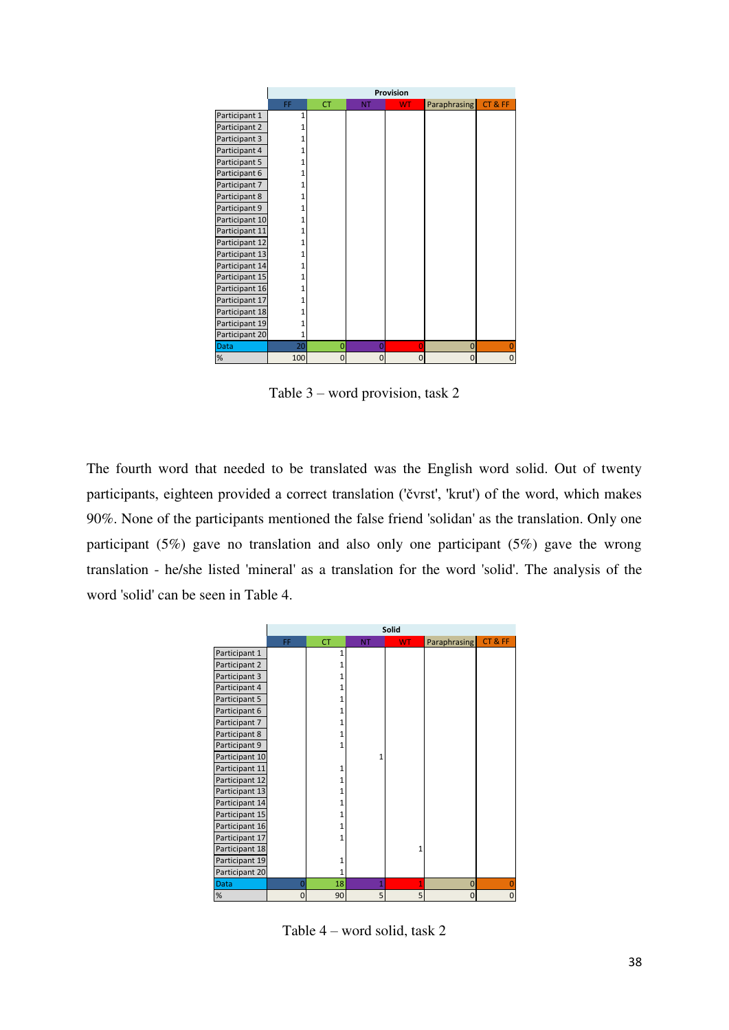| | Provision | | | | | |
|---|---|---|---|---|---|---|
| | FF | CT | NT | WT | Paraphrasing | CT & FF |
| Participant 1 | 1 | | | | | |
| Participant 2 | 1 | | | | | |
| Participant 3 | 1 | | | | | |
| Participant 4 | 1 | | | | | |
| Participant 5 | 1 | | | | | |
| Participant 6 | 1 | | | | | |
| Participant 7 | 1 | | | | | |
| Participant 8 | 1 | | | | | |
| Participant 9 | 1 | | | | | |
| Participant 10 | 1 | | | | | |
| Participant 11 | 1 | | | | | |
| Participant 12 | 1 | | | | | |
| Participant 13 | 1 | | | | | |
| Participant 14 | 1 | | | | | |
| Participant 15 | 1 | | | | | |
| Participant 16 | 1 | | | | | |
| Participant 17 | 1 | | | | | |
| Participant 18 | 1 | | | | | |
| Participant 19 | 1 | | | | | |
| Participant 20 | 1 | | | | | |
| Data | 20 | 0 | 0 | 0 | 0 | 0 |
| % | 100 | 0 | 0 | 0 | 0 | 0 |

Table 3 – word provision, task 2

The fourth word that needed to be translated was the English word solid. Out of twenty participants, eighteen provided a correct translation ('čvrst', 'krut') of the word, which makes 90%. None of the participants mentioned the false friend 'solidan' as the translation. Only one participant (5%) gave no translation and also only one participant (5%) gave the wrong translation - he/she listed 'mineral' as a translation for the word 'solid'. The analysis of the word 'solid' can be seen in Table 4.

| | Solid | | | | | |
|---|---|---|---|---|---|---|
| | FF | CT | NT | WT | Paraphrasing | CT & FF |
| Participant 1 | | 1 | | | | |
| Participant 2 | | 1 | | | | |
| Participant 3 | | 1 | | | | |
| Participant 4 | | 1 | | | | |
| Participant 5 | | 1 | | | | |
| Participant 6 | | 1 | | | | |
| Participant 7 | | 1 | | | | |
| Participant 8 | | 1 | | | | |
| Participant 9 | | 1 | | | | |
| Participant 10 | | | 1 | | | |
| Participant 11 | | 1 | | | | |
| Participant 12 | | 1 | | | | |
| Participant 13 | | 1 | | | | |
| Participant 14 | | 1 | | | | |
| Participant 15 | | 1 | | | | |
| Participant 16 | | 1 | | | | |
| Participant 17 | | 1 | | | | |
| Participant 18 | | | | 1 | | |
| Participant 19 | | 1 | | | | |
| Participant 20 | | 1 | | | | |
| Data | 0 | 18 | 1 | 1 | 0 | 0 |
| % | 0 | 90 | 5 | 5 | 0 | 0 |

Table 4 – word solid, task 2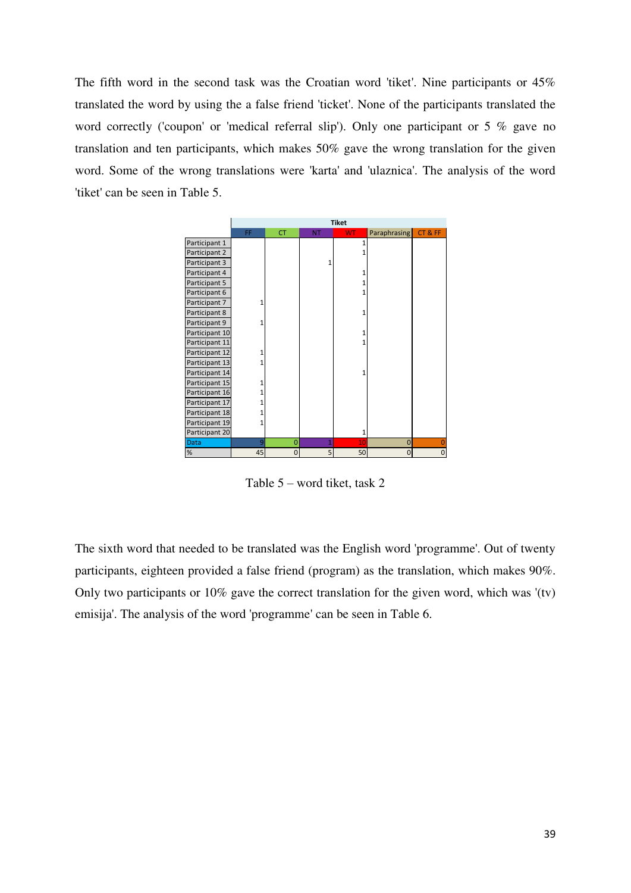The fifth word in the second task was the Croatian word 'tiket'. Nine participants or 45% translated the word by using the a false friend 'ticket'. None of the participants translated the word correctly ('coupon' or 'medical referral slip'). Only one participant or 5 % gave no translation and ten participants, which makes 50% gave the wrong translation for the given word. Some of the wrong translations were 'karta' and 'ulaznica'. The analysis of the word 'tiket' can be seen in Table 5.

| | Tiket | | | | | |
|---|---|---|---|---|---|---|
| | FF | CT | NT | WT | Paraphrasing | CT & FF |
| Participant 1 | | | | 1 | | |
| Participant 2 | | | | 1 | | |
| Participant 3 | | | 1 | | | |
| Participant 4 | | | | 1 | | |
| Participant 5 | | | | 1 | | |
| Participant 6 | | | | 1 | | |
| Participant 7 | 1 | | | | | |
| Participant 8 | | | | 1 | | |
| Participant 9 | 1 | | | | | |
| Participant 10 | | | | 1 | | |
| Participant 11 | | | | 1 | | |
| Participant 12 | 1 | | | | | |
| Participant 13 | 1 | | | | | |
| Participant 14 | | | | 1 | | |
| Participant 15 | 1 | | | | | |
| Participant 16 | 1 | | | | | |
| Participant 17 | 1 | | | | | |
| Participant 18 | 1 | | | | | |
| Participant 19 | 1 | | | | | |
| Participant 20 | | | | 1 | | |
| Data | 9 | 0 | 1 | 10 | 0 | 0 |
| % | 45 | 0 | 5 | 50 | 0 | 0 |

Table 5 – word tiket, task 2

The sixth word that needed to be translated was the English word 'programme'. Out of twenty participants, eighteen provided a false friend (program) as the translation, which makes 90%. Only two participants or 10% gave the correct translation for the given word, which was '(tv) emisija'. The analysis of the word 'programme' can be seen in Table 6.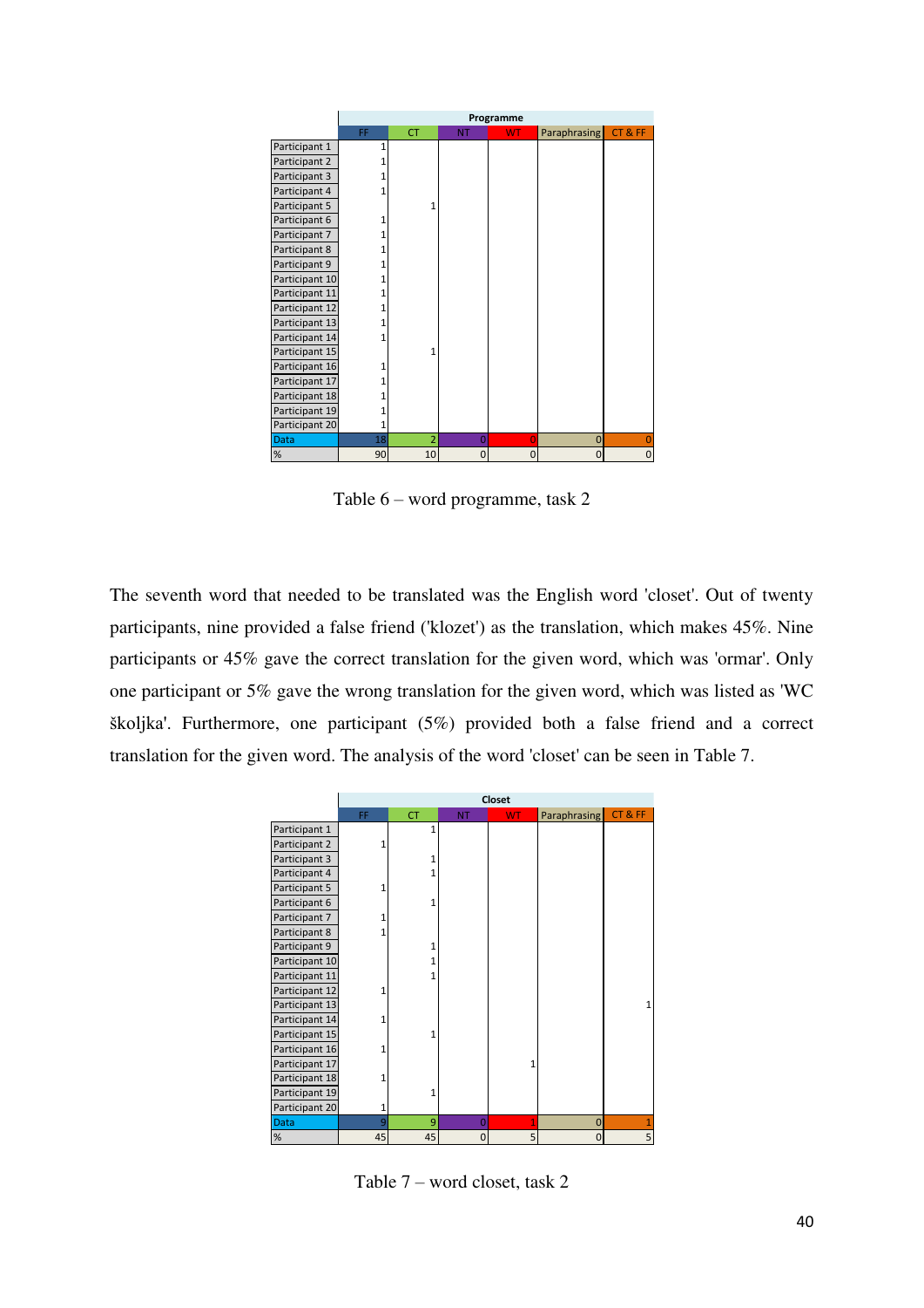| | Programme | | | | | |
|---|---|---|---|---|---|---|
| | FF | CT | NT | WT | Paraphrasing | CT & FF |
| Participant 1 | 1 | | | | | |
| Participant 2 | 1 | | | | | |
| Participant 3 | 1 | | | | | |
| Participant 4 | 1 | | | | | |
| Participant 5 | | 1 | | | | |
| Participant 6 | 1 | | | | | |
| Participant 7 | 1 | | | | | |
| Participant 8 | 1 | | | | | |
| Participant 9 | 1 | | | | | |
| Participant 10 | 1 | | | | | |
| Participant 11 | 1 | | | | | |
| Participant 12 | 1 | | | | | |
| Participant 13 | 1 | | | | | |
| Participant 14 | 1 | | | | | |
| Participant 15 | | 1 | | | | |
| Participant 16 | 1 | | | | | |
| Participant 17 | 1 | | | | | |
| Participant 18 | 1 | | | | | |
| Participant 19 | 1 | | | | | |
| Participant 20 | 1 | | | | | |
| Data | 18 | 2 | 0 | 0 | 0 | 0 |
| % | 90 | 10 | 0 | 0 | 0 | 0 |

Table 6 – word programme, task 2

The seventh word that needed to be translated was the English word 'closet'. Out of twenty participants, nine provided a false friend ('klozet') as the translation, which makes 45%. Nine participants or 45% gave the correct translation for the given word, which was 'ormar'. Only one participant or 5% gave the wrong translation for the given word, which was listed as 'WC školjka'. Furthermore, one participant (5%) provided both a false friend and a correct translation for the given word. The analysis of the word 'closet' can be seen in Table 7.

| | Closet | | | | | |
|---|---|---|---|---|---|---|
| | FF | CT | NT | WT | Paraphrasing | CT & FF |
| Participant 1 | | 1 | | | | |
| Participant 2 | 1 | | | | | |
| Participant 3 | | 1 | | | | |
| Participant 4 | | 1 | | | | |
| Participant 5 | 1 | | | | | |
| Participant 6 | | 1 | | | | |
| Participant 7 | 1 | | | | | |
| Participant 8 | 1 | | | | | |
| Participant 9 | | 1 | | | | |
| Participant 10 | | 1 | | | | |
| Participant 11 | | 1 | | | | |
| Participant 12 | 1 | | | | | |
| Participant 13 | | | | | | 1 |
| Participant 14 | 1 | | | | | |
| Participant 15 | | 1 | | | | |
| Participant 16 | 1 | | | | | |
| Participant 17 | | | | 1 | | |
| Participant 18 | 1 | | | | | |
| Participant 19 | | 1 | | | | |
| Participant 20 | 1 | | | | | |
| Data | 9 | 9 | 0 | 1 | 0 | 1 |
| % | 45 | 45 | 0 | 5 | 0 | 5 |

Table 7 – word closet, task 2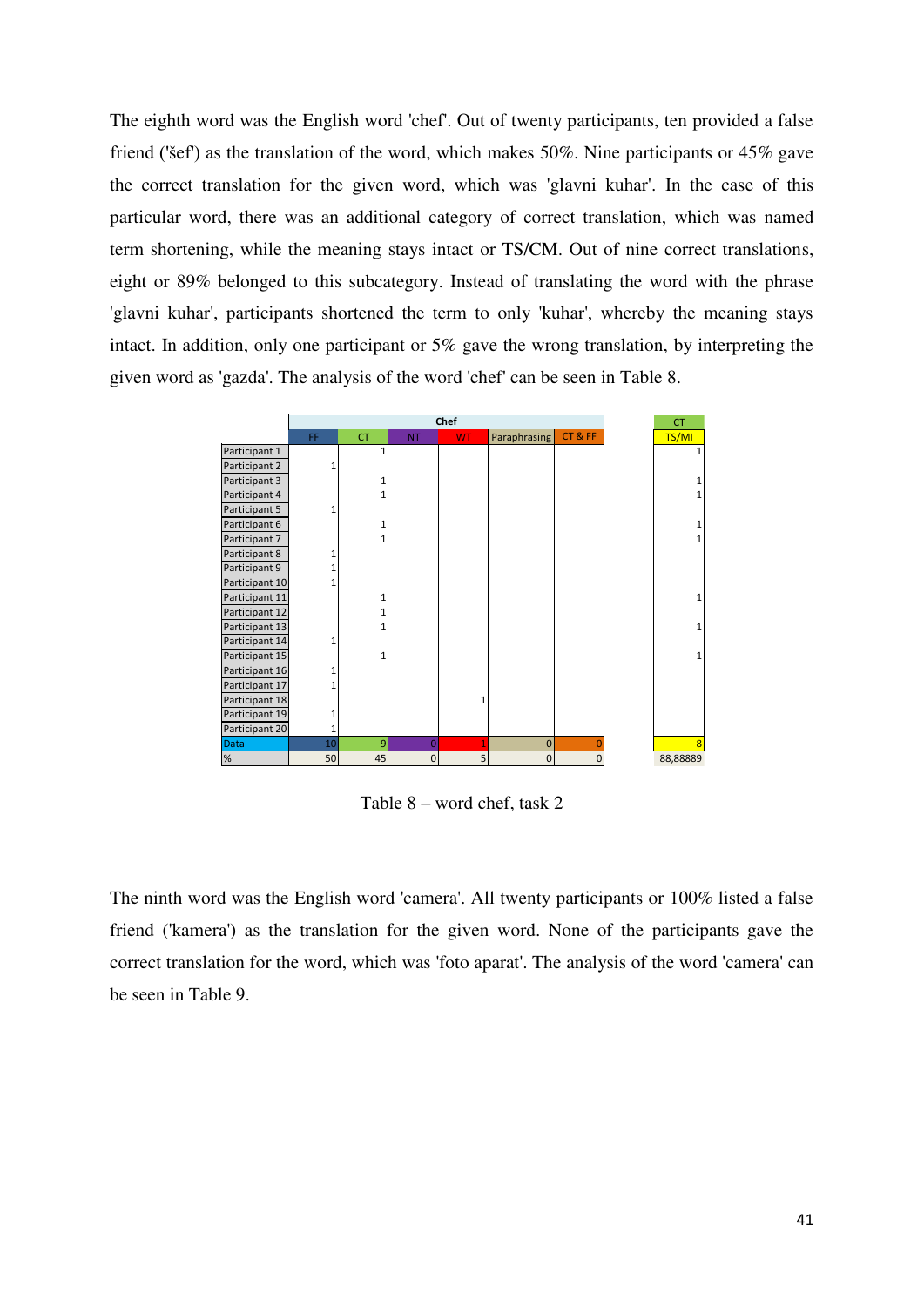The eighth word was the English word 'chef'. Out of twenty participants, ten provided a false friend ('šef') as the translation of the word, which makes 50%. Nine participants or 45% gave the correct translation for the given word, which was 'glavni kuhar'. In the case of this particular word, there was an additional category of correct translation, which was named term shortening, while the meaning stays intact or TS/CM. Out of nine correct translations, eight or 89% belonged to this subcategory. Instead of translating the word with the phrase 'glavni kuhar', participants shortened the term to only 'kuhar', whereby the meaning stays intact. In addition, only one participant or 5% gave the wrong translation, by interpreting the given word as 'gazda'. The analysis of the word 'chef' can be seen in Table 8.

| | Chef | | | | | | | CT |
|---|---|---|---|---|---|---|---|---|
| | FF | CT | NT | WT | Paraphrasing | CT & FF | | TS/MI |
| Participant 1 | | 1 | | | | | | 1 |
| Participant 2 | 1 | | | | | | | |
| Participant 3 | | 1 | | | | | | 1 |
| Participant 4 | | 1 | | | | | | 1 |
| Participant 5 | 1 | | | | | | | |
| Participant 6 | | 1 | | | | | | 1 |
| Participant 7 | | 1 | | | | | | 1 |
| Participant 8 | 1 | | | | | | | |
| Participant 9 | 1 | | | | | | | |
| Participant 10 | 1 | | | | | | | |
| Participant 11 | | 1 | | | | | | 1 |
| Participant 12 | | 1 | | | | | | |
| Participant 13 | | 1 | | | | | | 1 |
| Participant 14 | 1 | | | | | | | |
| Participant 15 | | 1 | | | | | | 1 |
| Participant 16 | 1 | | | | | | | |
| Participant 17 | 1 | | | | | | | |
| Participant 18 | | | | 1 | | | | |
| Participant 19 | 1 | | | | | | | |
| Participant 20 | 1 | | | | | | | |
| Data | 10 | 9 | 0 | 1 | 0 | 0 | | 8 |
| % | 50 | 45 | 0 | 5 | 0 | 0 | | 88,88889 |

Table 8 – word chef, task 2

The ninth word was the English word 'camera'. All twenty participants or 100% listed a false friend ('kamera') as the translation for the given word. None of the participants gave the correct translation for the word, which was 'foto aparat'. The analysis of the word 'camera' can be seen in Table 9.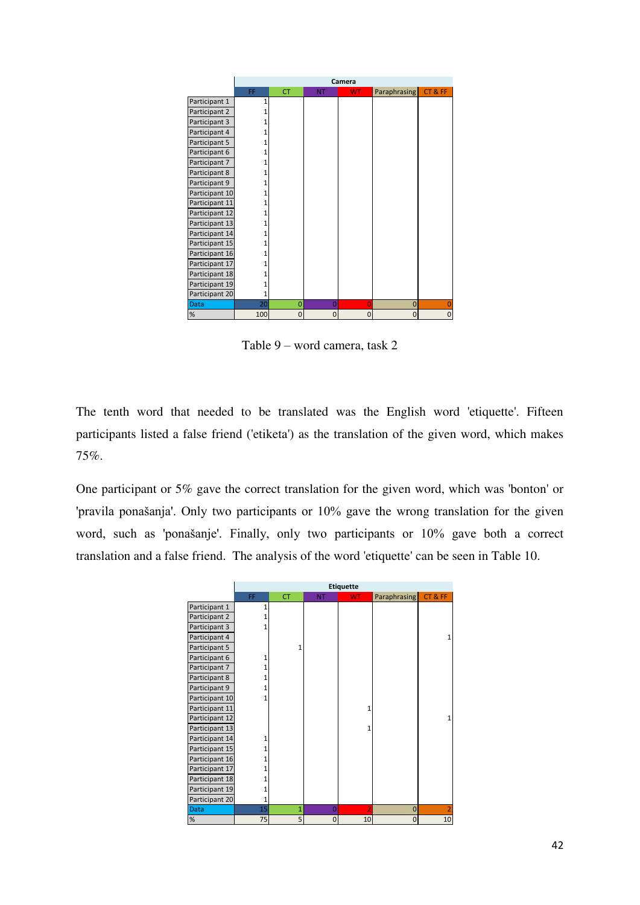|  | Camera | | | | | |
|---|---|---|---|---|---|---|
|  | FF | CT | NT | WT | Paraphrasing | CT & FF |
| Participant 1 | 1 | | | | | |
| Participant 2 | 1 | | | | | |
| Participant 3 | 1 | | | | | |
| Participant 4 | 1 | | | | | |
| Participant 5 | 1 | | | | | |
| Participant 6 | 1 | | | | | |
| Participant 7 | 1 | | | | | |
| Participant 8 | 1 | | | | | |
| Participant 9 | 1 | | | | | |
| Participant 10 | 1 | | | | | |
| Participant 11 | 1 | | | | | |
| Participant 12 | 1 | | | | | |
| Participant 13 | 1 | | | | | |
| Participant 14 | 1 | | | | | |
| Participant 15 | 1 | | | | | |
| Participant 16 | 1 | | | | | |
| Participant 17 | 1 | | | | | |
| Participant 18 | 1 | | | | | |
| Participant 19 | 1 | | | | | |
| Participant 20 | 1 | | | | | |
| Data | 20 | 0 | 0 | 0 | 0 | 0 |
| % | 100 | 0 | 0 | 0 | 0 | 0 |

Table 9 – word camera, task 2

The tenth word that needed to be translated was the English word 'etiquette'. Fifteen participants listed a false friend ('etiketa') as the translation of the given word, which makes 75%.

One participant or 5% gave the correct translation for the given word, which was 'bonton' or 'pravila ponašanja'. Only two participants or 10% gave the wrong translation for the given word, such as 'ponašanje'. Finally, only two participants or 10% gave both a correct translation and a false friend. The analysis of the word 'etiquette' can be seen in Table 10.

|  | Etiquette | | | | | |
|---|---|---|---|---|---|---|
|  | FF | CT | NT | WT | Paraphrasing | CT & FF |
| Participant 1 | 1 | | | | | |
| Participant 2 | 1 | | | | | |
| Participant 3 | 1 | | | | | |
| Participant 4 | | | | | | 1 |
| Participant 5 | | 1 | | | | |
| Participant 6 | 1 | | | | | |
| Participant 7 | 1 | | | | | |
| Participant 8 | 1 | | | | | |
| Participant 9 | 1 | | | | | |
| Participant 10 | 1 | | | | | |
| Participant 11 | | | | 1 | | |
| Participant 12 | | | | | | 1 |
| Participant 13 | | | | 1 | | |
| Participant 14 | 1 | | | | | |
| Participant 15 | 1 | | | | | |
| Participant 16 | 1 | | | | | |
| Participant 17 | 1 | | | | | |
| Participant 18 | 1 | | | | | |
| Participant 19 | 1 | | | | | |
| Participant 20 | 1 | | | | | |
| Data | 15 | 1 | 0 | 2 | 0 | 2 |
| % | 75 | 5 | 0 | 10 | 0 | 10 |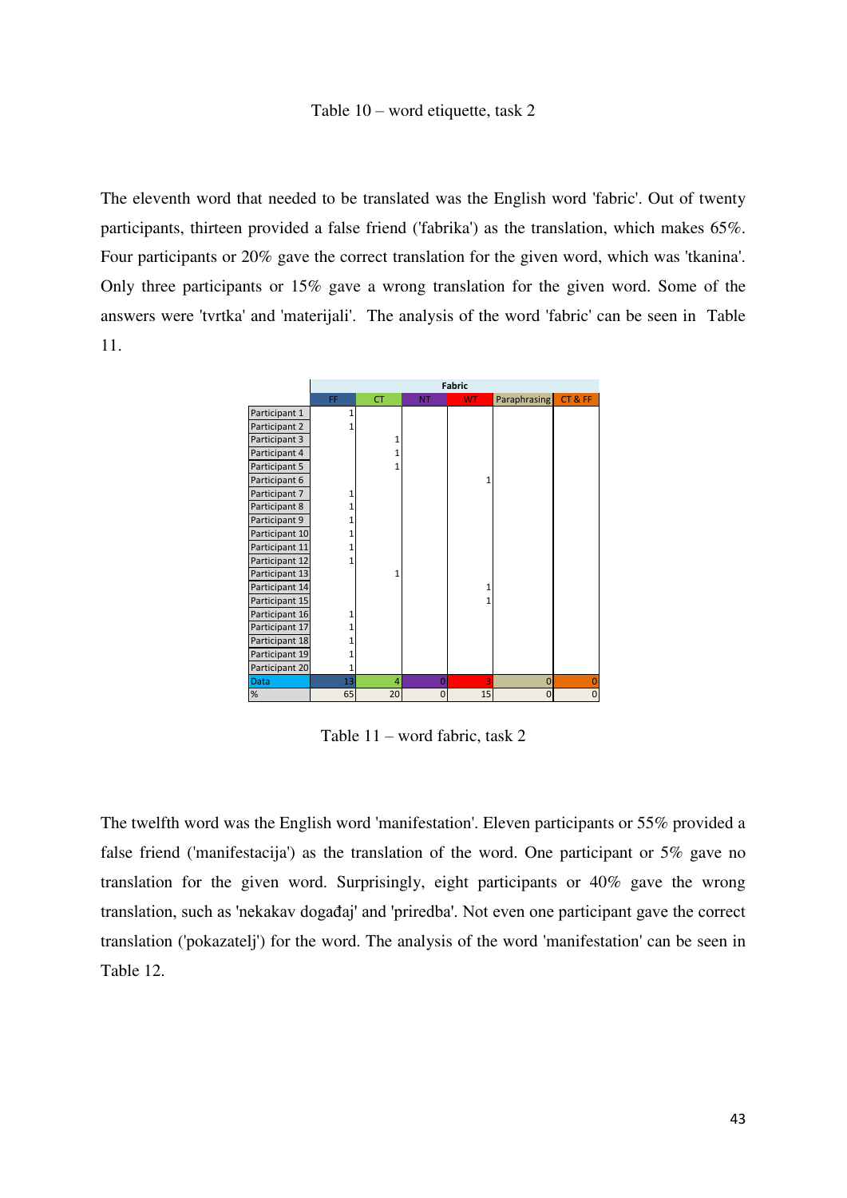Table 10 – word etiquette, task 2

The eleventh word that needed to be translated was the English word 'fabric'. Out of twenty participants, thirteen provided a false friend ('fabrika') as the translation, which makes 65%. Four participants or 20% gave the correct translation for the given word, which was 'tkanina'. Only three participants or 15% gave a wrong translation for the given word. Some of the answers were 'tvrtka' and 'materijali'. The analysis of the word 'fabric' can be seen in Table 11.

| | Fabric | | | | | |
|---|---|---|---|---|---|---|
| | FF | CT | NT | WT | Paraphrasing | CT & FF |
| Participant 1 | 1 | | | | | |
| Participant 2 | 1 | | | | | |
| Participant 3 | | 1 | | | | |
| Participant 4 | | 1 | | | | |
| Participant 5 | | 1 | | | | |
| Participant 6 | | | | 1 | | |
| Participant 7 | 1 | | | | | |
| Participant 8 | 1 | | | | | |
| Participant 9 | 1 | | | | | |
| Participant 10 | 1 | | | | | |
| Participant 11 | 1 | | | | | |
| Participant 12 | 1 | | | | | |
| Participant 13 | | 1 | | | | |
| Participant 14 | | | | 1 | | |
| Participant 15 | | | | 1 | | |
| Participant 16 | 1 | | | | | |
| Participant 17 | 1 | | | | | |
| Participant 18 | 1 | | | | | |
| Participant 19 | 1 | | | | | |
| Participant 20 | 1 | | | | | |
| Data | 13 | 4 | 0 | 3 | 0 | 0 |
| % | 65 | 20 | 0 | 15 | 0 | 0 |

Table 11 – word fabric, task 2

The twelfth word was the English word 'manifestation'. Eleven participants or 55% provided a false friend ('manifestacija') as the translation of the word. One participant or 5% gave no translation for the given word. Surprisingly, eight participants or 40% gave the wrong translation, such as 'nekakav događaj' and 'priredba'. Not even one participant gave the correct translation ('pokazatelj') for the word. The analysis of the word 'manifestation' can be seen in Table 12.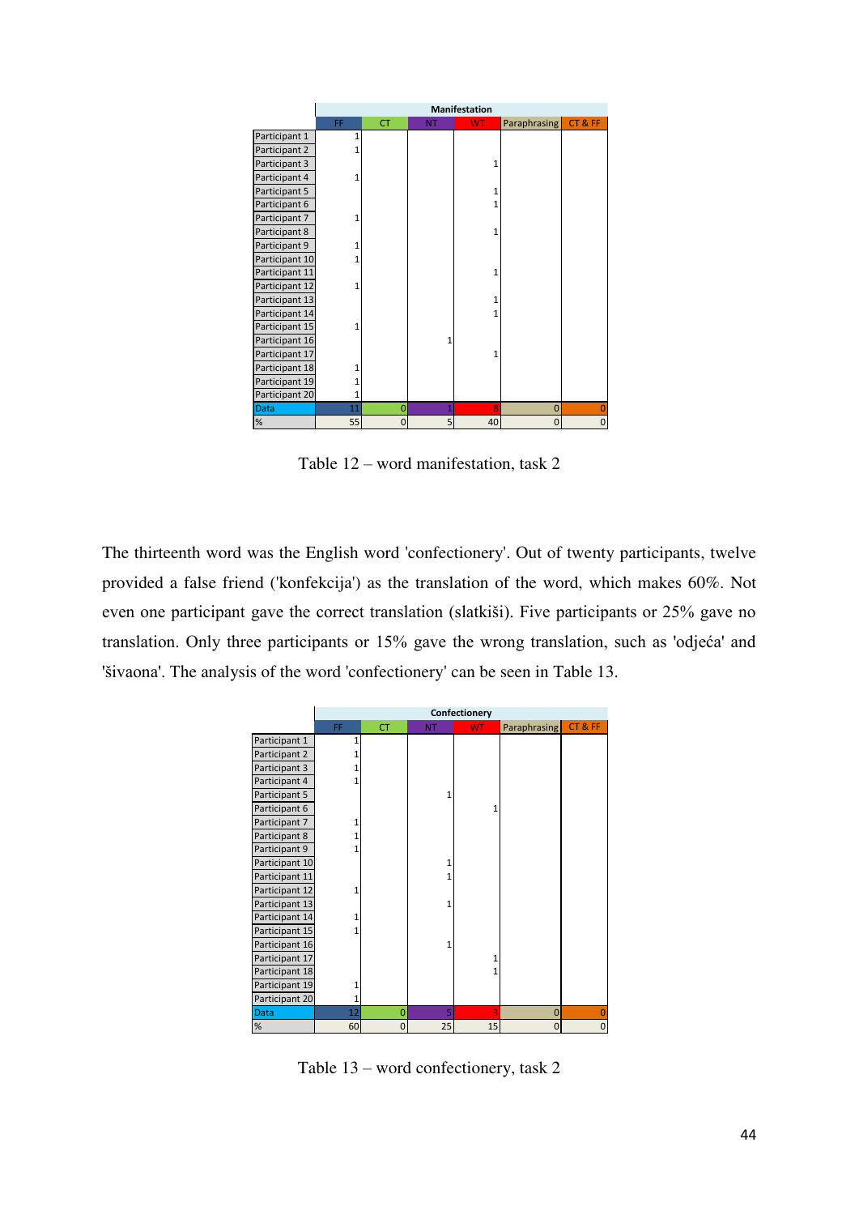| | Manifestation | | | | | |
|---|---|---|---|---|---|---|
| | FF | CT | NT | WT | Paraphrasing | CT & FF |
| Participant 1 | 1 | | | | | |
| Participant 2 | 1 | | | | | |
| Participant 3 | | | | 1 | | |
| Participant 4 | 1 | | | | | |
| Participant 5 | | | | 1 | | |
| Participant 6 | | | | 1 | | |
| Participant 7 | 1 | | | | | |
| Participant 8 | | | | 1 | | |
| Participant 9 | 1 | | | | | |
| Participant 10 | 1 | | | | | |
| Participant 11 | | | | 1 | | |
| Participant 12 | 1 | | | | | |
| Participant 13 | | | | 1 | | |
| Participant 14 | | | | 1 | | |
| Participant 15 | 1 | | | | | |
| Participant 16 | | | 1 | | | |
| Participant 17 | | | | 1 | | |
| Participant 18 | 1 | | | | | |
| Participant 19 | 1 | | | | | |
| Participant 20 | 1 | | | | | |
| Data | 11 | 0 | 1 | 8 | 0 | 0 |
| % | 55 | 0 | 5 | 40 | 0 | 0 |

Table 12 – word manifestation, task 2

The thirteenth word was the English word 'confectionery'. Out of twenty participants, twelve provided a false friend ('konfekcija') as the translation of the word, which makes 60%. Not even one participant gave the correct translation (slatkiši). Five participants or 25% gave no translation. Only three participants or 15% gave the wrong translation, such as 'odjeća' and 'šivaona'. The analysis of the word 'confectionery' can be seen in Table 13.

| | Confectionery | | | | | |
|---|---|---|---|---|---|---|
| | FF | CT | NT | WT | Paraphrasing | CT & FF |
| Participant 1 | 1 | | | | | |
| Participant 2 | 1 | | | | | |
| Participant 3 | 1 | | | | | |
| Participant 4 | 1 | | | | | |
| Participant 5 | | | 1 | | | |
| Participant 6 | | | | 1 | | |
| Participant 7 | 1 | | | | | |
| Participant 8 | 1 | | | | | |
| Participant 9 | 1 | | | | | |
| Participant 10 | | | 1 | | | |
| Participant 11 | | | 1 | | | |
| Participant 12 | 1 | | | | | |
| Participant 13 | | | 1 | | | |
| Participant 14 | 1 | | | | | |
| Participant 15 | 1 | | | | | |
| Participant 16 | | | 1 | | | |
| Participant 17 | | | | 1 | | |
| Participant 18 | | | | 1 | | |
| Participant 19 | 1 | | | | | |
| Participant 20 | 1 | | | | | |
| Data | 12 | 0 | 5 | 3 | 0 | 0 |
| % | 60 | 0 | 25 | 15 | 0 | 0 |

Table 13 – word confectionery, task 2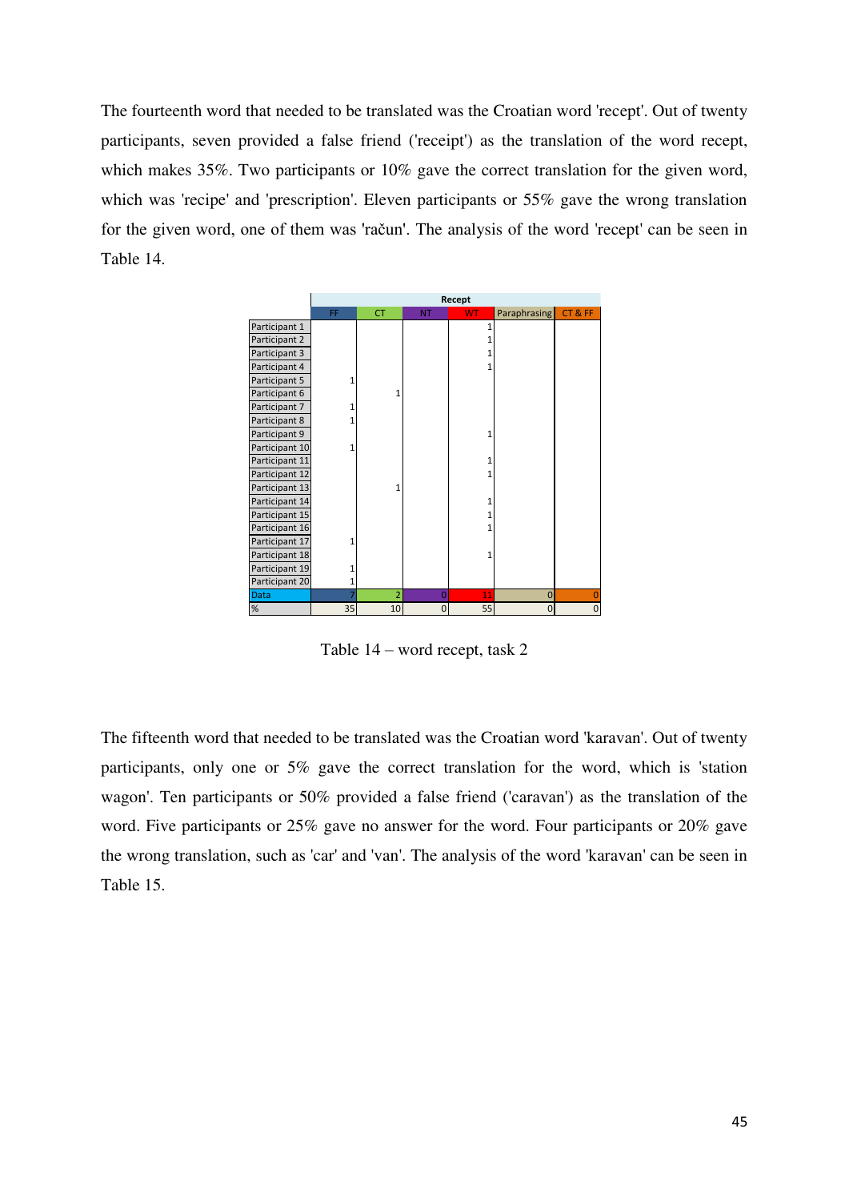The fourteenth word that needed to be translated was the Croatian word 'recept'. Out of twenty participants, seven provided a false friend ('receipt') as the translation of the word recept, which makes 35%. Two participants or 10% gave the correct translation for the given word, which was 'recipe' and 'prescription'. Eleven participants or 55% gave the wrong translation for the given word, one of them was 'račun'. The analysis of the word 'recept' can be seen in Table 14.

| | Recept | | | | | |
|---|---|---|---|---|---|---|
| | FF | CT | NT | WT | Paraphrasing | CT & FF |
| Participant 1 | | | | 1 | | |
| Participant 2 | | | | 1 | | |
| Participant 3 | | | | 1 | | |
| Participant 4 | | | | 1 | | |
| Participant 5 | 1 | | | | | |
| Participant 6 | | 1 | | | | |
| Participant 7 | 1 | | | | | |
| Participant 8 | 1 | | | | | |
| Participant 9 | | | | 1 | | |
| Participant 10 | 1 | | | | | |
| Participant 11 | | | | 1 | | |
| Participant 12 | | | | 1 | | |
| Participant 13 | | 1 | | | | |
| Participant 14 | | | | 1 | | |
| Participant 15 | | | | 1 | | |
| Participant 16 | | | | 1 | | |
| Participant 17 | 1 | | | | | |
| Participant 18 | | | | 1 | | |
| Participant 19 | 1 | | | | | |
| Participant 20 | 1 | | | | | |
| Data | 7 | 2 | 0 | 11 | 0 | 0 |
| % | 35 | 10 | 0 | 55 | 0 | 0 |

Table 14 – word recept, task 2

The fifteenth word that needed to be translated was the Croatian word 'karavan'. Out of twenty participants, only one or 5% gave the correct translation for the word, which is 'station wagon'. Ten participants or 50% provided a false friend ('caravan') as the translation of the word. Five participants or 25% gave no answer for the word. Four participants or 20% gave the wrong translation, such as 'car' and 'van'. The analysis of the word 'karavan' can be seen in Table 15.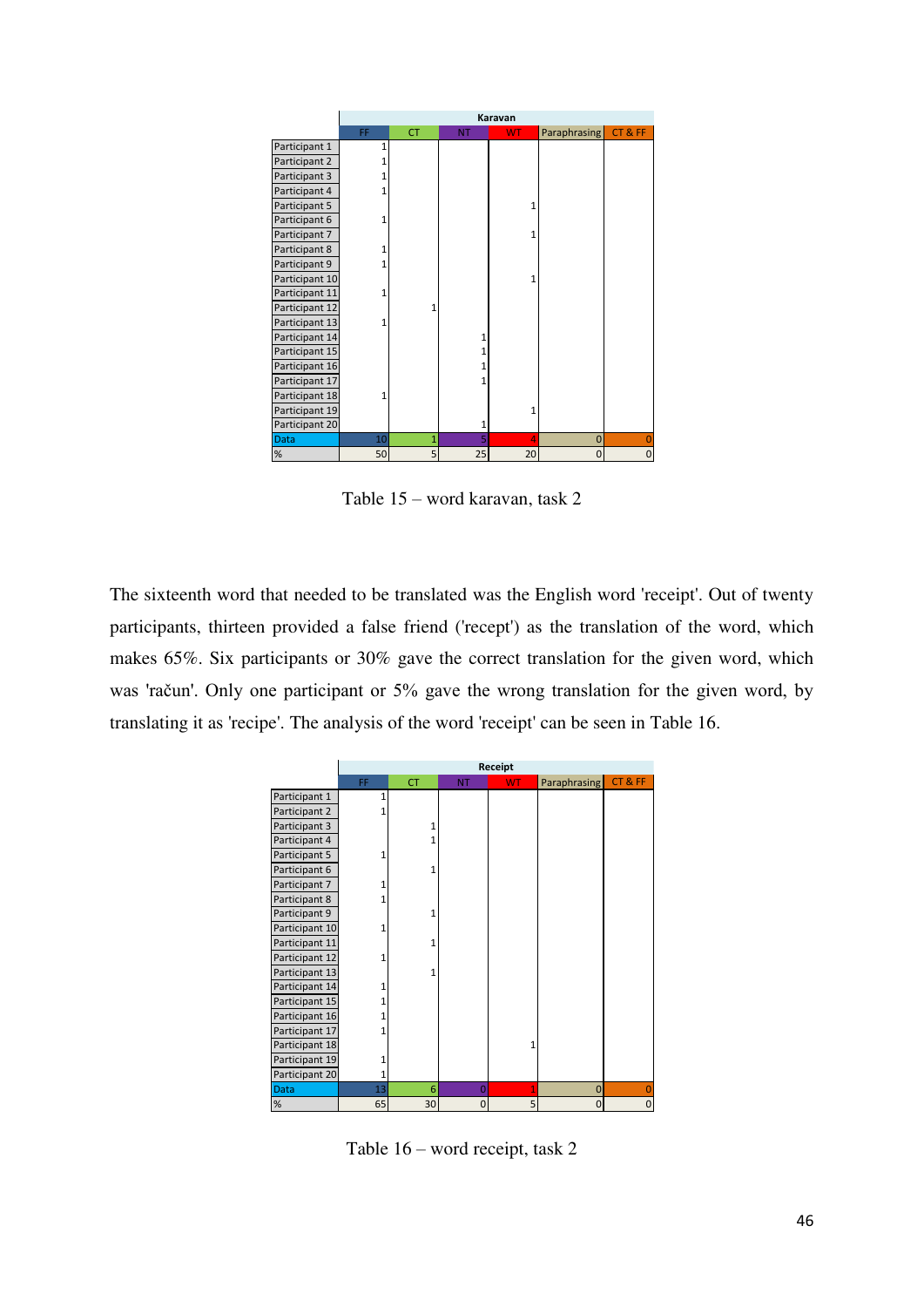| | Karavan | | | | | |
|---|---|---|---|---|---|---|
| | FF | CT | NT | WT | Paraphrasing | CT & FF |
| Participant 1 | 1 | | | | | |
| Participant 2 | 1 | | | | | |
| Participant 3 | 1 | | | | | |
| Participant 4 | 1 | | | | | |
| Participant 5 | | | | 1 | | |
| Participant 6 | 1 | | | | | |
| Participant 7 | | | | 1 | | |
| Participant 8 | 1 | | | | | |
| Participant 9 | 1 | | | | | |
| Participant 10 | | | | 1 | | |
| Participant 11 | 1 | | | | | |
| Participant 12 | | 1 | | | | |
| Participant 13 | 1 | | | | | |
| Participant 14 | | | 1 | | | |
| Participant 15 | | | 1 | | | |
| Participant 16 | | | 1 | | | |
| Participant 17 | | | 1 | | | |
| Participant 18 | 1 | | | | | |
| Participant 19 | | | | 1 | | |
| Participant 20 | | | 1 | | | |
| Data | 10 | 1 | 5 | 4 | 0 | 0 |
| % | 50 | 5 | 25 | 20 | 0 | 0 |

Table 15 – word karavan, task 2

The sixteenth word that needed to be translated was the English word 'receipt'. Out of twenty participants, thirteen provided a false friend ('recept') as the translation of the word, which makes 65%. Six participants or 30% gave the correct translation for the given word, which was 'račun'. Only one participant or 5% gave the wrong translation for the given word, by translating it as 'recipe'. The analysis of the word 'receipt' can be seen in Table 16.

| | Receipt | | | | | |
|---|---|---|---|---|---|---|
| | FF | CT | NT | WT | Paraphrasing | CT & FF |
| Participant 1 | 1 | | | | | |
| Participant 2 | 1 | | | | | |
| Participant 3 | | 1 | | | | |
| Participant 4 | | 1 | | | | |
| Participant 5 | 1 | | | | | |
| Participant 6 | | 1 | | | | |
| Participant 7 | 1 | | | | | |
| Participant 8 | 1 | | | | | |
| Participant 9 | | 1 | | | | |
| Participant 10 | 1 | | | | | |
| Participant 11 | | 1 | | | | |
| Participant 12 | 1 | | | | | |
| Participant 13 | | 1 | | | | |
| Participant 14 | 1 | | | | | |
| Participant 15 | 1 | | | | | |
| Participant 16 | 1 | | | | | |
| Participant 17 | 1 | | | | | |
| Participant 18 | | | | 1 | | |
| Participant 19 | 1 | | | | | |
| Participant 20 | 1 | | | | | |
| Data | 13 | 6 | 0 | 1 | 0 | 0 |
| % | 65 | 30 | 0 | 5 | 0 | 0 |

Table 16 – word receipt, task 2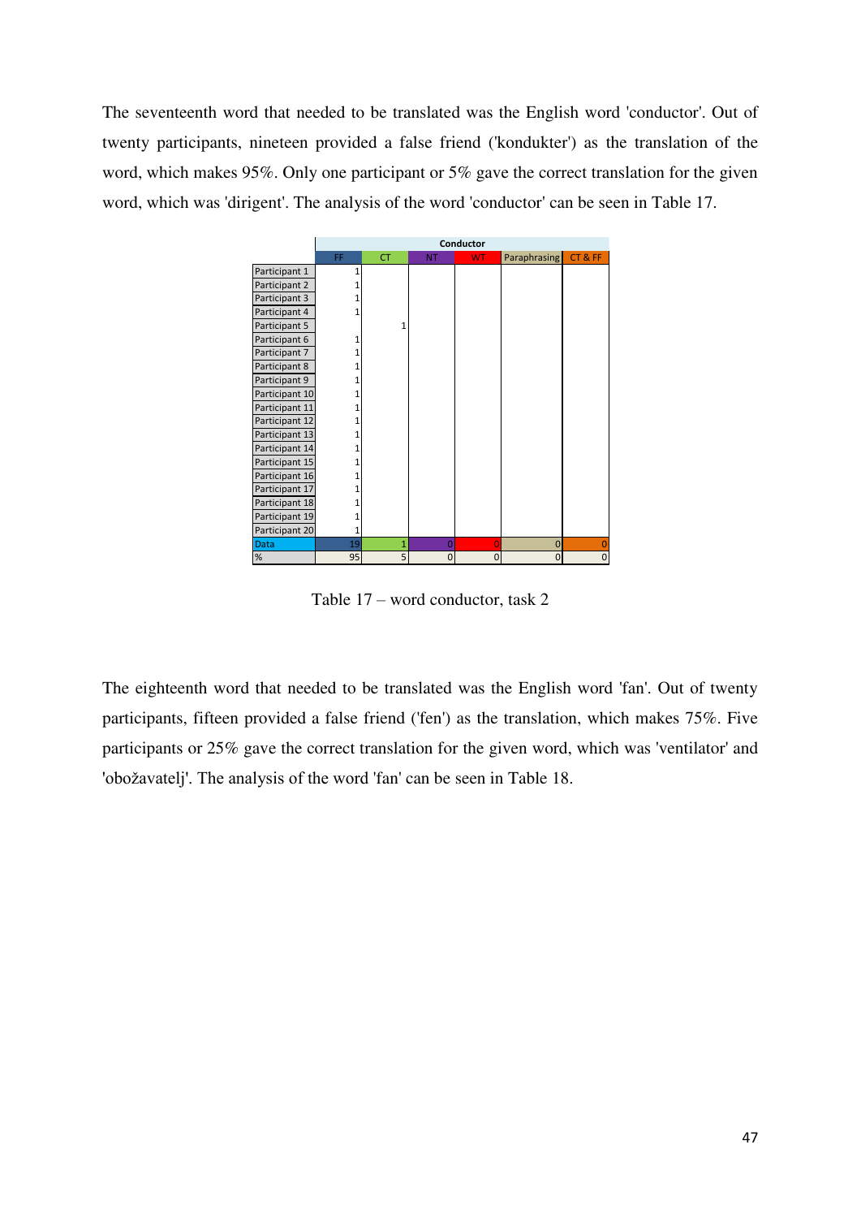The seventeenth word that needed to be translated was the English word 'conductor'. Out of twenty participants, nineteen provided a false friend ('kondukter') as the translation of the word, which makes 95%. Only one participant or 5% gave the correct translation for the given word, which was 'dirigent'. The analysis of the word 'conductor' can be seen in Table 17.

| | Conductor | | | | | |
|---|---|---|---|---|---|---|
| | FF | CT | NT | WT | Paraphrasing | CT & FF |
| Participant 1 | 1 | | | | | |
| Participant 2 | 1 | | | | | |
| Participant 3 | 1 | | | | | |
| Participant 4 | 1 | | | | | |
| Participant 5 | | 1 | | | | |
| Participant 6 | 1 | | | | | |
| Participant 7 | 1 | | | | | |
| Participant 8 | 1 | | | | | |
| Participant 9 | 1 | | | | | |
| Participant 10 | 1 | | | | | |
| Participant 11 | 1 | | | | | |
| Participant 12 | 1 | | | | | |
| Participant 13 | 1 | | | | | |
| Participant 14 | 1 | | | | | |
| Participant 15 | 1 | | | | | |
| Participant 16 | 1 | | | | | |
| Participant 17 | 1 | | | | | |
| Participant 18 | 1 | | | | | |
| Participant 19 | 1 | | | | | |
| Participant 20 | 1 | | | | | |
| Data | 19 | 1 | 0 | 0 | 0 | 0 |
| % | 95 | 5 | 0 | 0 | 0 | 0 |

Table 17 – word conductor, task 2

The eighteenth word that needed to be translated was the English word 'fan'. Out of twenty participants, fifteen provided a false friend ('fen') as the translation, which makes 75%. Five participants or 25% gave the correct translation for the given word, which was 'ventilator' and 'obožavatelj'. The analysis of the word 'fan' can be seen in Table 18.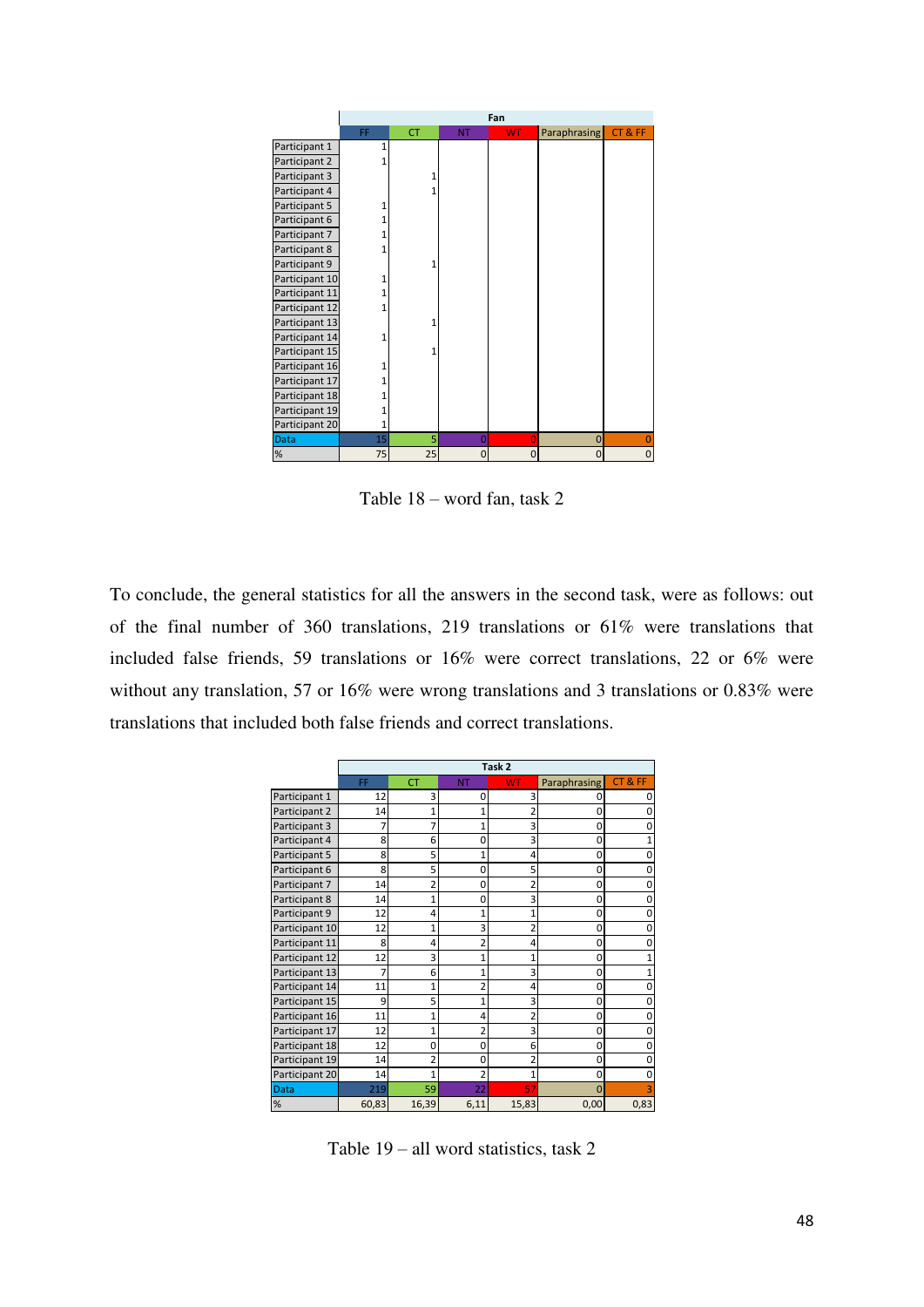| | Fan | | | | | |
|---|---|---|---|---|---|---|
| | FF | CT | NT | WT | Paraphrasing | CT & FF |
| Participant 1 | 1 | | | | | |
| Participant 2 | 1 | | | | | |
| Participant 3 | | 1 | | | | |
| Participant 4 | | 1 | | | | |
| Participant 5 | 1 | | | | | |
| Participant 6 | 1 | | | | | |
| Participant 7 | 1 | | | | | |
| Participant 8 | 1 | | | | | |
| Participant 9 | | 1 | | | | |
| Participant 10 | 1 | | | | | |
| Participant 11 | 1 | | | | | |
| Participant 12 | 1 | | | | | |
| Participant 13 | | 1 | | | | |
| Participant 14 | 1 | | | | | |
| Participant 15 | | 1 | | | | |
| Participant 16 | 1 | | | | | |
| Participant 17 | 1 | | | | | |
| Participant 18 | 1 | | | | | |
| Participant 19 | 1 | | | | | |
| Participant 20 | 1 | | | | | |
| Data | 15 | 5 | 0 | 0 | 0 | 0 |
| % | 75 | 25 | 0 | 0 | 0 | 0 |

Table 18 – word fan, task 2

To conclude, the general statistics for all the answers in the second task, were as follows: out of the final number of 360 translations, 219 translations or 61% were translations that included false friends, 59 translations or 16% were correct translations, 22 or 6% were without any translation, 57 or 16% were wrong translations and 3 translations or 0.83% were translations that included both false friends and correct translations.

| | Task 2 | | | | | |
|---|---|---|---|---|---|---|
| | FF | CT | NT | WT | Paraphrasing | CT & FF |
| Participant 1 | 12 | 3 | 0 | 3 | 0 | 0 |
| Participant 2 | 14 | 1 | 1 | 2 | 0 | 0 |
| Participant 3 | 7 | 7 | 1 | 3 | 0 | 0 |
| Participant 4 | 8 | 6 | 0 | 3 | 0 | 1 |
| Participant 5 | 8 | 5 | 1 | 4 | 0 | 0 |
| Participant 6 | 8 | 5 | 0 | 5 | 0 | 0 |
| Participant 7 | 14 | 2 | 0 | 2 | 0 | 0 |
| Participant 8 | 14 | 1 | 0 | 3 | 0 | 0 |
| Participant 9 | 12 | 4 | 1 | 1 | 0 | 0 |
| Participant 10 | 12 | 1 | 3 | 2 | 0 | 0 |
| Participant 11 | 8 | 4 | 2 | 4 | 0 | 0 |
| Participant 12 | 12 | 3 | 1 | 1 | 0 | 1 |
| Participant 13 | 7 | 6 | 1 | 3 | 0 | 1 |
| Participant 14 | 11 | 1 | 2 | 4 | 0 | 0 |
| Participant 15 | 9 | 5 | 1 | 3 | 0 | 0 |
| Participant 16 | 11 | 1 | 4 | 2 | 0 | 0 |
| Participant 17 | 12 | 1 | 2 | 3 | 0 | 0 |
| Participant 18 | 12 | 0 | 0 | 6 | 0 | 0 |
| Participant 19 | 14 | 2 | 0 | 2 | 0 | 0 |
| Participant 20 | 14 | 1 | 2 | 1 | 0 | 0 |
| Data | 219 | 59 | 22 | 57 | 0 | 3 |
| % | 60,83 | 16,39 | 6,11 | 15,83 | 0,00 | 0,83 |

Table 19 – all word statistics, task 2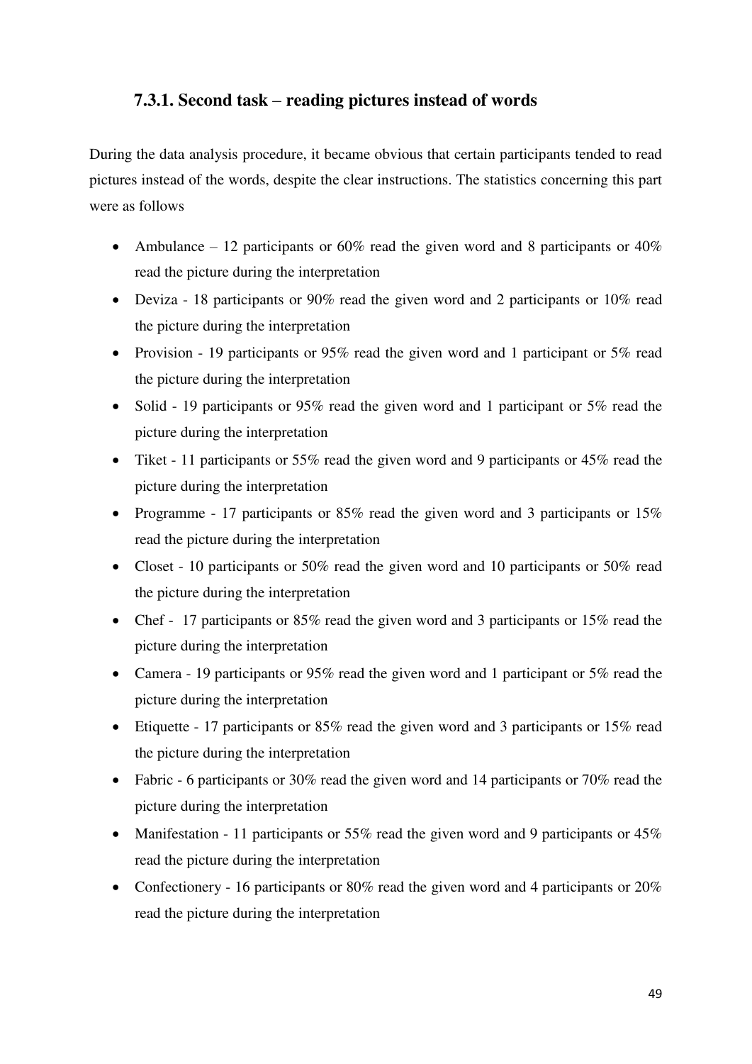### 7.3.1. Second task – reading pictures instead of words

During the data analysis procedure, it became obvious that certain participants tended to read pictures instead of the words, despite the clear instructions. The statistics concerning this part were as follows

- Ambulance – 12 participants or 60% read the given word and 8 participants or 40% read the picture during the interpretation
- Deviza - 18 participants or 90% read the given word and 2 participants or 10% read the picture during the interpretation
- Provision - 19 participants or 95% read the given word and 1 participant or 5% read the picture during the interpretation
- Solid - 19 participants or 95% read the given word and 1 participant or 5% read the picture during the interpretation
- Tiket - 11 participants or 55% read the given word and 9 participants or 45% read the picture during the interpretation
- Programme - 17 participants or 85% read the given word and 3 participants or 15% read the picture during the interpretation
- Closet - 10 participants or 50% read the given word and 10 participants or 50% read the picture during the interpretation
- Chef - 17 participants or 85% read the given word and 3 participants or 15% read the picture during the interpretation
- Camera - 19 participants or 95% read the given word and 1 participant or 5% read the picture during the interpretation
- Etiquette - 17 participants or 85% read the given word and 3 participants or 15% read the picture during the interpretation
- Fabric - 6 participants or 30% read the given word and 14 participants or 70% read the picture during the interpretation
- Manifestation - 11 participants or 55% read the given word and 9 participants or 45% read the picture during the interpretation
- Confectionery - 16 participants or 80% read the given word and 4 participants or 20% read the picture during the interpretation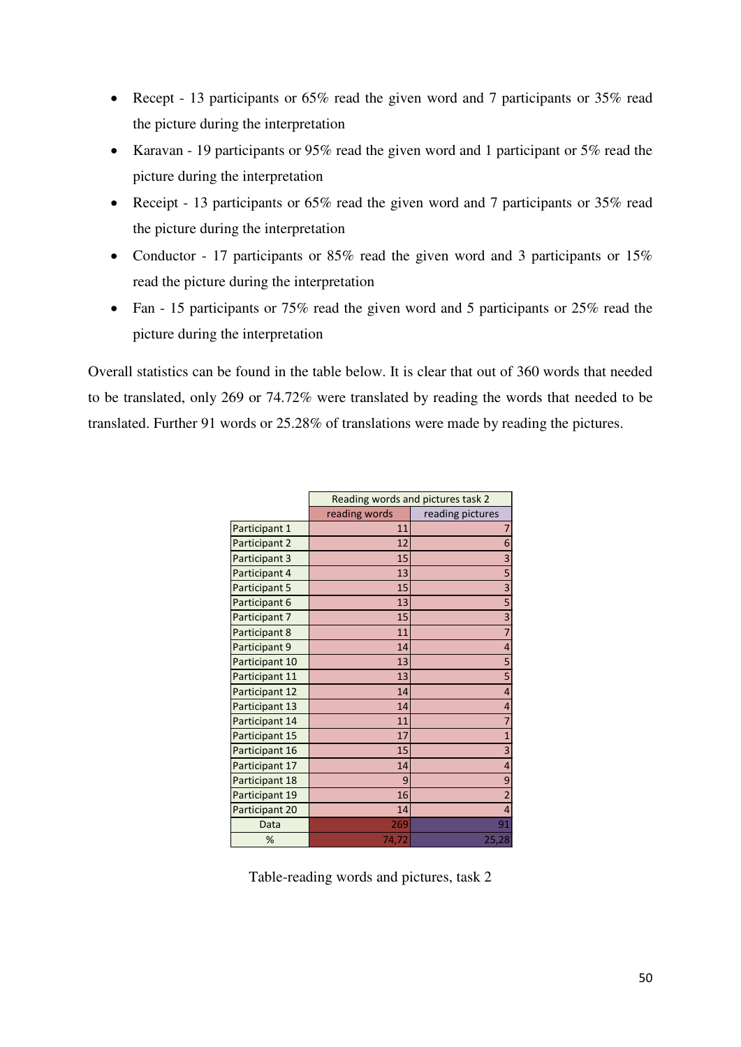- Recept - 13 participants or 65% read the given word and 7 participants or 35% read the picture during the interpretation
- Karavan - 19 participants or 95% read the given word and 1 participant or 5% read the picture during the interpretation
- Receipt - 13 participants or 65% read the given word and 7 participants or 35% read the picture during the interpretation
- Conductor - 17 participants or 85% read the given word and 3 participants or 15% read the picture during the interpretation
- Fan - 15 participants or 75% read the given word and 5 participants or 25% read the picture during the interpretation

Overall statistics can be found in the table below. It is clear that out of 360 words that needed to be translated, only 269 or 74.72% were translated by reading the words that needed to be translated. Further 91 words or 25.28% of translations were made by reading the pictures.

| | Reading words and pictures task 2 | |
|---|---|---|
| | reading words | reading pictures |
| Participant 1 | 11 | 7 |
| Participant 2 | 12 | 6 |
| Participant 3 | 15 | 3 |
| Participant 4 | 13 | 5 |
| Participant 5 | 15 | 3 |
| Participant 6 | 13 | 5 |
| Participant 7 | 15 | 3 |
| Participant 8 | 11 | 7 |
| Participant 9 | 14 | 4 |
| Participant 10 | 13 | 5 |
| Participant 11 | 13 | 5 |
| Participant 12 | 14 | 4 |
| Participant 13 | 14 | 4 |
| Participant 14 | 11 | 7 |
| Participant 15 | 17 | 1 |
| Participant 16 | 15 | 3 |
| Participant 17 | 14 | 4 |
| Participant 18 | 9 | 9 |
| Participant 19 | 16 | 2 |
| Participant 20 | 14 | 4 |
| Data | 269 | 91 |
| % | 74,72 | 25,28 |

Table-reading words and pictures, task 2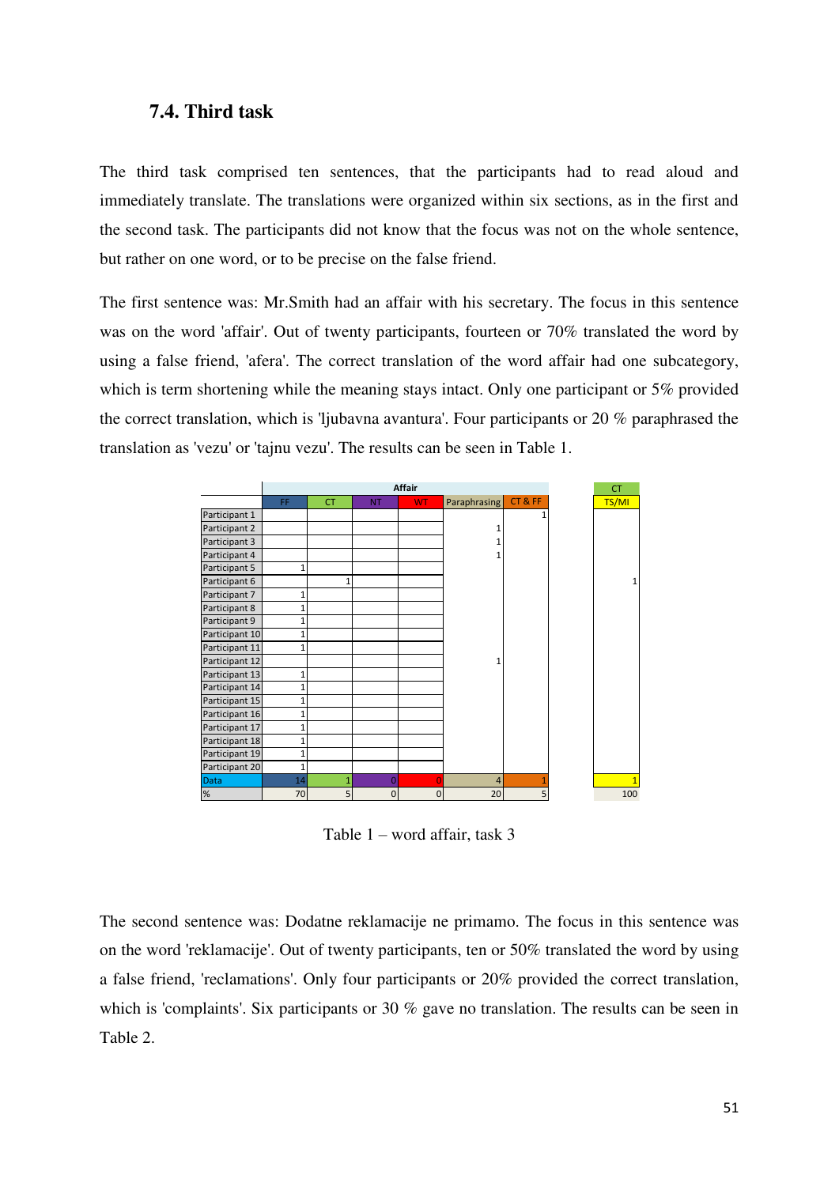### 7.4. Third task

The third task comprised ten sentences, that the participants had to read aloud and immediately translate. The translations were organized within six sections, as in the first and the second task. The participants did not know that the focus was not on the whole sentence, but rather on one word, or to be precise on the false friend.

The first sentence was: Mr.Smith had an affair with his secretary. The focus in this sentence was on the word 'affair'. Out of twenty participants, fourteen or 70% translated the word by using a false friend, 'afera'. The correct translation of the word affair had one subcategory, which is term shortening while the meaning stays intact. Only one participant or 5% provided the correct translation, which is 'ljubavna avantura'. Four participants or 20 % paraphrased the translation as 'vezu' or 'tajnu vezu'. The results can be seen in Table 1.

| | Affair | | | | | | CT |
|---|---|---|---|---|---|---|---|
| | FF | CT | NT | WT | Paraphrasing | CT & FF | TS/MI |
| Participant 1 | | | | | | 1 | |
| Participant 2 | | | | | 1 | | |
| Participant 3 | | | | | 1 | | |
| Participant 4 | | | | | 1 | | |
| Participant 5 | 1 | | | | | | |
| Participant 6 | | 1 | | | | | 1 |
| Participant 7 | 1 | | | | | | |
| Participant 8 | 1 | | | | | | |
| Participant 9 | 1 | | | | | | |
| Participant 10 | 1 | | | | | | |
| Participant 11 | 1 | | | | | | |
| Participant 12 | | | | | 1 | | |
| Participant 13 | 1 | | | | | | |
| Participant 14 | 1 | | | | | | |
| Participant 15 | 1 | | | | | | |
| Participant 16 | 1 | | | | | | |
| Participant 17 | 1 | | | | | | |
| Participant 18 | 1 | | | | | | |
| Participant 19 | 1 | | | | | | |
| Participant 20 | 1 | | | | | | |
| Data | 14 | 1 | 0 | 0 | 4 | 1 | 1 |
| % | 70 | 5 | 0 | 0 | 20 | 5 | 100 |

Table 1 – word affair, task 3

The second sentence was: Dodatne reklamacije ne primamo. The focus in this sentence was on the word 'reklamacije'. Out of twenty participants, ten or 50% translated the word by using a false friend, 'reclamations'. Only four participants or 20% provided the correct translation, which is 'complaints'. Six participants or 30 % gave no translation. The results can be seen in Table 2.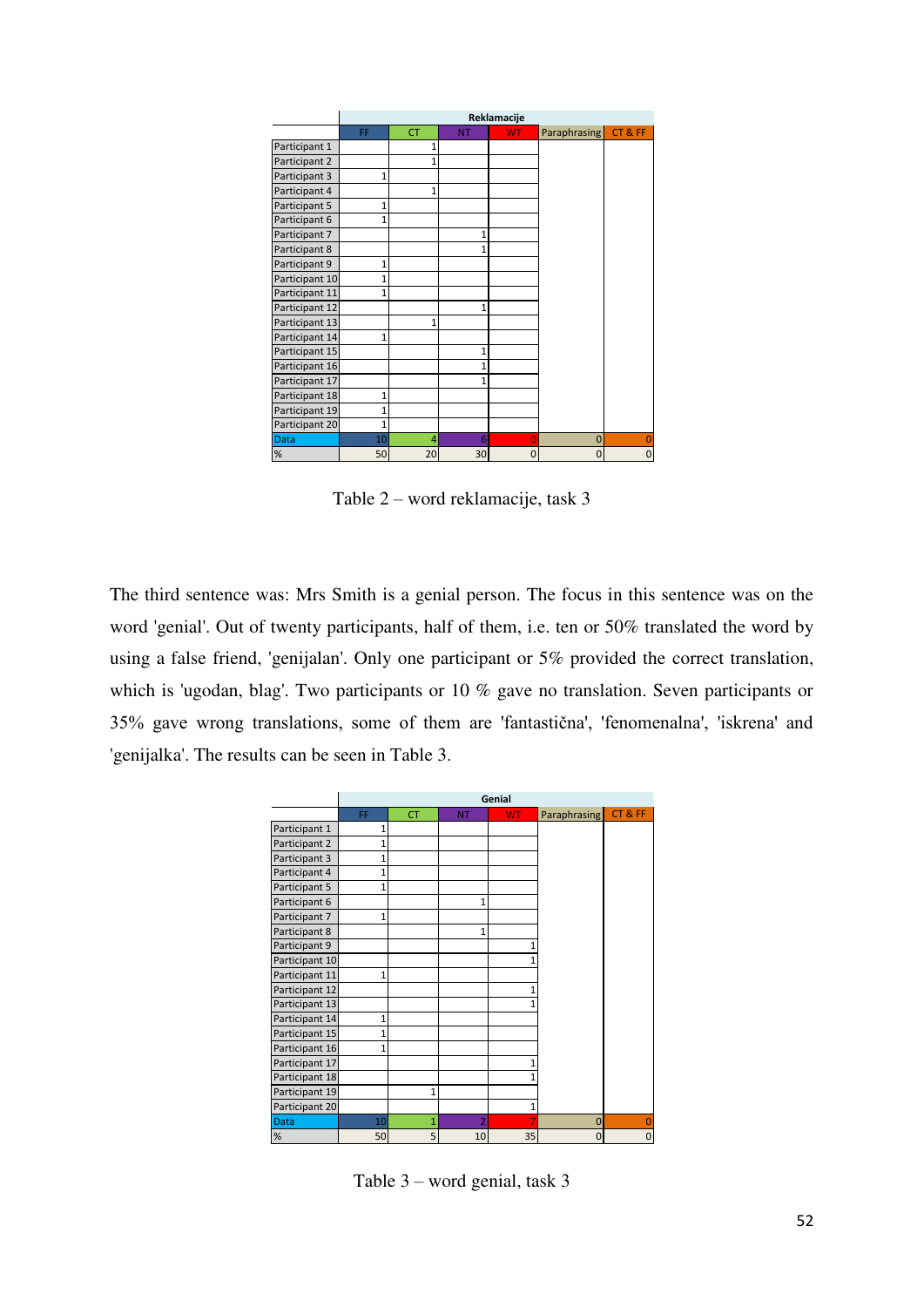| | Reklamacije | | | | | |
|---|---|---|---|---|---|---|
| | FF | CT | NT | WT | Paraphrasing | CT & FF |
| Participant 1 | | 1 | | | | |
| Participant 2 | | 1 | | | | |
| Participant 3 | 1 | | | | | |
| Participant 4 | | 1 | | | | |
| Participant 5 | 1 | | | | | |
| Participant 6 | 1 | | | | | |
| Participant 7 | | | 1 | | | |
| Participant 8 | | | 1 | | | |
| Participant 9 | 1 | | | | | |
| Participant 10 | 1 | | | | | |
| Participant 11 | 1 | | | | | |
| Participant 12 | | | 1 | | | |
| Participant 13 | | 1 | | | | |
| Participant 14 | 1 | | | | | |
| Participant 15 | | | 1 | | | |
| Participant 16 | | | 1 | | | |
| Participant 17 | | | 1 | | | |
| Participant 18 | 1 | | | | | |
| Participant 19 | 1 | | | | | |
| Participant 20 | 1 | | | | | |
| Data | 10 | 4 | 6 | 0 | 0 | 0 |
| % | 50 | 20 | 30 | 0 | 0 | 0 |

Table 2 – word reklamacije, task 3

The third sentence was: Mrs Smith is a genial person. The focus in this sentence was on the word 'genial'. Out of twenty participants, half of them, i.e. ten or 50% translated the word by using a false friend, 'genijalan'. Only one participant or 5% provided the correct translation, which is 'ugodan, blag'. Two participants or 10 % gave no translation. Seven participants or 35% gave wrong translations, some of them are 'fantastična', 'fenomenalna', 'iskrena' and 'genijalka'. The results can be seen in Table 3.

| | Genial | | | | | |
|---|---|---|---|---|---|---|
| | FF | CT | NT | WT | Paraphrasing | CT & FF |
| Participant 1 | 1 | | | | | |
| Participant 2 | 1 | | | | | |
| Participant 3 | 1 | | | | | |
| Participant 4 | 1 | | | | | |
| Participant 5 | 1 | | | | | |
| Participant 6 | | | 1 | | | |
| Participant 7 | 1 | | | | | |
| Participant 8 | | | 1 | | | |
| Participant 9 | | | | 1 | | |
| Participant 10 | | | | 1 | | |
| Participant 11 | 1 | | | | | |
| Participant 12 | | | | 1 | | |
| Participant 13 | | | | 1 | | |
| Participant 14 | 1 | | | | | |
| Participant 15 | 1 | | | | | |
| Participant 16 | 1 | | | | | |
| Participant 17 | | | | 1 | | |
| Participant 18 | | | | 1 | | |
| Participant 19 | | 1 | | | | |
| Participant 20 | | | | 1 | | |
| Data | 10 | 1 | 2 | 7 | 0 | 0 |
| % | 50 | 5 | 10 | 35 | 0 | 0 |

Table 3 – word genial, task 3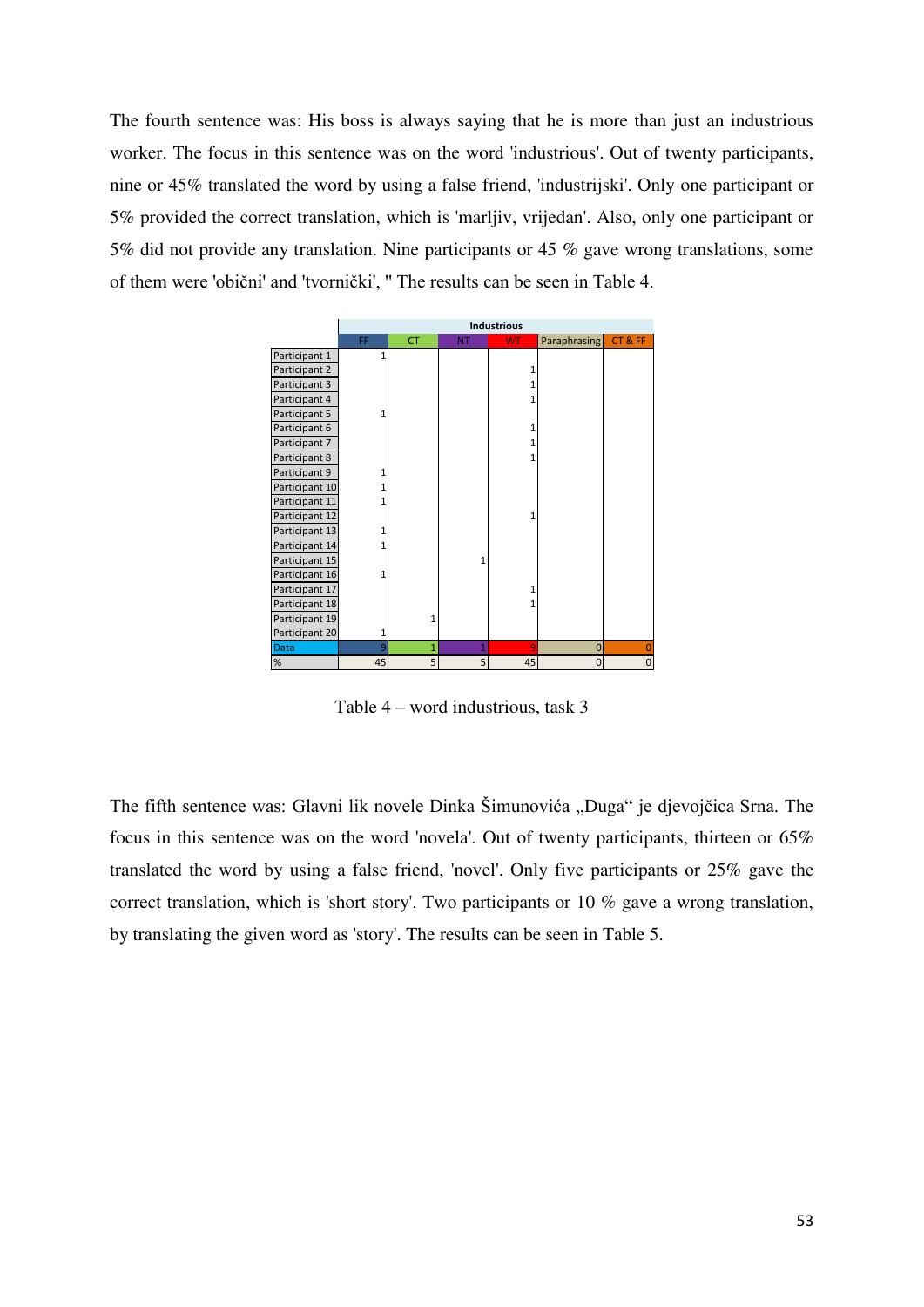The fourth sentence was: His boss is always saying that he is more than just an industrious worker. The focus in this sentence was on the word 'industrious'. Out of twenty participants, nine or 45% translated the word by using a false friend, 'industrijski'. Only one participant or 5% provided the correct translation, which is 'marljiv, vrijedan'. Also, only one participant or 5% did not provide any translation. Nine participants or 45 % gave wrong translations, some of them were 'obični' and 'tvornički', " The results can be seen in Table 4.

| | Industrious | | | | | |
|---|---|---|---|---|---|---|
| | FF | CT | NT | WT | Paraphrasing | CT & FF |
| Participant 1 | 1 | | | | | |
| Participant 2 | | | | 1 | | |
| Participant 3 | | | | 1 | | |
| Participant 4 | | | | 1 | | |
| Participant 5 | 1 | | | | | |
| Participant 6 | | | | 1 | | |
| Participant 7 | | | | 1 | | |
| Participant 8 | | | | 1 | | |
| Participant 9 | 1 | | | | | |
| Participant 10 | 1 | | | | | |
| Participant 11 | 1 | | | | | |
| Participant 12 | | | | 1 | | |
| Participant 13 | 1 | | | | | |
| Participant 14 | 1 | | | | | |
| Participant 15 | | | 1 | | | |
| Participant 16 | 1 | | | | | |
| Participant 17 | | | | 1 | | |
| Participant 18 | | | | 1 | | |
| Participant 19 | | 1 | | | | |
| Participant 20 | 1 | | | | | |
| Data | 9 | 1 | 1 | 9 | 0 | 0 |
| % | 45 | 5 | 5 | 45 | 0 | 0 |

Table 4 – word industrious, task 3

The fifth sentence was: Glavni lik novele Dinka Šimunovića „Duga" je djevojčica Srna. The focus in this sentence was on the word 'novela'. Out of twenty participants, thirteen or 65% translated the word by using a false friend, 'novel'. Only five participants or 25% gave the correct translation, which is 'short story'. Two participants or 10 % gave a wrong translation, by translating the given word as 'story'. The results can be seen in Table 5.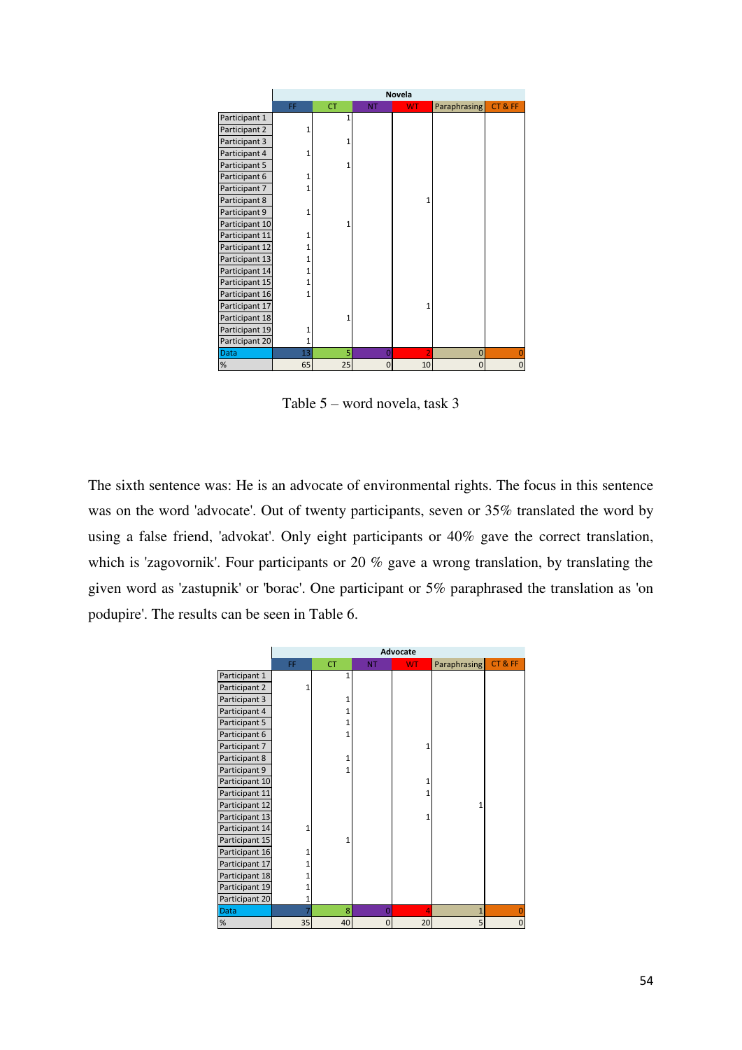| | Novela | | | | | |
|---|---|---|---|---|---|---|
| | FF | CT | NT | WT | Paraphrasing | CT & FF |
| Participant 1 | | 1 | | | | |
| Participant 2 | 1 | | | | | |
| Participant 3 | | 1 | | | | |
| Participant 4 | 1 | | | | | |
| Participant 5 | | 1 | | | | |
| Participant 6 | 1 | | | | | |
| Participant 7 | 1 | | | | | |
| Participant 8 | | | | 1 | | |
| Participant 9 | 1 | | | | | |
| Participant 10 | | 1 | | | | |
| Participant 11 | 1 | | | | | |
| Participant 12 | 1 | | | | | |
| Participant 13 | 1 | | | | | |
| Participant 14 | 1 | | | | | |
| Participant 15 | 1 | | | | | |
| Participant 16 | 1 | | | | | |
| Participant 17 | | | | 1 | | |
| Participant 18 | | 1 | | | | |
| Participant 19 | 1 | | | | | |
| Participant 20 | 1 | | | | | |
| Data | 13 | 5 | 0 | 2 | 0 | 0 |
| % | 65 | 25 | 0 | 10 | 0 | 0 |

Table 5 – word novela, task 3

The sixth sentence was: He is an advocate of environmental rights. The focus in this sentence was on the word 'advocate'. Out of twenty participants, seven or 35% translated the word by using a false friend, 'advokat'. Only eight participants or 40% gave the correct translation, which is 'zagovornik'. Four participants or 20 % gave a wrong translation, by translating the given word as 'zastupnik' or 'borac'. One participant or 5% paraphrased the translation as 'on podupire'. The results can be seen in Table 6.

| | Advocate | | | | | |
|---|---|---|---|---|---|---|
| | FF | CT | NT | WT | Paraphrasing | CT & FF |
| Participant 1 | | 1 | | | | |
| Participant 2 | 1 | | | | | |
| Participant 3 | | 1 | | | | |
| Participant 4 | | 1 | | | | |
| Participant 5 | | 1 | | | | |
| Participant 6 | | 1 | | | | |
| Participant 7 | | | | 1 | | |
| Participant 8 | | 1 | | | | |
| Participant 9 | | 1 | | | | |
| Participant 10 | | | | 1 | | |
| Participant 11 | | | | 1 | | |
| Participant 12 | | | | | 1 | |
| Participant 13 | | | | 1 | | |
| Participant 14 | 1 | | | | | |
| Participant 15 | | 1 | | | | |
| Participant 16 | 1 | | | | | |
| Participant 17 | 1 | | | | | |
| Participant 18 | 1 | | | | | |
| Participant 19 | 1 | | | | | |
| Participant 20 | 1 | | | | | |
| Data | 7 | 8 | 0 | 4 | 1 | 0 |
| % | 35 | 40 | 0 | 20 | 5 | 0 |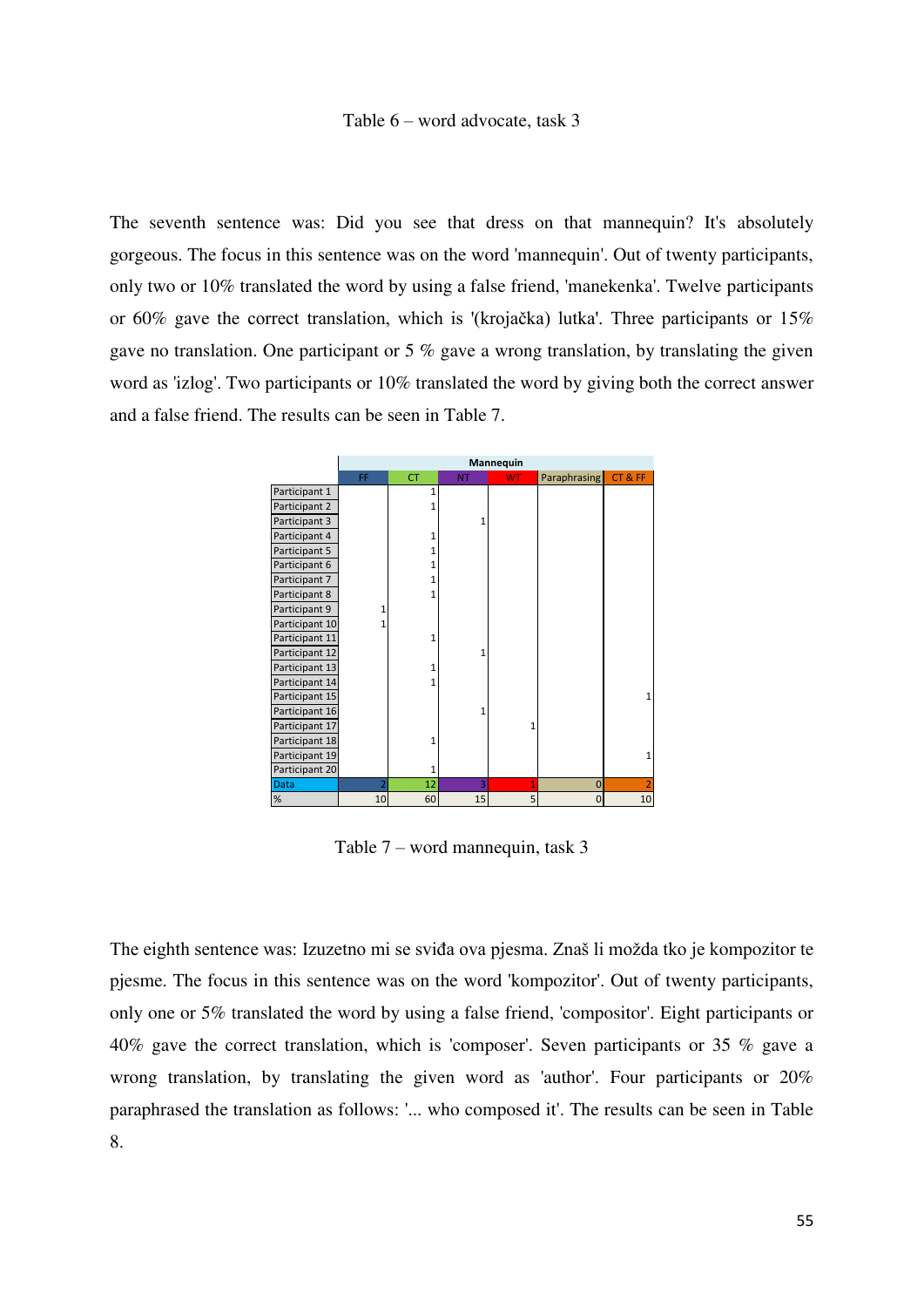Table 6 – word advocate, task 3

The seventh sentence was: Did you see that dress on that mannequin? It's absolutely gorgeous. The focus in this sentence was on the word 'mannequin'. Out of twenty participants, only two or 10% translated the word by using a false friend, 'manekenka'. Twelve participants or 60% gave the correct translation, which is '(krojačka) lutka'. Three participants or 15% gave no translation. One participant or 5 % gave a wrong translation, by translating the given word as 'izlog'. Two participants or 10% translated the word by giving both the correct answer and a false friend. The results can be seen in Table 7.

| | Mannequin | | | | | |
|---|---|---|---|---|---|---|
| | FF | CT | NT | WT | Paraphrasing | CT & FF |
| Participant 1 | | 1 | | | | |
| Participant 2 | | 1 | | | | |
| Participant 3 | | | 1 | | | |
| Participant 4 | | 1 | | | | |
| Participant 5 | | 1 | | | | |
| Participant 6 | | 1 | | | | |
| Participant 7 | | 1 | | | | |
| Participant 8 | | 1 | | | | |
| Participant 9 | 1 | | | | | |
| Participant 10 | 1 | | | | | |
| Participant 11 | | 1 | | | | |
| Participant 12 | | | 1 | | | |
| Participant 13 | | 1 | | | | |
| Participant 14 | | 1 | | | | |
| Participant 15 | | | | | | 1 |
| Participant 16 | | | 1 | | | |
| Participant 17 | | | | 1 | | |
| Participant 18 | | 1 | | | | |
| Participant 19 | | | | | | 1 |
| Participant 20 | | 1 | | | | |
| Data | 2 | 12 | 3 | 1 | 0 | 2 |
| % | 10 | 60 | 15 | 5 | 0 | 10 |

Table 7 – word mannequin, task 3

The eighth sentence was: Izuzetno mi se sviđa ova pjesma. Znaš li možda tko je kompozitor te pjesme. The focus in this sentence was on the word 'kompozitor'. Out of twenty participants, only one or 5% translated the word by using a false friend, 'compositor'. Eight participants or 40% gave the correct translation, which is 'composer'. Seven participants or 35 % gave a wrong translation, by translating the given word as 'author'. Four participants or 20% paraphrased the translation as follows: '... who composed it'. The results can be seen in Table 8.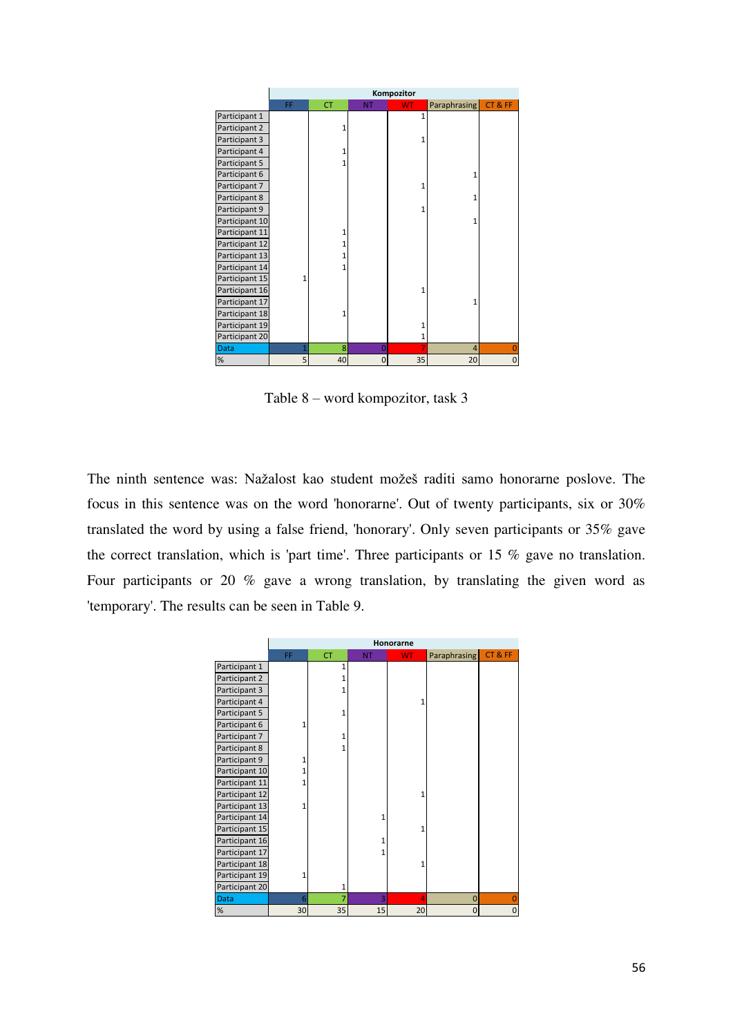| | Kompozitor | | | | | |
|---|---|---|---|---|---|---|
| | FF | CT | NT | WT | Paraphrasing | CT & FF |
| Participant 1 | | | | 1 | | |
| Participant 2 | | 1 | | | | |
| Participant 3 | | | | 1 | | |
| Participant 4 | | 1 | | | | |
| Participant 5 | | 1 | | | | |
| Participant 6 | | | | | 1 | |
| Participant 7 | | | | 1 | | |
| Participant 8 | | | | | 1 | |
| Participant 9 | | | | 1 | | |
| Participant 10 | | | | | 1 | |
| Participant 11 | | 1 | | | | |
| Participant 12 | | 1 | | | | |
| Participant 13 | | 1 | | | | |
| Participant 14 | | 1 | | | | |
| Participant 15 | 1 | | | | | |
| Participant 16 | | | | 1 | | |
| Participant 17 | | | | | 1 | |
| Participant 18 | | 1 | | | | |
| Participant 19 | | | | 1 | | |
| Participant 20 | | | | 1 | | |
| Data | 1 | 8 | 0 | 7 | 4 | 0 |
| % | 5 | 40 | 0 | 35 | 20 | 0 |

Table 8 – word kompozitor, task 3

The ninth sentence was: Nažalost kao student možeš raditi samo honorarne poslove. The focus in this sentence was on the word 'honorarne'. Out of twenty participants, six or 30% translated the word by using a false friend, 'honorary'. Only seven participants or 35% gave the correct translation, which is 'part time'. Three participants or 15 % gave no translation. Four participants or 20 % gave a wrong translation, by translating the given word as 'temporary'. The results can be seen in Table 9.

| | Honorarne | | | | | |
|---|---|---|---|---|---|---|
| | FF | CT | NT | WT | Paraphrasing | CT & FF |
| Participant 1 | | 1 | | | | |
| Participant 2 | | 1 | | | | |
| Participant 3 | | 1 | | | | |
| Participant 4 | | | | 1 | | |
| Participant 5 | | 1 | | | | |
| Participant 6 | 1 | | | | | |
| Participant 7 | | 1 | | | | |
| Participant 8 | | 1 | | | | |
| Participant 9 | 1 | | | | | |
| Participant 10 | 1 | | | | | |
| Participant 11 | 1 | | | | | |
| Participant 12 | | | | 1 | | |
| Participant 13 | 1 | | | | | |
| Participant 14 | | | 1 | | | |
| Participant 15 | | | | 1 | | |
| Participant 16 | | | 1 | | | |
| Participant 17 | | | 1 | | | |
| Participant 18 | | | | 1 | | |
| Participant 19 | 1 | | | | | |
| Participant 20 | | 1 | | | | |
| Data | 6 | 7 | 3 | 4 | 0 | 0 |
| % | 30 | 35 | 15 | 20 | 0 | 0 |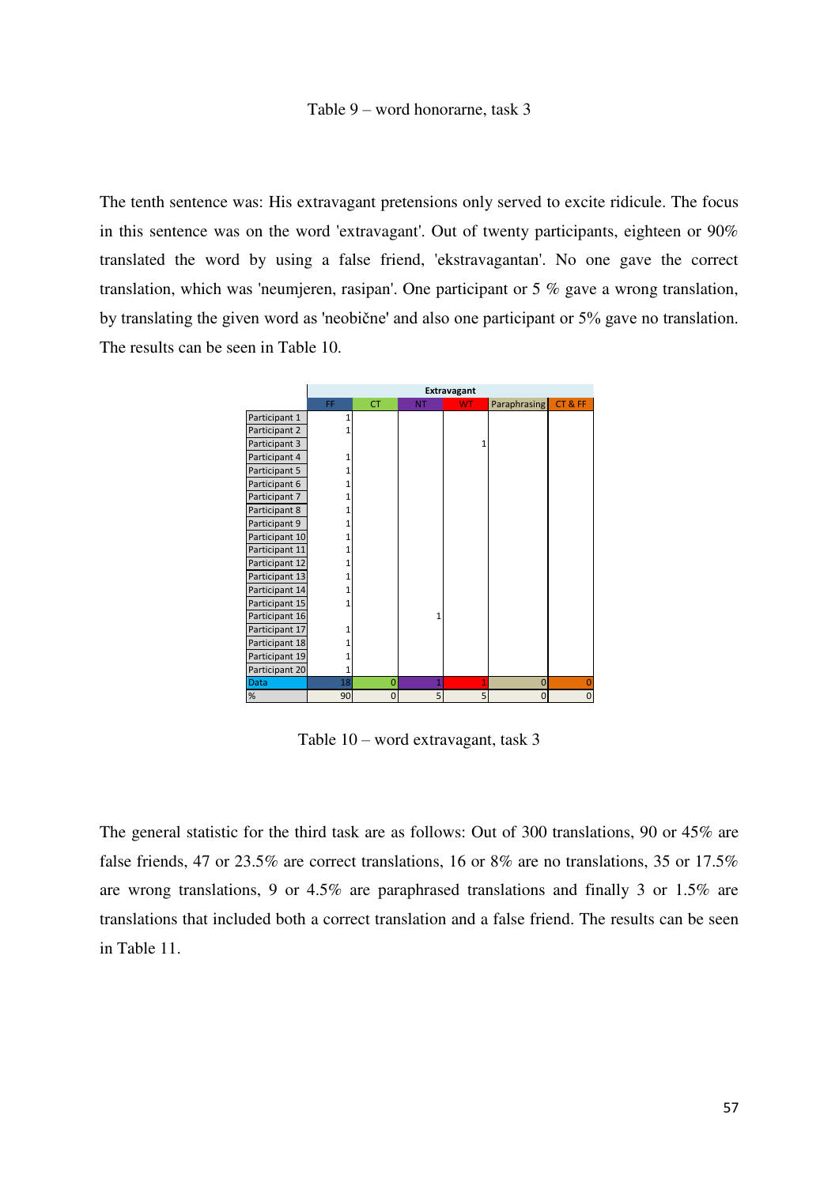Table 9 – word honorarne, task 3

The tenth sentence was: His extravagant pretensions only served to excite ridicule. The focus in this sentence was on the word 'extravagant'. Out of twenty participants, eighteen or 90% translated the word by using a false friend, 'ekstravagantan'. No one gave the correct translation, which was 'neumjeren, rasipan'. One participant or 5 % gave a wrong translation, by translating the given word as 'neobične' and also one participant or 5% gave no translation. The results can be seen in Table 10.

| | Extravagant | | | | | |
|---|---|---|---|---|---|---|
| | FF | CT | NT | WT | Paraphrasing | CT & FF |
| Participant 1 | 1 | | | | | |
| Participant 2 | 1 | | | | | |
| Participant 3 | | | | 1 | | |
| Participant 4 | 1 | | | | | |
| Participant 5 | 1 | | | | | |
| Participant 6 | 1 | | | | | |
| Participant 7 | 1 | | | | | |
| Participant 8 | 1 | | | | | |
| Participant 9 | 1 | | | | | |
| Participant 10 | 1 | | | | | |
| Participant 11 | 1 | | | | | |
| Participant 12 | 1 | | | | | |
| Participant 13 | 1 | | | | | |
| Participant 14 | 1 | | | | | |
| Participant 15 | 1 | | | | | |
| Participant 16 | | | 1 | | | |
| Participant 17 | 1 | | | | | |
| Participant 18 | 1 | | | | | |
| Participant 19 | 1 | | | | | |
| Participant 20 | 1 | | | | | |
| Data | 18 | 0 | 1 | 1 | 0 | 0 |
| % | 90 | 0 | 5 | 5 | 0 | 0 |

Table 10 – word extravagant, task 3

The general statistic for the third task are as follows: Out of 300 translations, 90 or 45% are false friends, 47 or 23.5% are correct translations, 16 or 8% are no translations, 35 or 17.5% are wrong translations, 9 or 4.5% are paraphrased translations and finally 3 or 1.5% are translations that included both a correct translation and a false friend. The results can be seen in Table 11.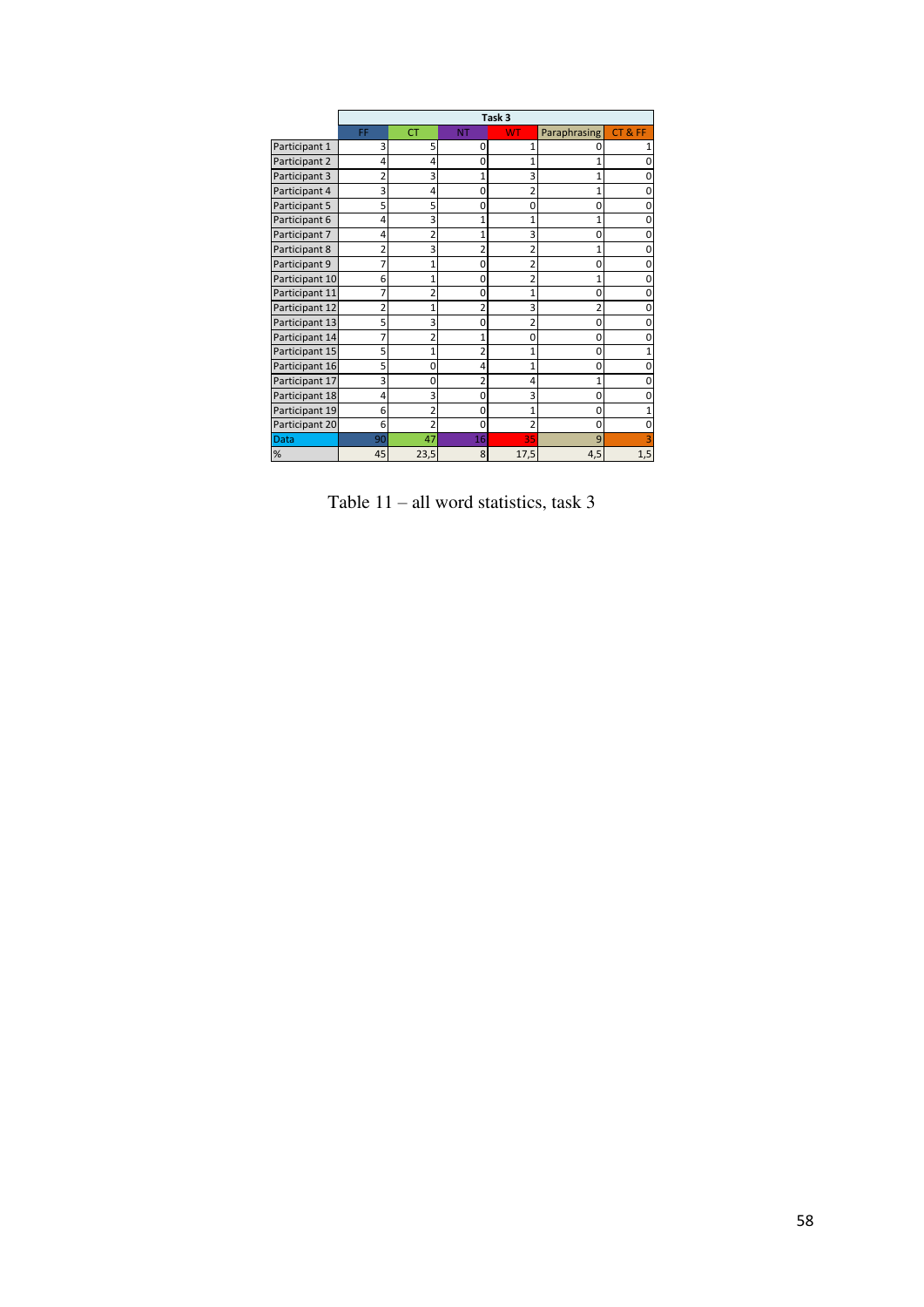| | Task 3 | | | | | |
|---|---|---|---|---|---|---|
| | FF | CT | NT | WT | Paraphrasing | CT & FF |
| Participant 1 | 3 | 5 | 0 | 1 | 0 | 1 |
| Participant 2 | 4 | 4 | 0 | 1 | 1 | 0 |
| Participant 3 | 2 | 3 | 1 | 3 | 1 | 0 |
| Participant 4 | 3 | 4 | 0 | 2 | 1 | 0 |
| Participant 5 | 5 | 5 | 0 | 0 | 0 | 0 |
| Participant 6 | 4 | 3 | 1 | 1 | 1 | 0 |
| Participant 7 | 4 | 2 | 1 | 3 | 0 | 0 |
| Participant 8 | 2 | 3 | 2 | 2 | 1 | 0 |
| Participant 9 | 7 | 1 | 0 | 2 | 0 | 0 |
| Participant 10 | 6 | 1 | 0 | 2 | 1 | 0 |
| Participant 11 | 7 | 2 | 0 | 1 | 0 | 0 |
| Participant 12 | 2 | 1 | 2 | 3 | 2 | 0 |
| Participant 13 | 5 | 3 | 0 | 2 | 0 | 0 |
| Participant 14 | 7 | 2 | 1 | 0 | 0 | 0 |
| Participant 15 | 5 | 1 | 2 | 1 | 0 | 1 |
| Participant 16 | 5 | 0 | 4 | 1 | 0 | 0 |
| Participant 17 | 3 | 0 | 2 | 4 | 1 | 0 |
| Participant 18 | 4 | 3 | 0 | 3 | 0 | 0 |
| Participant 19 | 6 | 2 | 0 | 1 | 0 | 1 |
| Participant 20 | 6 | 2 | 0 | 2 | 0 | 0 |
| Data | 90 | 47 | 16 | 35 | 9 | 3 |
| % | 45 | 23,5 | 8 | 17,5 | 4,5 | 1,5 |

Table 11 – all word statistics, task 3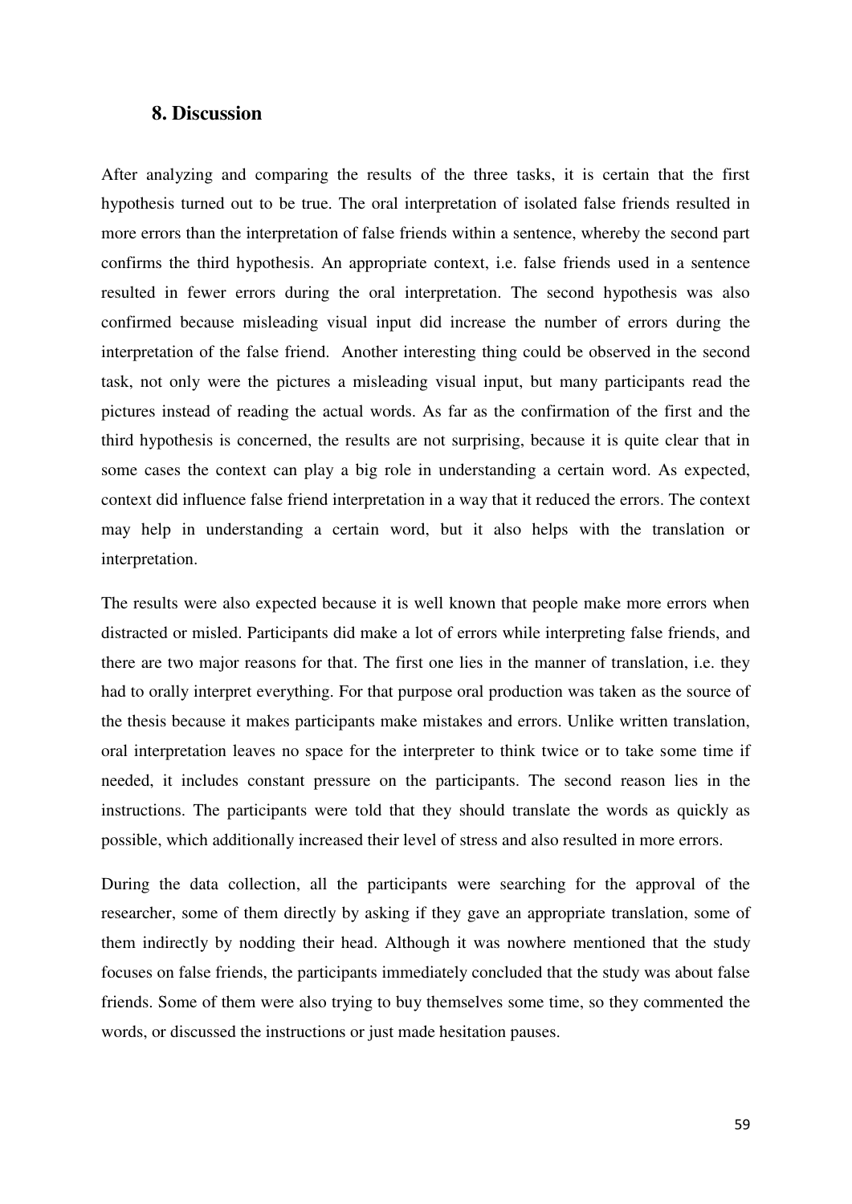## 8. Discussion

After analyzing and comparing the results of the three tasks, it is certain that the first hypothesis turned out to be true. The oral interpretation of isolated false friends resulted in more errors than the interpretation of false friends within a sentence, whereby the second part confirms the third hypothesis. An appropriate context, i.e. false friends used in a sentence resulted in fewer errors during the oral interpretation. The second hypothesis was also confirmed because misleading visual input did increase the number of errors during the interpretation of the false friend.  Another interesting thing could be observed in the second task, not only were the pictures a misleading visual input, but many participants read the pictures instead of reading the actual words. As far as the confirmation of the first and the third hypothesis is concerned, the results are not surprising, because it is quite clear that in some cases the context can play a big role in understanding a certain word. As expected, context did influence false friend interpretation in a way that it reduced the errors. The context may help in understanding a certain word, but it also helps with the translation or interpretation.

The results were also expected because it is well known that people make more errors when distracted or misled. Participants did make a lot of errors while interpreting false friends, and there are two major reasons for that. The first one lies in the manner of translation, i.e. they had to orally interpret everything. For that purpose oral production was taken as the source of the thesis because it makes participants make mistakes and errors. Unlike written translation, oral interpretation leaves no space for the interpreter to think twice or to take some time if needed, it includes constant pressure on the participants. The second reason lies in the instructions. The participants were told that they should translate the words as quickly as possible, which additionally increased their level of stress and also resulted in more errors.

During the data collection, all the participants were searching for the approval of the researcher, some of them directly by asking if they gave an appropriate translation, some of them indirectly by nodding their head. Although it was nowhere mentioned that the study focuses on false friends, the participants immediately concluded that the study was about false friends. Some of them were also trying to buy themselves some time, so they commented the words, or discussed the instructions or just made hesitation pauses.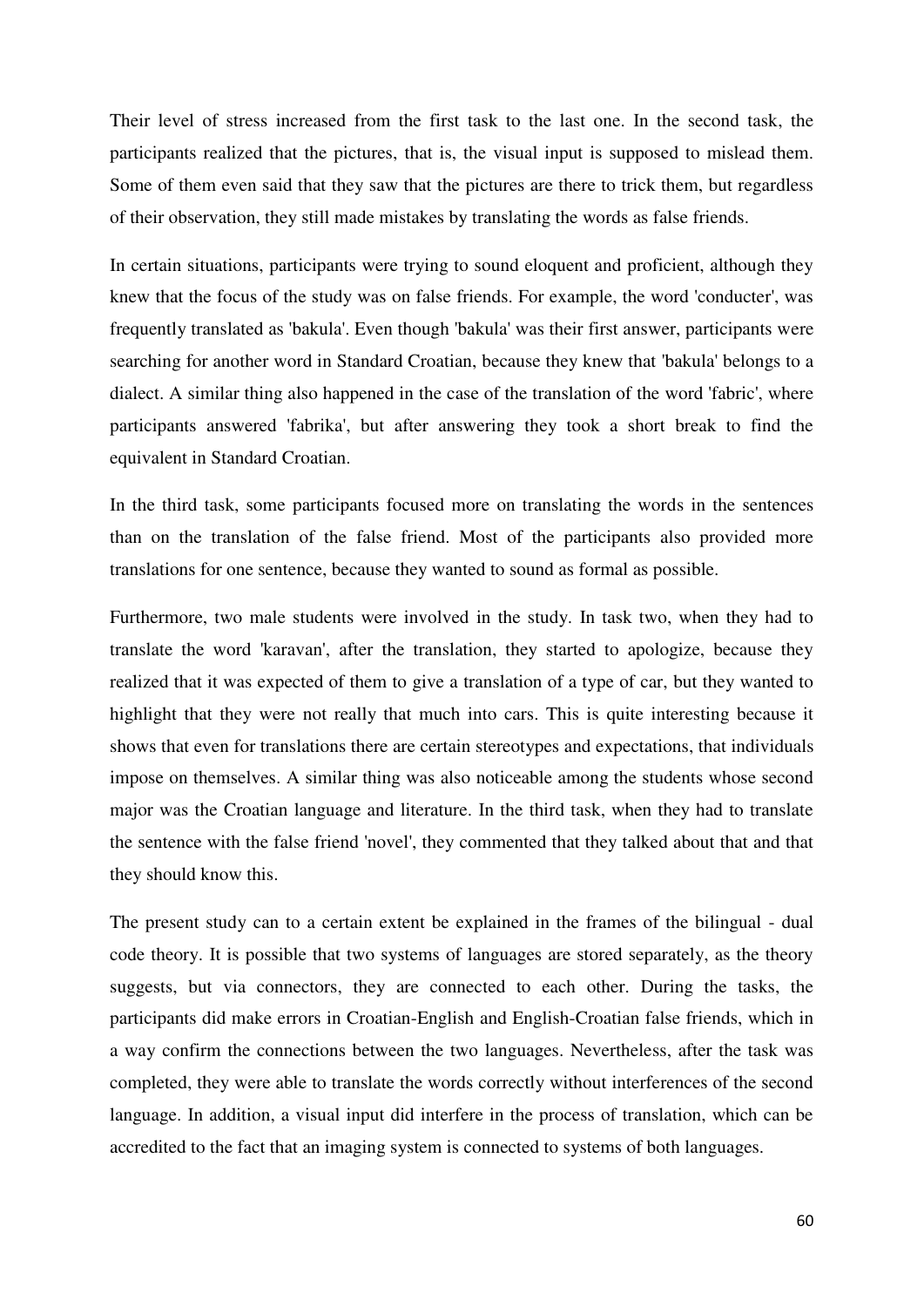Their level of stress increased from the first task to the last one. In the second task, the participants realized that the pictures, that is, the visual input is supposed to mislead them. Some of them even said that they saw that the pictures are there to trick them, but regardless of their observation, they still made mistakes by translating the words as false friends.

In certain situations, participants were trying to sound eloquent and proficient, although they knew that the focus of the study was on false friends. For example, the word 'conducter', was frequently translated as 'bakula'. Even though 'bakula' was their first answer, participants were searching for another word in Standard Croatian, because they knew that 'bakula' belongs to a dialect. A similar thing also happened in the case of the translation of the word 'fabric', where participants answered 'fabrika', but after answering they took a short break to find the equivalent in Standard Croatian.

In the third task, some participants focused more on translating the words in the sentences than on the translation of the false friend. Most of the participants also provided more translations for one sentence, because they wanted to sound as formal as possible.

Furthermore, two male students were involved in the study. In task two, when they had to translate the word 'karavan', after the translation, they started to apologize, because they realized that it was expected of them to give a translation of a type of car, but they wanted to highlight that they were not really that much into cars. This is quite interesting because it shows that even for translations there are certain stereotypes and expectations, that individuals impose on themselves. A similar thing was also noticeable among the students whose second major was the Croatian language and literature. In the third task, when they had to translate the sentence with the false friend 'novel', they commented that they talked about that and that they should know this.

The present study can to a certain extent be explained in the frames of the bilingual - dual code theory. It is possible that two systems of languages are stored separately, as the theory suggests, but via connectors, they are connected to each other. During the tasks, the participants did make errors in Croatian-English and English-Croatian false friends, which in a way confirm the connections between the two languages. Nevertheless, after the task was completed, they were able to translate the words correctly without interferences of the second language. In addition, a visual input did interfere in the process of translation, which can be accredited to the fact that an imaging system is connected to systems of both languages.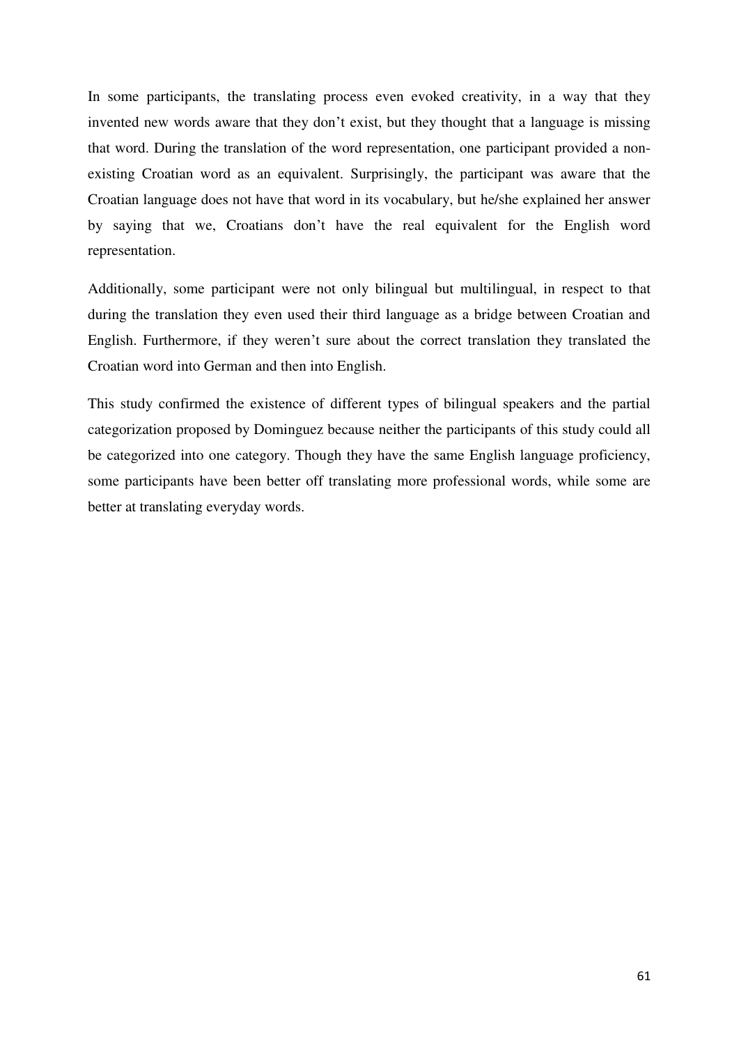In some participants, the translating process even evoked creativity, in a way that they invented new words aware that they don't exist, but they thought that a language is missing that word. During the translation of the word representation, one participant provided a non-existing Croatian word as an equivalent. Surprisingly, the participant was aware that the Croatian language does not have that word in its vocabulary, but he/she explained her answer by saying that we, Croatians don't have the real equivalent for the English word representation.

Additionally, some participant were not only bilingual but multilingual, in respect to that during the translation they even used their third language as a bridge between Croatian and English. Furthermore, if they weren't sure about the correct translation they translated the Croatian word into German and then into English.

This study confirmed the existence of different types of bilingual speakers and the partial categorization proposed by Dominguez because neither the participants of this study could all be categorized into one category. Though they have the same English language proficiency, some participants have been better off translating more professional words, while some are better at translating everyday words.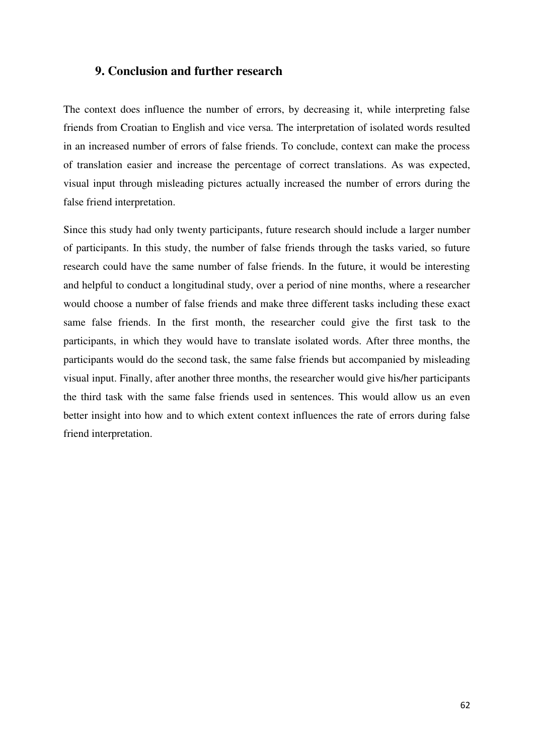## 9. Conclusion and further research

The context does influence the number of errors, by decreasing it, while interpreting false friends from Croatian to English and vice versa. The interpretation of isolated words resulted in an increased number of errors of false friends. To conclude, context can make the process of translation easier and increase the percentage of correct translations. As was expected, visual input through misleading pictures actually increased the number of errors during the false friend interpretation.

Since this study had only twenty participants, future research should include a larger number of participants. In this study, the number of false friends through the tasks varied, so future research could have the same number of false friends. In the future, it would be interesting and helpful to conduct a longitudinal study, over a period of nine months, where a researcher would choose a number of false friends and make three different tasks including these exact same false friends. In the first month, the researcher could give the first task to the participants, in which they would have to translate isolated words. After three months, the participants would do the second task, the same false friends but accompanied by misleading visual input. Finally, after another three months, the researcher would give his/her participants the third task with the same false friends used in sentences. This would allow us an even better insight into how and to which extent context influences the rate of errors during false friend interpretation.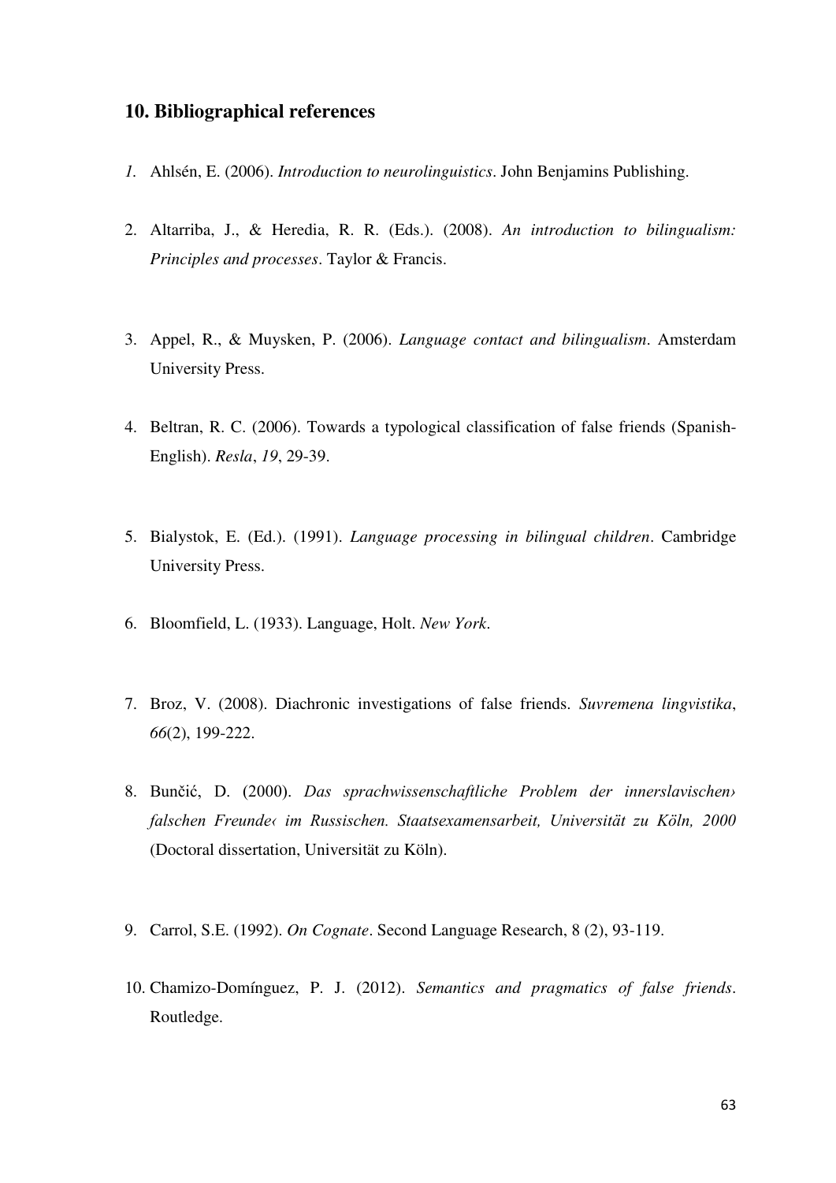## 10. Bibliographical references

*1.* Ahlsén, E. (2006). *Introduction to neurolinguistics*. John Benjamins Publishing.

2. Altarriba, J., & Heredia, R. R. (Eds.). (2008). *An introduction to bilingualism: Principles and processes*. Taylor & Francis.

3. Appel, R., & Muysken, P. (2006). *Language contact and bilingualism*. Amsterdam University Press.

4. Beltran, R. C. (2006). Towards a typological classification of false friends (Spanish-English). *Resla*, *19*, 29-39.

5. Bialystok, E. (Ed.). (1991). *Language processing in bilingual children*. Cambridge University Press.

6. Bloomfield, L. (1933). Language, Holt. *New York*.

7. Broz, V. (2008). Diachronic investigations of false friends. *Suvremena lingvistika*, *66*(2), 199-222.

8. Bunčić, D. (2000). *Das sprachwissenschaftliche Problem der innerslavischen› falschen Freunde‹ im Russischen. Staatsexamensarbeit, Universität zu Köln, 2000* (Doctoral dissertation, Universität zu Köln).

9. Carrol, S.E. (1992). *On Cognate*. Second Language Research, 8 (2), 93-119.

10. Chamizo-Domínguez, P. J. (2012). *Semantics and pragmatics of false friends*. Routledge.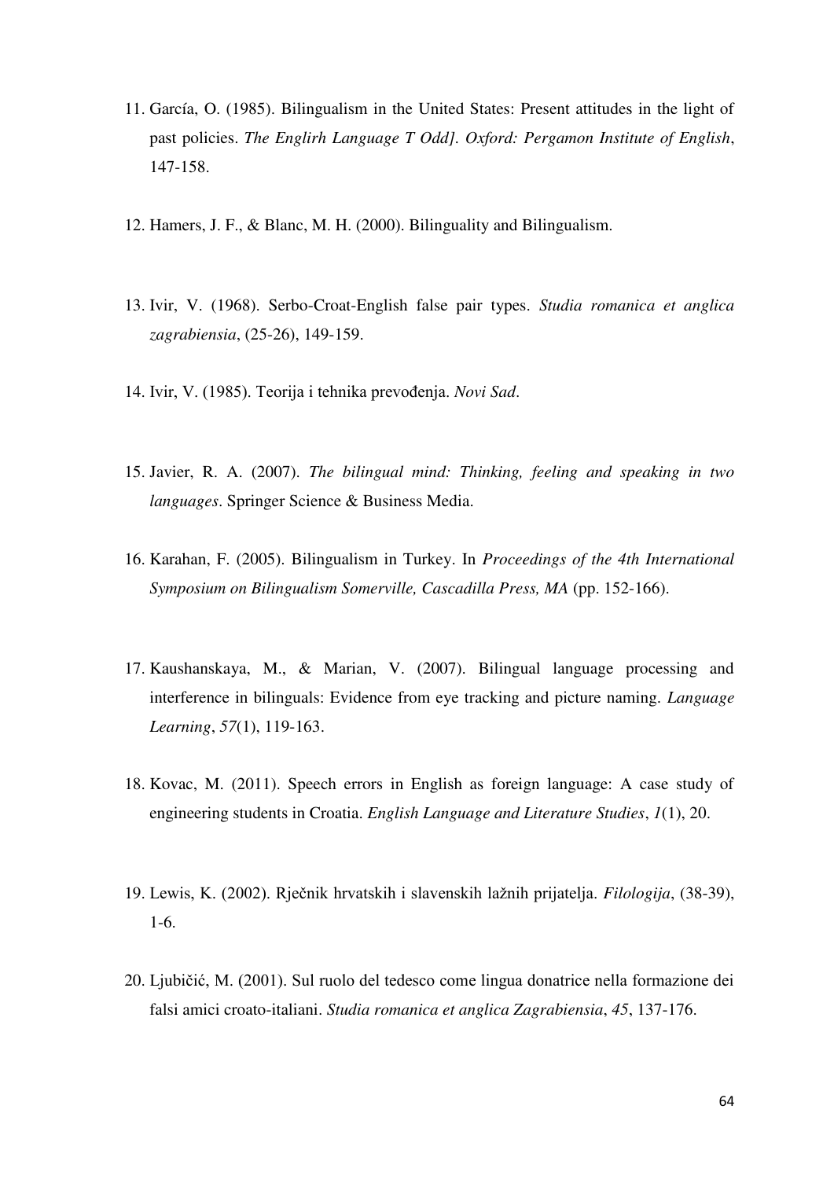11. García, O. (1985). Bilingualism in the United States: Present attitudes in the light of past policies. *The Englirh Language T Odd]. Oxford: Pergamon Institute of English*, 147-158.

12. Hamers, J. F., & Blanc, M. H. (2000). Bilinguality and Bilingualism.

13. Ivir, V. (1968). Serbo-Croat-English false pair types. *Studia romanica et anglica zagrabiensia*, (25-26), 149-159.

14. Ivir, V. (1985). Teorija i tehnika prevođenja. *Novi Sad*.

15. Javier, R. A. (2007). *The bilingual mind: Thinking, feeling and speaking in two languages*. Springer Science & Business Media.

16. Karahan, F. (2005). Bilingualism in Turkey. In *Proceedings of the 4th International Symposium on Bilingualism Somerville, Cascadilla Press, MA* (pp. 152-166).

17. Kaushanskaya, M., & Marian, V. (2007). Bilingual language processing and interference in bilinguals: Evidence from eye tracking and picture naming. *Language Learning*, *57*(1), 119-163.

18. Kovac, M. (2011). Speech errors in English as foreign language: A case study of engineering students in Croatia. *English Language and Literature Studies*, *1*(1), 20.

19. Lewis, K. (2002). Rječnik hrvatskih i slavenskih lažnih prijatelja. *Filologija*, (38-39), 1-6.

20. Ljubičić, M. (2001). Sul ruolo del tedesco come lingua donatrice nella formazione dei falsi amici croato-italiani. *Studia romanica et anglica Zagrabiensia*, *45*, 137-176.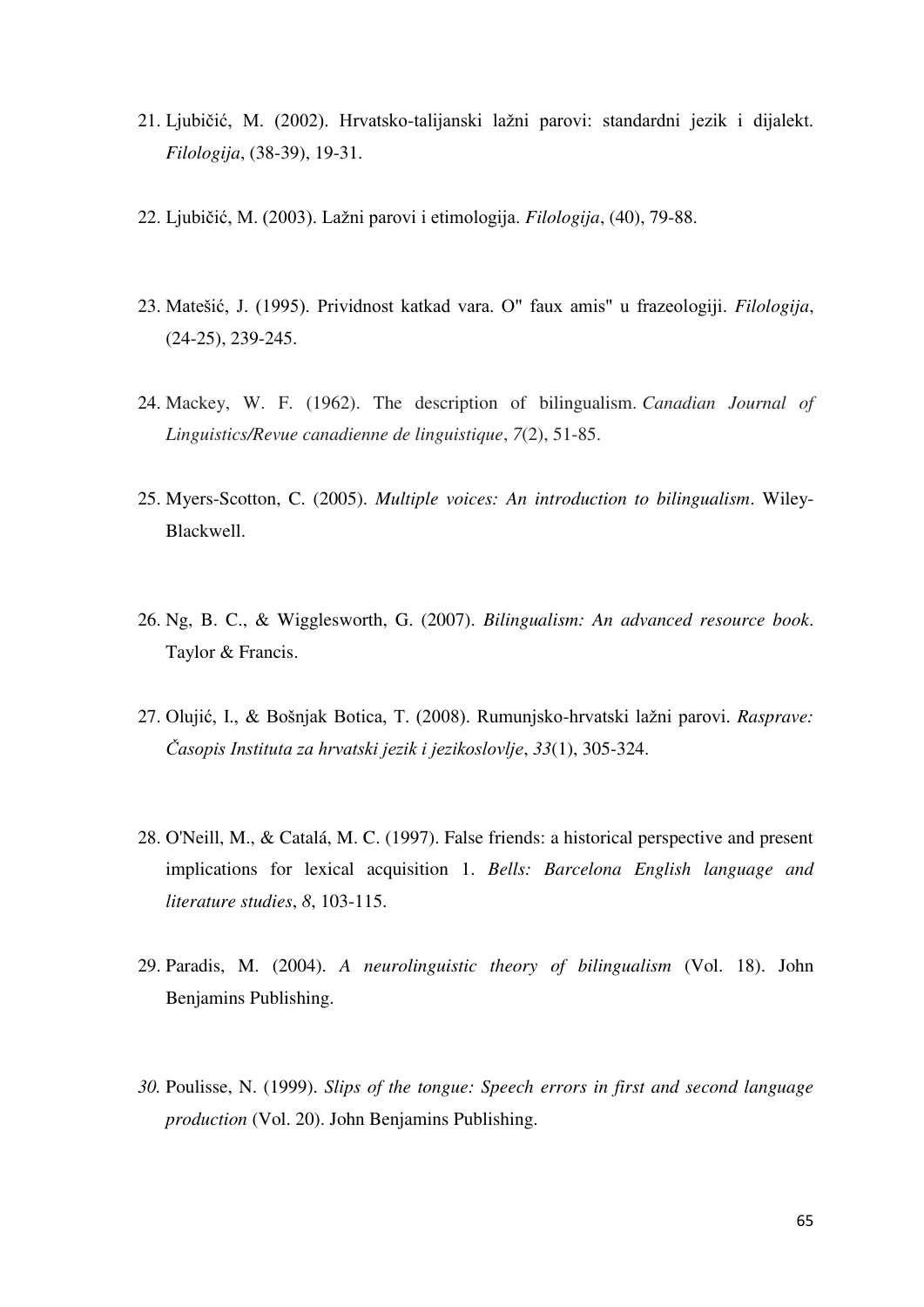21. Ljubičić, M. (2002). Hrvatsko-talijanski lažni parovi: standardni jezik i dijalekt. *Filologija*, (38-39), 19-31.

22. Ljubičić, M. (2003). Lažni parovi i etimologija. *Filologija*, (40), 79-88.

23. Matešić, J. (1995). Prividnost katkad vara. O" faux amis" u frazeologiji. *Filologija*, (24-25), 239-245.

24. Mackey, W. F. (1962). The description of bilingualism. *Canadian Journal of Linguistics/Revue canadienne de linguistique*, *7*(2), 51-85.

25. Myers-Scotton, C. (2005). *Multiple voices: An introduction to bilingualism*. Wiley-Blackwell.

26. Ng, B. C., & Wigglesworth, G. (2007). *Bilingualism: An advanced resource book*. Taylor & Francis.

27. Olujić, I., & Bošnjak Botica, T. (2008). Rumunjsko-hrvatski lažni parovi. *Rasprave: Časopis Instituta za hrvatski jezik i jezikoslovlje*, *33*(1), 305-324.

28. O'Neill, M., & Catalá, M. C. (1997). False friends: a historical perspective and present implications for lexical acquisition 1. *Bells: Barcelona English language and literature studies*, *8*, 103-115.

29. Paradis, M. (2004). *A neurolinguistic theory of bilingualism* (Vol. 18). John Benjamins Publishing.

30. Poulisse, N. (1999). *Slips of the tongue: Speech errors in first and second language production* (Vol. 20). John Benjamins Publishing.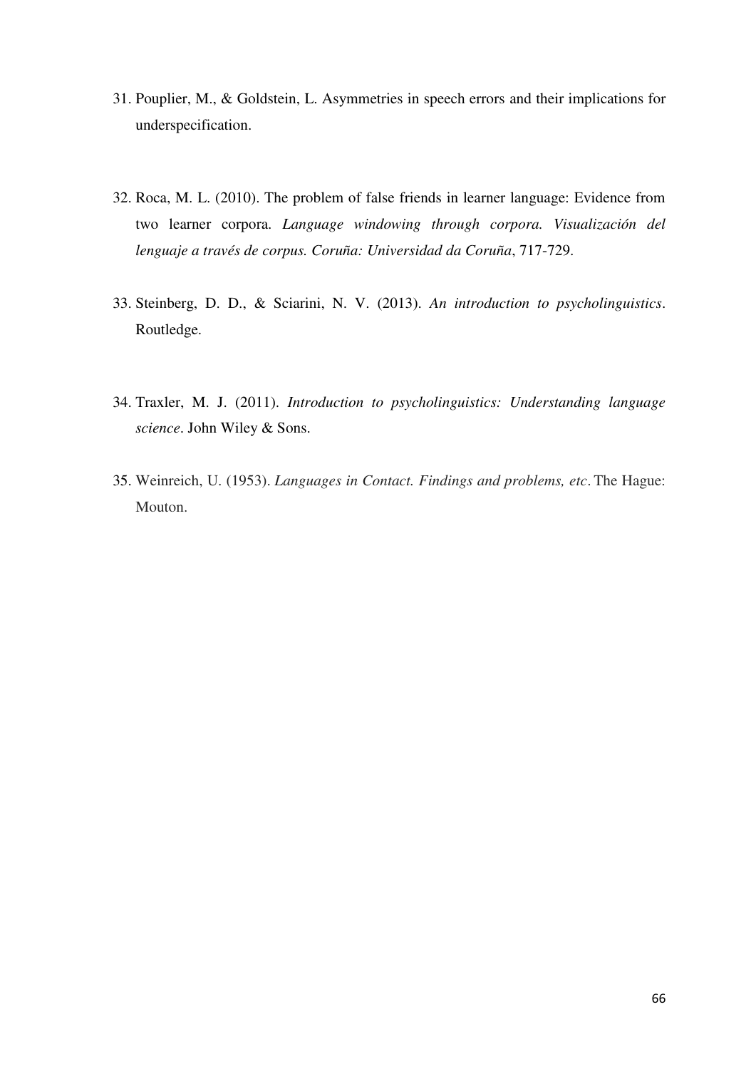31. Pouplier, M., & Goldstein, L. Asymmetries in speech errors and their implications for underspecification.

32. Roca, M. L. (2010). The problem of false friends in learner language: Evidence from two learner corpora. *Language windowing through corpora. Visualización del lenguaje a través de corpus. Coruña: Universidad da Coruña*, 717-729.

33. Steinberg, D. D., & Sciarini, N. V. (2013). *An introduction to psycholinguistics*. Routledge.

34. Traxler, M. J. (2011). *Introduction to psycholinguistics: Understanding language science*. John Wiley & Sons.

35. Weinreich, U. (1953). *Languages in Contact. Findings and problems, etc*. The Hague: Mouton.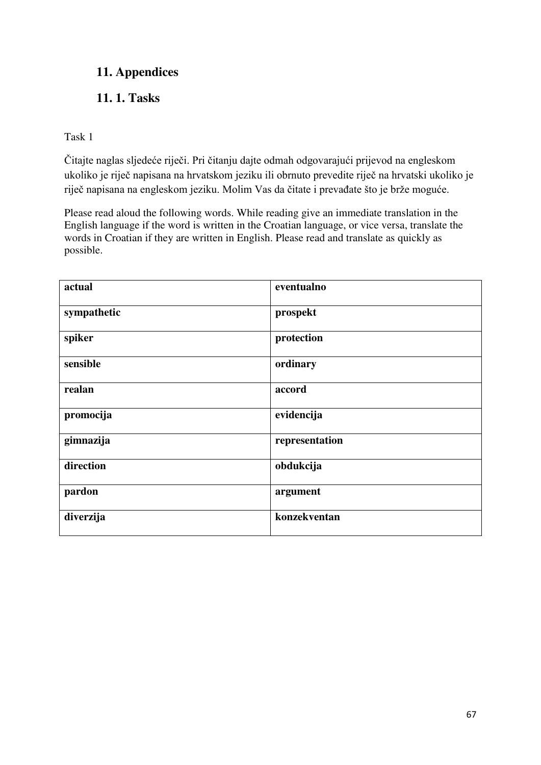## 11. Appendices

### 11. 1. Tasks

Task 1

Čitajte naglas sljedeće riječi. Pri čitanju dajte odmah odgovarajući prijevod na engleskom ukoliko je riječ napisana na hrvatskom jeziku ili obrnuto prevedite riječ na hrvatski ukoliko je riječ napisana na engleskom jeziku. Molim Vas da čitate i prevađate što je brže moguće.

Please read aloud the following words. While reading give an immediate translation in the English language if the word is written in the Croatian language, or vice versa, translate the words in Croatian if they are written in English. Please read and translate as quickly as possible.

| | |
|---|---|
| **actual** | **eventualno** |
| **sympathetic** | **prospekt** |
| **spiker** | **protection** |
| **sensible** | **ordinary** |
| **realan** | **accord** |
| **promocija** | **evidencija** |
| **gimnazija** | **representation** |
| **direction** | **obdukcija** |
| **pardon** | **argument** |
| **diverzija** | **konzekventan** |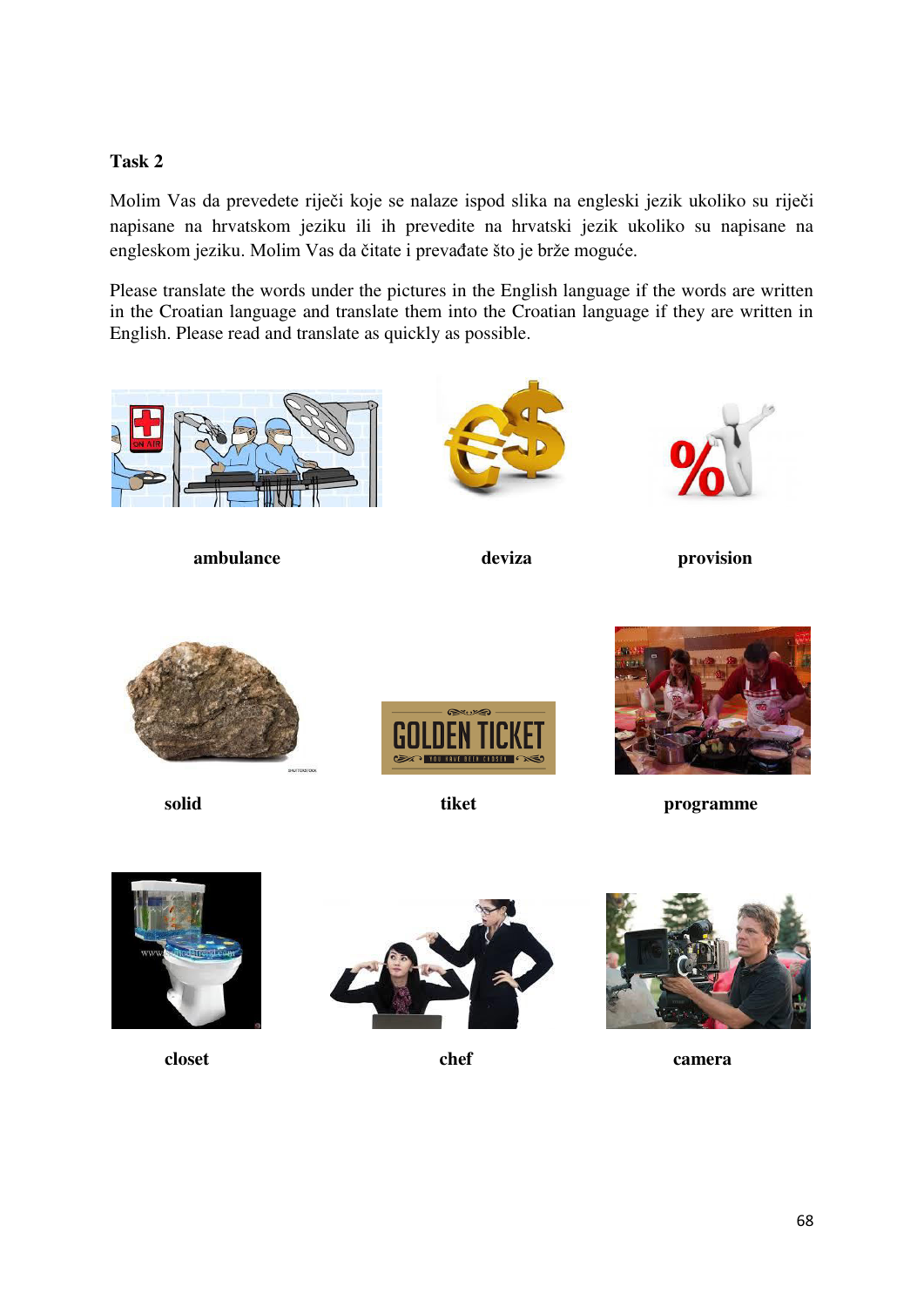**Task 2**

Molim Vas da prevedete riječi koje se nalaze ispod slika na engleski jezik ukoliko su riječi napisane na hrvatskom jeziku ili ih prevedite na hrvatski jezik ukoliko su napisane na engleskom jeziku. Molim Vas da čitate i prevađate što je brže moguće.

Please translate the words under the pictures in the English language if the words are written in the Croatian language and translate them into the Croatian language if they are written in English. Please read and translate as quickly as possible.

**ambulance** **deviza** **provision**

**solid** **tiket** **programme**

**closet** **chef** **camera**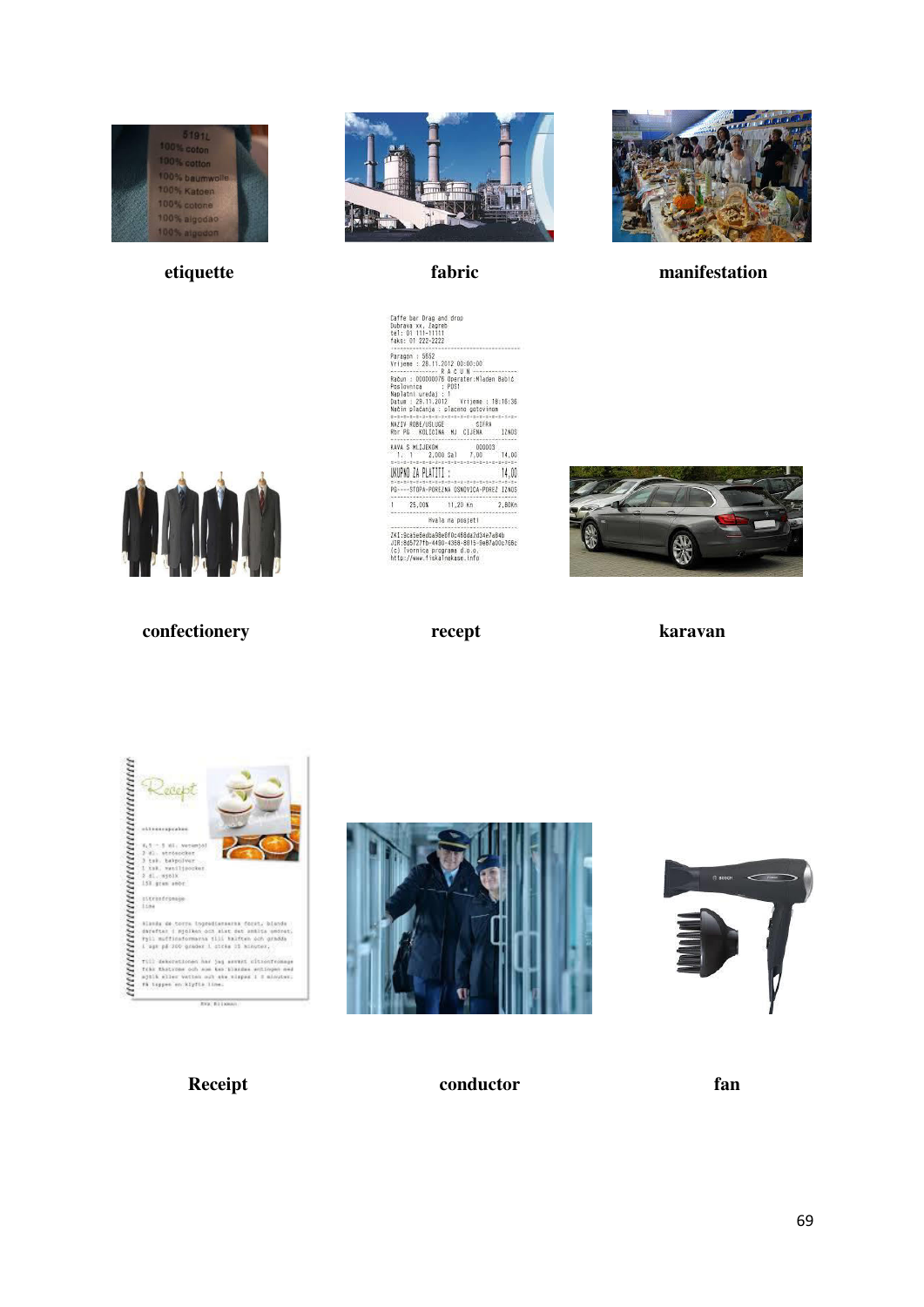**etiquette**

**fabric**

**manifestation**

**confectionery**

**recept**

**karavan**

**Receipt**

**conductor**

**fan**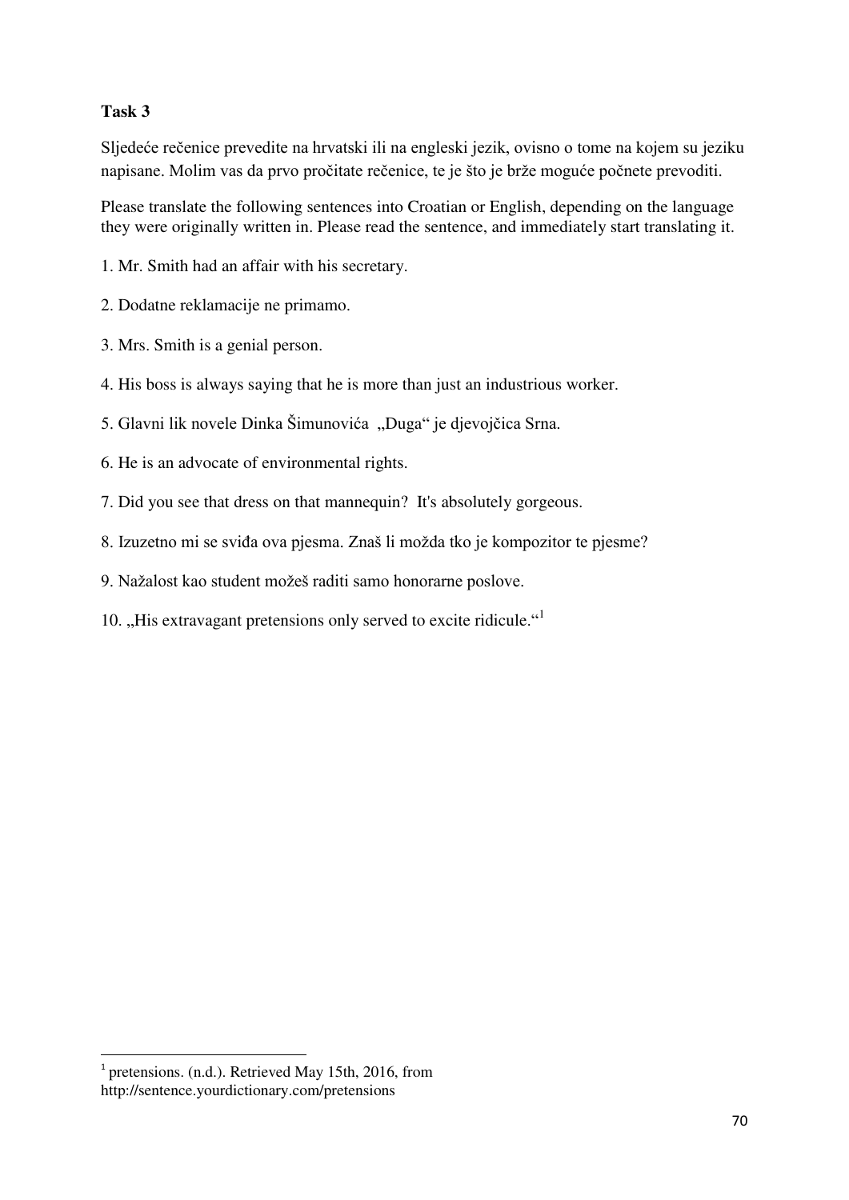**Task 3**

Sljedeće rečenice prevedite na hrvatski ili na engleski jezik, ovisno o tome na kojem su jeziku napisane. Molim vas da prvo pročitate rečenice, te je što je brže moguće počnete prevoditi.

Please translate the following sentences into Croatian or English, depending on the language they were originally written in. Please read the sentence, and immediately start translating it.

1. Mr. Smith had an affair with his secretary.

2. Dodatne reklamacije ne primamo.

3. Mrs. Smith is a genial person.

4. His boss is always saying that he is more than just an industrious worker.

5. Glavni lik novele Dinka Šimunovića „Duga“ je djevojčica Srna.

6. He is an advocate of environmental rights.

7. Did you see that dress on that mannequin? It's absolutely gorgeous.

8. Izuzetno mi se sviđa ova pjesma. Znaš li možda tko je kompozitor te pjesme?

9. Nažalost kao student možeš raditi samo honorarne poslove.

10. „His extravagant pretensions only served to excite ridicule.“[1]

---

[1] pretensions. (n.d.). Retrieved May 15th, 2016, from http://sentence.yourdictionary.com/pretensions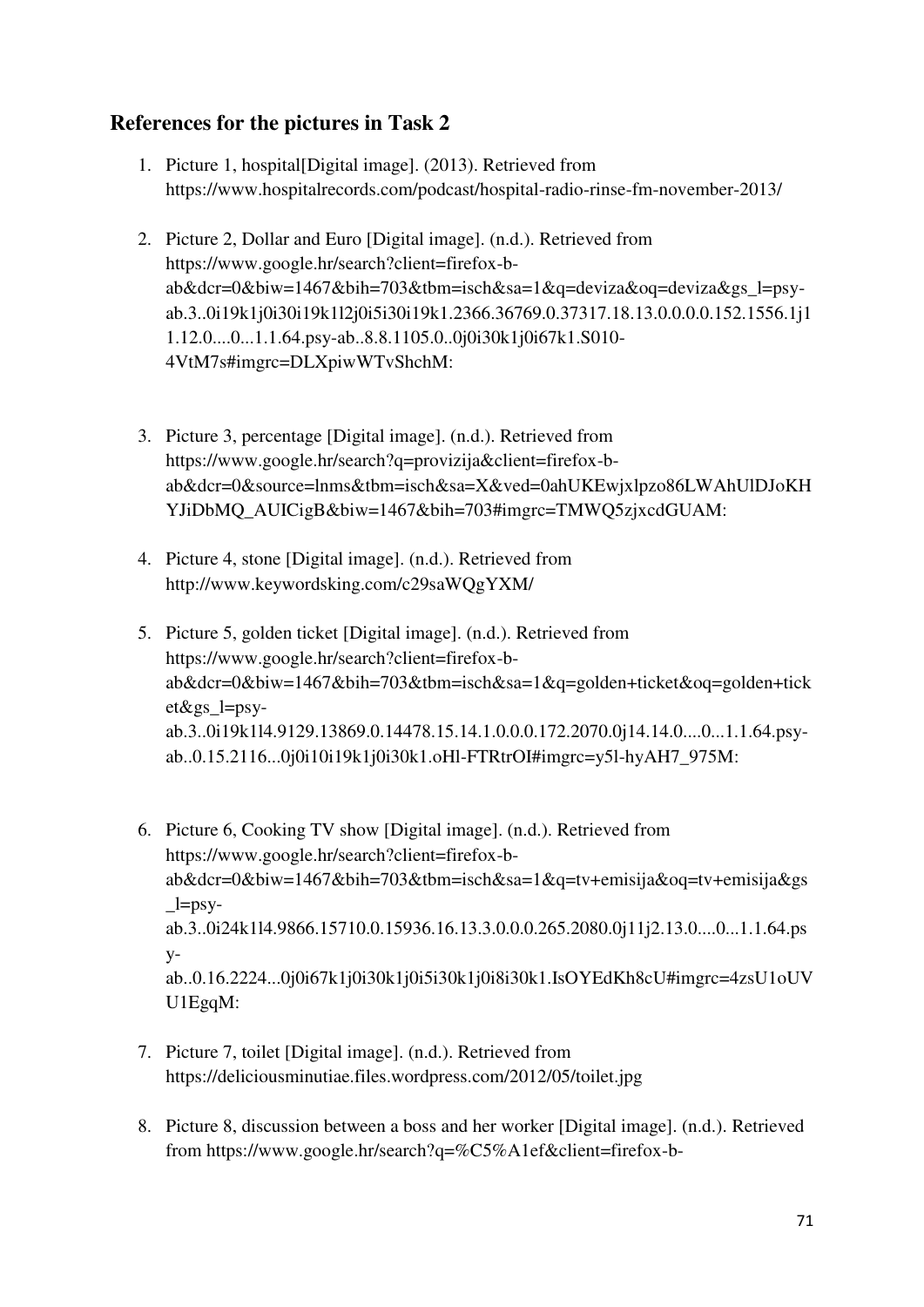## References for the pictures in Task 2

1. Picture 1, hospital[Digital image]. (2013). Retrieved from https://www.hospitalrecords.com/podcast/hospital-radio-rinse-fm-november-2013/

2. Picture 2, Dollar and Euro [Digital image]. (n.d.). Retrieved from https://www.google.hr/search?client=firefox-b-ab&dcr=0&biw=1467&bih=703&tbm=isch&sa=1&q=deviza&oq=deviza&gs_l=psy-ab.3..0i19k1j0i30i19k1l2j0i5i30i19k1.2366.36769.0.37317.18.13.0.0.0.0.152.1556.1j11.12.0....0...1.1.64.psy-ab..8.8.1105.0..0j0i30k1j0i67k1.S010-4VtM7s#imgrc=DLXpiwWTvShchM:

3. Picture 3, percentage [Digital image]. (n.d.). Retrieved from https://www.google.hr/search?q=provizija&client=firefox-b-ab&dcr=0&source=lnms&tbm=isch&sa=X&ved=0ahUKEwjxlpzo86LWAhUlDJoKHYJiDbMQ_AUICigB&biw=1467&bih=703#imgrc=TMWQ5zjxcdGUAM:

4. Picture 4, stone [Digital image]. (n.d.). Retrieved from http://www.keywordsking.com/c29saWQgYXM/

5. Picture 5, golden ticket [Digital image]. (n.d.). Retrieved from https://www.google.hr/search?client=firefox-b-ab&dcr=0&biw=1467&bih=703&tbm=isch&sa=1&q=golden+ticket&oq=golden+ticket&gs_l=psy-ab.3..0i19k1l4.9129.13869.0.14478.15.14.1.0.0.0.172.2070.0j14.14.0....0...1.1.64.psy-ab..0.15.2116...0j0i10i19k1j0i30k1.oHl-FTRtrOI#imgrc=y5l-hyAH7_975M:

6. Picture 6, Cooking TV show [Digital image]. (n.d.). Retrieved from https://www.google.hr/search?client=firefox-b-ab&dcr=0&biw=1467&bih=703&tbm=isch&sa=1&q=tv+emisija&oq=tv+emisija&gs_l=psy-ab.3..0i24k1l4.9866.15710.0.15936.16.13.3.0.0.0.265.2080.0j11j2.13.0....0...1.1.64.psy-ab..0.16.2224...0j0i67k1j0i30k1j0i5i30k1j0i8i30k1.IsOYEdKh8cU#imgrc=4zsU1oUVU1EgqM:

7. Picture 7, toilet [Digital image]. (n.d.). Retrieved from https://deliciousminutiae.files.wordpress.com/2012/05/toilet.jpg

8. Picture 8, discussion between a boss and her worker [Digital image]. (n.d.). Retrieved from https://www.google.hr/search?q=%C5%A1ef&client=firefox-b-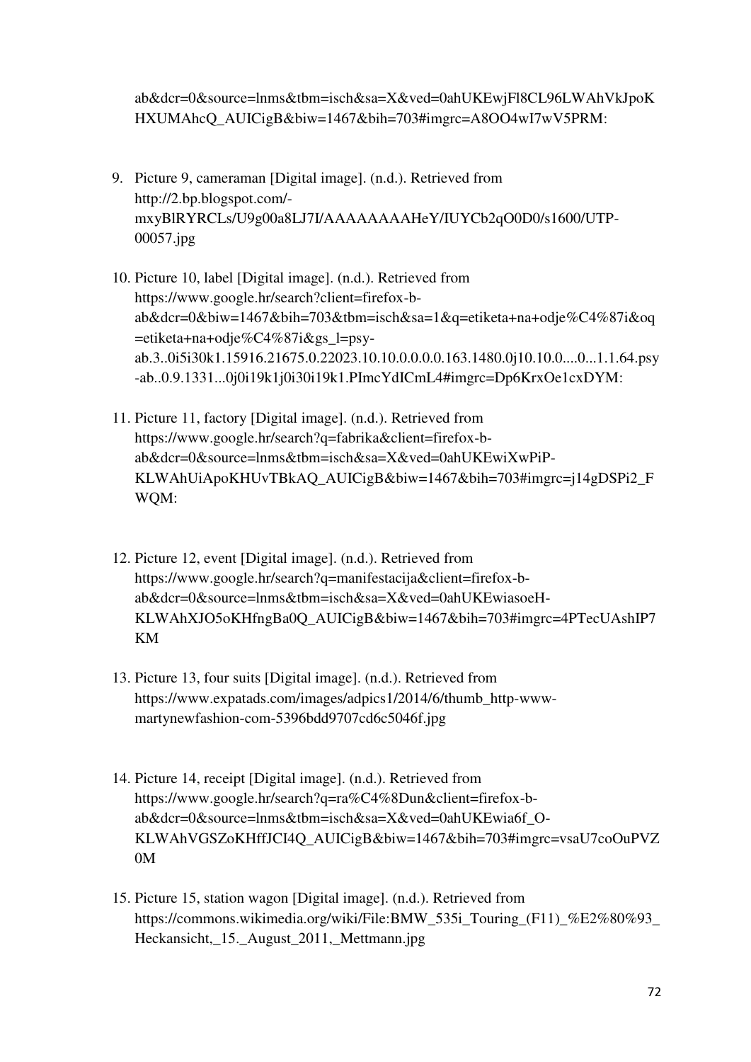ab&dcr=0&source=lnms&tbm=isch&sa=X&ved=0ahUKEwjFl8CL96LWAhVkJpoKHXUMAhcQ_AUICigB&biw=1467&bih=703#imgrc=A8OO4wI7wV5PRM:

9. Picture 9, cameraman [Digital image]. (n.d.). Retrieved from http://2.bp.blogspot.com/-mxyBlRYRCLs/U9g00a8LJ7I/AAAAAAAAHeY/IUYCb2qO0D0/s1600/UTP-00057.jpg

10. Picture 10, label [Digital image]. (n.d.). Retrieved from https://www.google.hr/search?client=firefox-b-ab&dcr=0&biw=1467&bih=703&tbm=isch&sa=1&q=etiketa+na+odje%C4%87i&oq=etiketa+na+odje%C4%87i&gs_l=psy-ab.3..0i5i30k1.15916.21675.0.22023.10.10.0.0.0.0.163.1480.0j10.10.0....0...1.1.64.psy-ab..0.9.1331...0j0i19k1j0i30i19k1.PImcYdICmL4#imgrc=Dp6KrxOe1cxDYM:

11. Picture 11, factory [Digital image]. (n.d.). Retrieved from https://www.google.hr/search?q=fabrika&client=firefox-b-ab&dcr=0&source=lnms&tbm=isch&sa=X&ved=0ahUKEwiXwPiP-KLWAhUiApoKHUvTBkAQ_AUICigB&biw=1467&bih=703#imgrc=j14gDSPi2_FWQM:

12. Picture 12, event [Digital image]. (n.d.). Retrieved from https://www.google.hr/search?q=manifestacija&client=firefox-b-ab&dcr=0&source=lnms&tbm=isch&sa=X&ved=0ahUKEwiasoeH-KLWAhXJO5oKHfngBa0Q_AUICigB&biw=1467&bih=703#imgrc=4PTecUAshIP7KM

13. Picture 13, four suits [Digital image]. (n.d.). Retrieved from https://www.expatads.com/images/adpics1/2014/6/thumb_http-www-martynewfashion-com-5396bdd9707cd6c5046f.jpg

14. Picture 14, receipt [Digital image]. (n.d.). Retrieved from https://www.google.hr/search?q=ra%C4%8Dun&client=firefox-b-ab&dcr=0&source=lnms&tbm=isch&sa=X&ved=0ahUKEwia6f_O-KLWAhVGSZoKHffJCI4Q_AUICigB&biw=1467&bih=703#imgrc=vsaU7coOuPVZ0M

15. Picture 15, station wagon [Digital image]. (n.d.). Retrieved from https://commons.wikimedia.org/wiki/File:BMW_535i_Touring_(F11)_%E2%80%93_Heckansicht,_15._August_2011,_Mettmann.jpg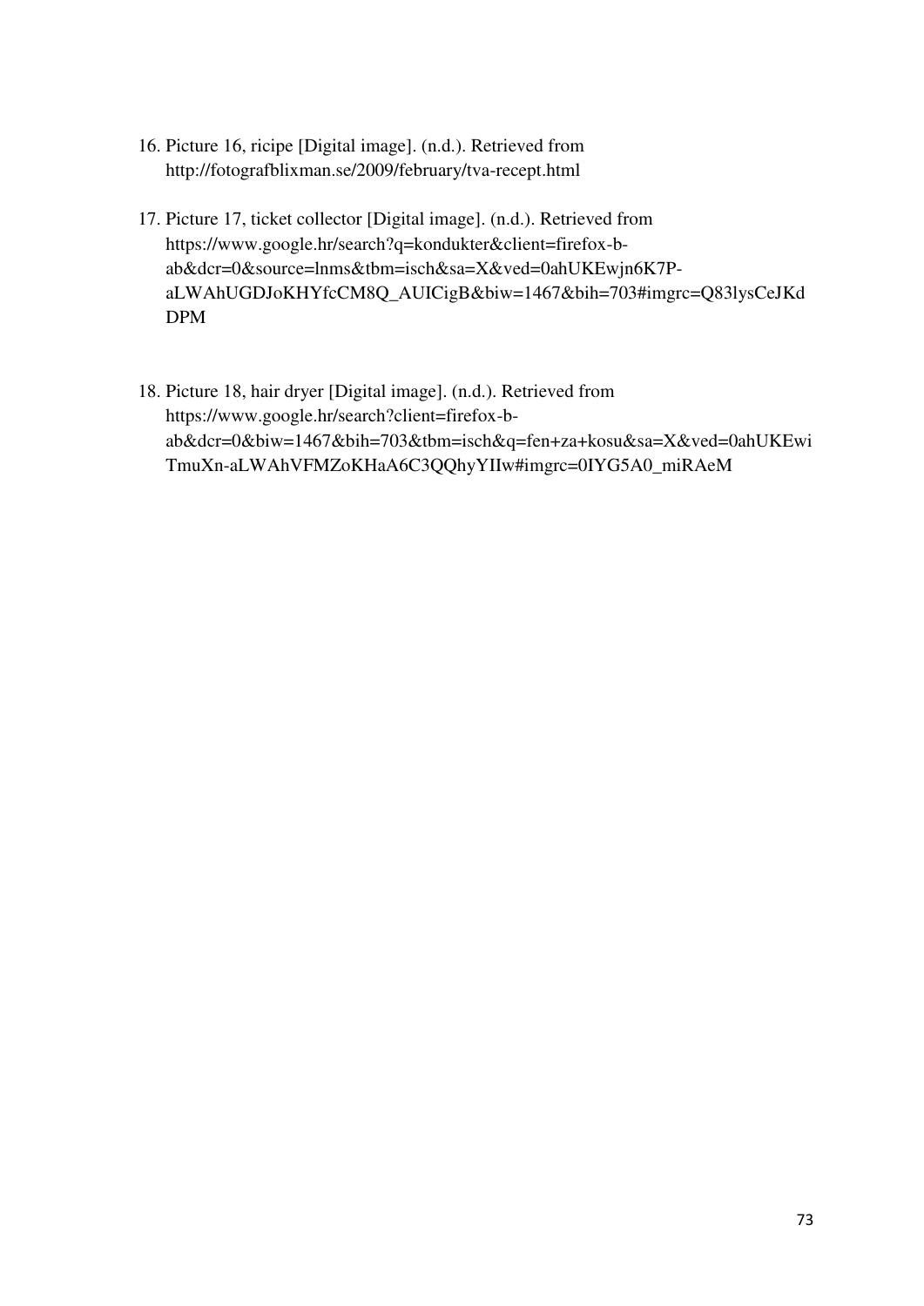16. Picture 16, ricipe [Digital image]. (n.d.). Retrieved from http://fotografblixman.se/2009/february/tva-recept.html

17. Picture 17, ticket collector [Digital image]. (n.d.). Retrieved from https://www.google.hr/search?q=kondukter&client=firefox-b-ab&dcr=0&source=lnms&tbm=isch&sa=X&ved=0ahUKEwjn6K7P-aLWAhUGDJoKHYfcCM8Q_AUICigB&biw=1467&bih=703#imgrc=Q83lysCeJKdDPM

18. Picture 18, hair dryer [Digital image]. (n.d.). Retrieved from https://www.google.hr/search?client=firefox-b-ab&dcr=0&biw=1467&bih=703&tbm=isch&q=fen+za+kosu&sa=X&ved=0ahUKEwiTmuXn-aLWAhVFMZoKHaA6C3QQhyYIIw#imgrc=0IYG5A0_miRAeM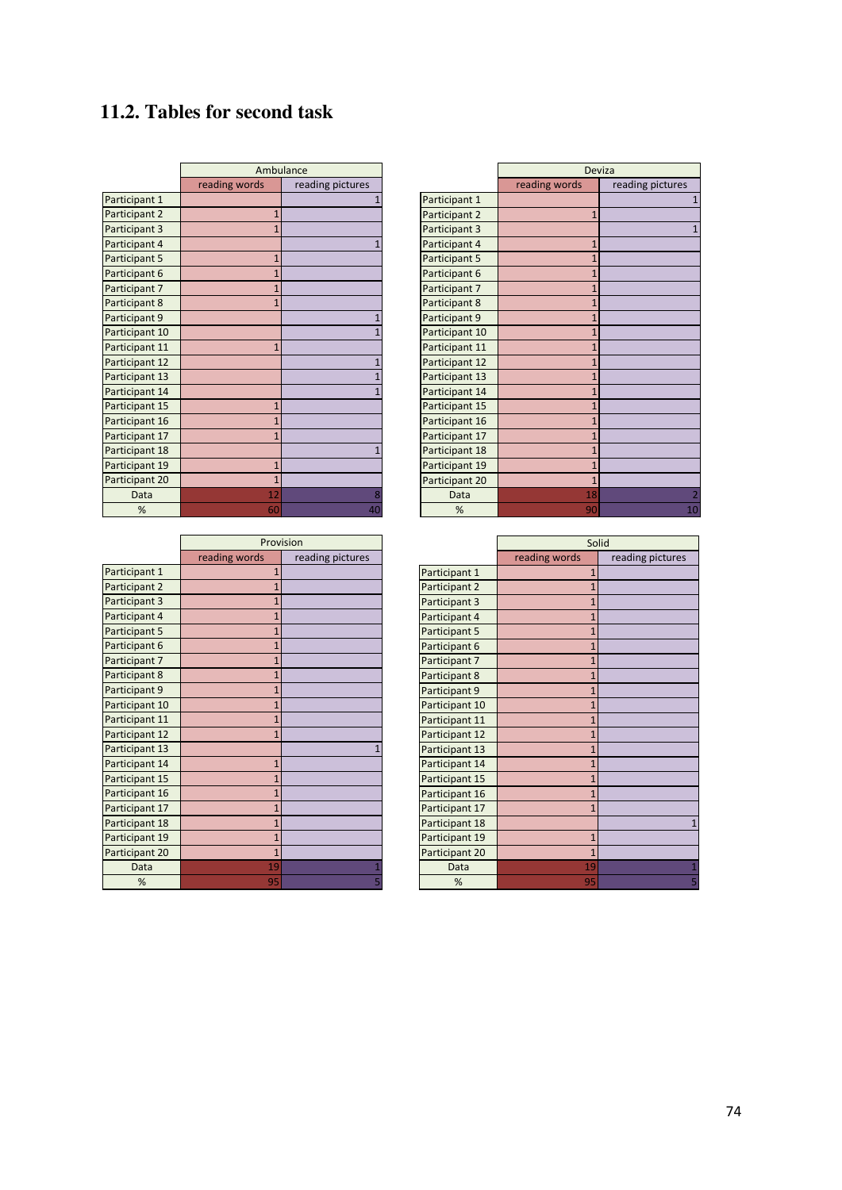## 11.2. Tables for second task

| | Ambulance | |
|---|---|---|
| | reading words | reading pictures |
| Participant 1 | | 1 |
| Participant 2 | 1 | |
| Participant 3 | 1 | |
| Participant 4 | | 1 |
| Participant 5 | 1 | |
| Participant 6 | 1 | |
| Participant 7 | 1 | |
| Participant 8 | 1 | |
| Participant 9 | | 1 |
| Participant 10 | | 1 |
| Participant 11 | 1 | |
| Participant 12 | | 1 |
| Participant 13 | | 1 |
| Participant 14 | | 1 |
| Participant 15 | 1 | |
| Participant 16 | 1 | |
| Participant 17 | 1 | |
| Participant 18 | | 1 |
| Participant 19 | 1 | |
| Participant 20 | 1 | |
| Data | 12 | 8 |
| % | 60 | 40 |

| | Deviza | |
|---|---|---|
| | reading words | reading pictures |
| Participant 1 | | 1 |
| Participant 2 | 1 | |
| Participant 3 | | 1 |
| Participant 4 | 1 | |
| Participant 5 | 1 | |
| Participant 6 | 1 | |
| Participant 7 | 1 | |
| Participant 8 | 1 | |
| Participant 9 | 1 | |
| Participant 10 | 1 | |
| Participant 11 | 1 | |
| Participant 12 | 1 | |
| Participant 13 | 1 | |
| Participant 14 | 1 | |
| Participant 15 | 1 | |
| Participant 16 | 1 | |
| Participant 17 | 1 | |
| Participant 18 | 1 | |
| Participant 19 | 1 | |
| Participant 20 | 1 | |
| Data | 18 | 2 |
| % | 90 | 10 |

| | Provision | |
|---|---|---|
| | reading words | reading pictures |
| Participant 1 | 1 | |
| Participant 2 | 1 | |
| Participant 3 | 1 | |
| Participant 4 | 1 | |
| Participant 5 | 1 | |
| Participant 6 | 1 | |
| Participant 7 | 1 | |
| Participant 8 | 1 | |
| Participant 9 | 1 | |
| Participant 10 | 1 | |
| Participant 11 | 1 | |
| Participant 12 | 1 | |
| Participant 13 | | 1 |
| Participant 14 | 1 | |
| Participant 15 | 1 | |
| Participant 16 | 1 | |
| Participant 17 | 1 | |
| Participant 18 | 1 | |
| Participant 19 | 1 | |
| Participant 20 | 1 | |
| Data | 19 | 1 |
| % | 95 | 5 |

| | Solid | |
|---|---|---|
| | reading words | reading pictures |
| Participant 1 | 1 | |
| Participant 2 | 1 | |
| Participant 3 | 1 | |
| Participant 4 | 1 | |
| Participant 5 | 1 | |
| Participant 6 | 1 | |
| Participant 7 | 1 | |
| Participant 8 | 1 | |
| Participant 9 | 1 | |
| Participant 10 | 1 | |
| Participant 11 | 1 | |
| Participant 12 | 1 | |
| Participant 13 | 1 | |
| Participant 14 | 1 | |
| Participant 15 | 1 | |
| Participant 16 | 1 | |
| Participant 17 | 1 | |
| Participant 18 | | 1 |
| Participant 19 | 1 | |
| Participant 20 | 1 | |
| Data | 19 | 1 |
| % | 95 | 5 |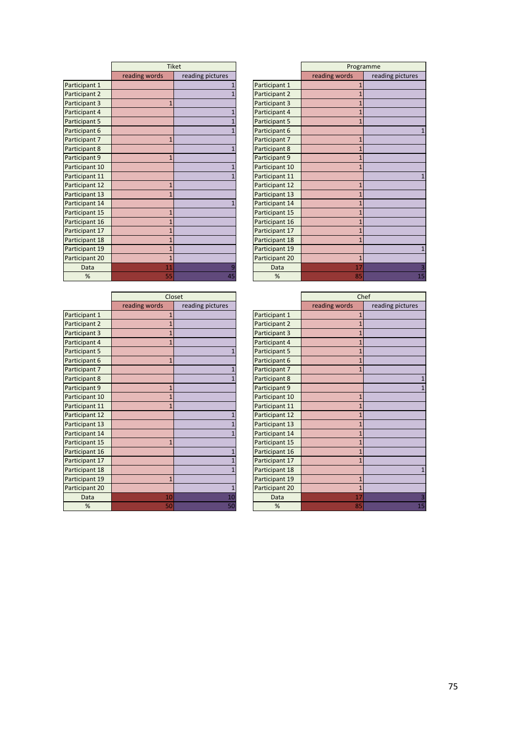| | Tiket | |
|---|---|---|
| | reading words | reading pictures |
| Participant 1 | | 1 |
| Participant 2 | | 1 |
| Participant 3 | 1 | |
| Participant 4 | | 1 |
| Participant 5 | | 1 |
| Participant 6 | | 1 |
| Participant 7 | 1 | |
| Participant 8 | | 1 |
| Participant 9 | 1 | |
| Participant 10 | | 1 |
| Participant 11 | | 1 |
| Participant 12 | 1 | |
| Participant 13 | 1 | |
| Participant 14 | | 1 |
| Participant 15 | 1 | |
| Participant 16 | 1 | |
| Participant 17 | 1 | |
| Participant 18 | 1 | |
| Participant 19 | 1 | |
| Participant 20 | 1 | |
| Data | 11 | 9 |
| % | 55 | 45 |

| | Programme | |
|---|---|---|
| | reading words | reading pictures |
| Participant 1 | 1 | |
| Participant 2 | 1 | |
| Participant 3 | 1 | |
| Participant 4 | 1 | |
| Participant 5 | 1 | |
| Participant 6 | | 1 |
| Participant 7 | 1 | |
| Participant 8 | 1 | |
| Participant 9 | 1 | |
| Participant 10 | 1 | |
| Participant 11 | | 1 |
| Participant 12 | 1 | |
| Participant 13 | 1 | |
| Participant 14 | 1 | |
| Participant 15 | 1 | |
| Participant 16 | 1 | |
| Participant 17 | 1 | |
| Participant 18 | 1 | |
| Participant 19 | | 1 |
| Participant 20 | 1 | |
| Data | 17 | 3 |
| % | 85 | 15 |

| | Closet | |
|---|---|---|
| | reading words | reading pictures |
| Participant 1 | 1 | |
| Participant 2 | 1 | |
| Participant 3 | 1 | |
| Participant 4 | 1 | |
| Participant 5 | | 1 |
| Participant 6 | 1 | |
| Participant 7 | | 1 |
| Participant 8 | | 1 |
| Participant 9 | 1 | |
| Participant 10 | 1 | |
| Participant 11 | 1 | |
| Participant 12 | | 1 |
| Participant 13 | | 1 |
| Participant 14 | | 1 |
| Participant 15 | 1 | |
| Participant 16 | | 1 |
| Participant 17 | | 1 |
| Participant 18 | | 1 |
| Participant 19 | 1 | |
| Participant 20 | | 1 |
| Data | 10 | 10 |
| % | 50 | 50 |

| | Chef | |
|---|---|---|
| | reading words | reading pictures |
| Participant 1 | 1 | |
| Participant 2 | 1 | |
| Participant 3 | 1 | |
| Participant 4 | 1 | |
| Participant 5 | 1 | |
| Participant 6 | 1 | |
| Participant 7 | 1 | |
| Participant 8 | | 1 |
| Participant 9 | | 1 |
| Participant 10 | 1 | |
| Participant 11 | 1 | |
| Participant 12 | 1 | |
| Participant 13 | 1 | |
| Participant 14 | 1 | |
| Participant 15 | 1 | |
| Participant 16 | 1 | |
| Participant 17 | 1 | |
| Participant 18 | | 1 |
| Participant 19 | 1 | |
| Participant 20 | 1 | |
| Data | 17 | 3 |
| % | 85 | 15 |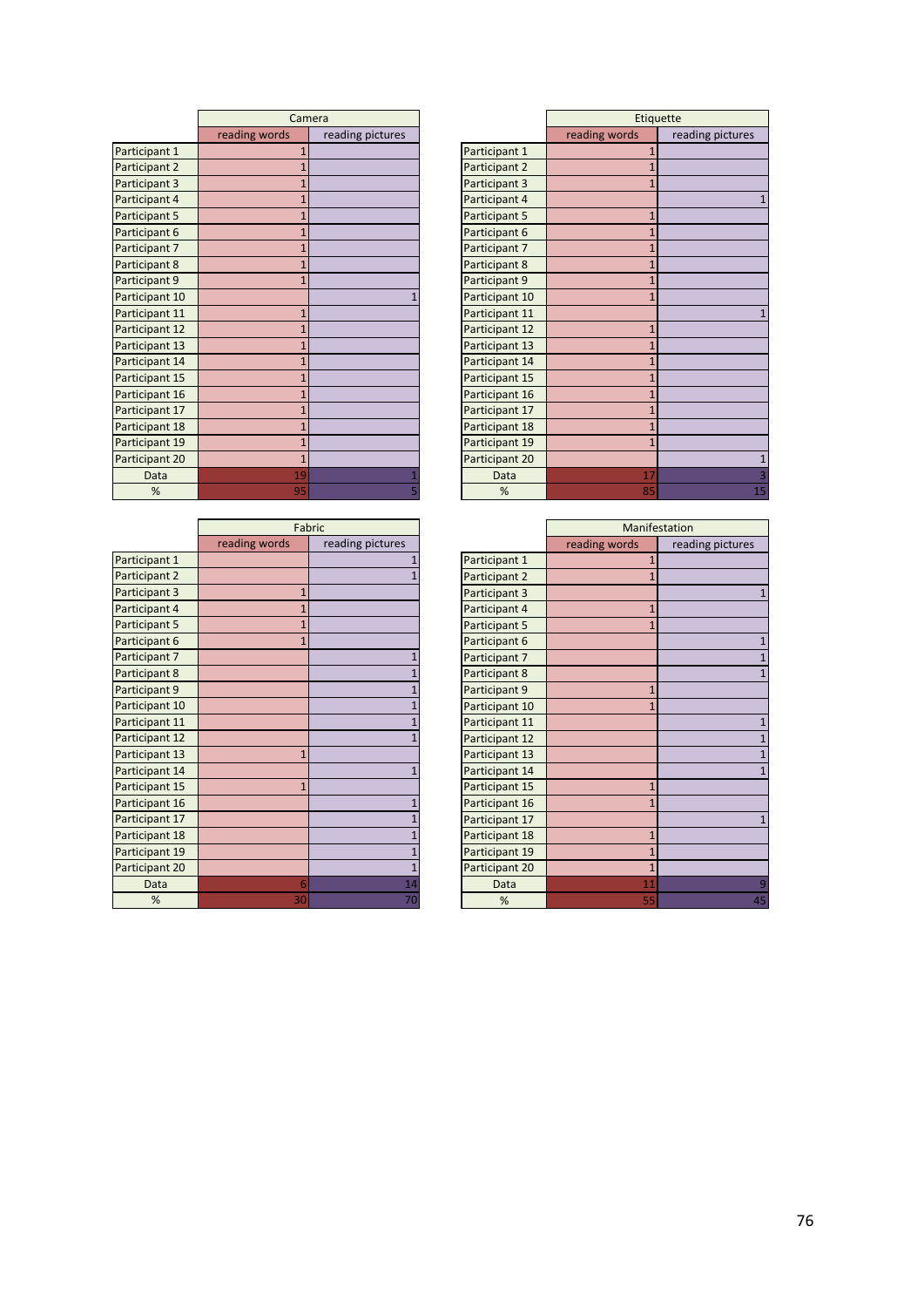| | Camera | |
|---|---|---|
| | reading words | reading pictures |
| Participant 1 | 1 | |
| Participant 2 | 1 | |
| Participant 3 | 1 | |
| Participant 4 | 1 | |
| Participant 5 | 1 | |
| Participant 6 | 1 | |
| Participant 7 | 1 | |
| Participant 8 | 1 | |
| Participant 9 | 1 | |
| Participant 10 | | 1 |
| Participant 11 | 1 | |
| Participant 12 | 1 | |
| Participant 13 | 1 | |
| Participant 14 | 1 | |
| Participant 15 | 1 | |
| Participant 16 | 1 | |
| Participant 17 | 1 | |
| Participant 18 | 1 | |
| Participant 19 | 1 | |
| Participant 20 | 1 | |
| Data | 19 | 1 |
| % | 95 | 5 |

| | Etiquette | |
|---|---|---|
| | reading words | reading pictures |
| Participant 1 | 1 | |
| Participant 2 | 1 | |
| Participant 3 | 1 | |
| Participant 4 | | 1 |
| Participant 5 | 1 | |
| Participant 6 | 1 | |
| Participant 7 | 1 | |
| Participant 8 | 1 | |
| Participant 9 | 1 | |
| Participant 10 | 1 | |
| Participant 11 | | 1 |
| Participant 12 | 1 | |
| Participant 13 | 1 | |
| Participant 14 | 1 | |
| Participant 15 | 1 | |
| Participant 16 | 1 | |
| Participant 17 | 1 | |
| Participant 18 | 1 | |
| Participant 19 | 1 | |
| Participant 20 | | 1 |
| Data | 17 | 3 |
| % | 85 | 15 |

| | Fabric | |
|---|---|---|
| | reading words | reading pictures |
| Participant 1 | | 1 |
| Participant 2 | | 1 |
| Participant 3 | 1 | |
| Participant 4 | 1 | |
| Participant 5 | 1 | |
| Participant 6 | 1 | |
| Participant 7 | | 1 |
| Participant 8 | | 1 |
| Participant 9 | | 1 |
| Participant 10 | | 1 |
| Participant 11 | | 1 |
| Participant 12 | | 1 |
| Participant 13 | 1 | |
| Participant 14 | | 1 |
| Participant 15 | 1 | |
| Participant 16 | | 1 |
| Participant 17 | | 1 |
| Participant 18 | | 1 |
| Participant 19 | | 1 |
| Participant 20 | | 1 |
| Data | 6 | 14 |
| % | 30 | 70 |

| | Manifestation | |
|---|---|---|
| | reading words | reading pictures |
| Participant 1 | 1 | |
| Participant 2 | 1 | |
| Participant 3 | | 1 |
| Participant 4 | 1 | |
| Participant 5 | 1 | |
| Participant 6 | | 1 |
| Participant 7 | | 1 |
| Participant 8 | | 1 |
| Participant 9 | 1 | |
| Participant 10 | 1 | |
| Participant 11 | | 1 |
| Participant 12 | | 1 |
| Participant 13 | | 1 |
| Participant 14 | | 1 |
| Participant 15 | 1 | |
| Participant 16 | 1 | |
| Participant 17 | | 1 |
| Participant 18 | 1 | |
| Participant 19 | 1 | |
| Participant 20 | 1 | |
| Data | 11 | 9 |
| % | 55 | 45 |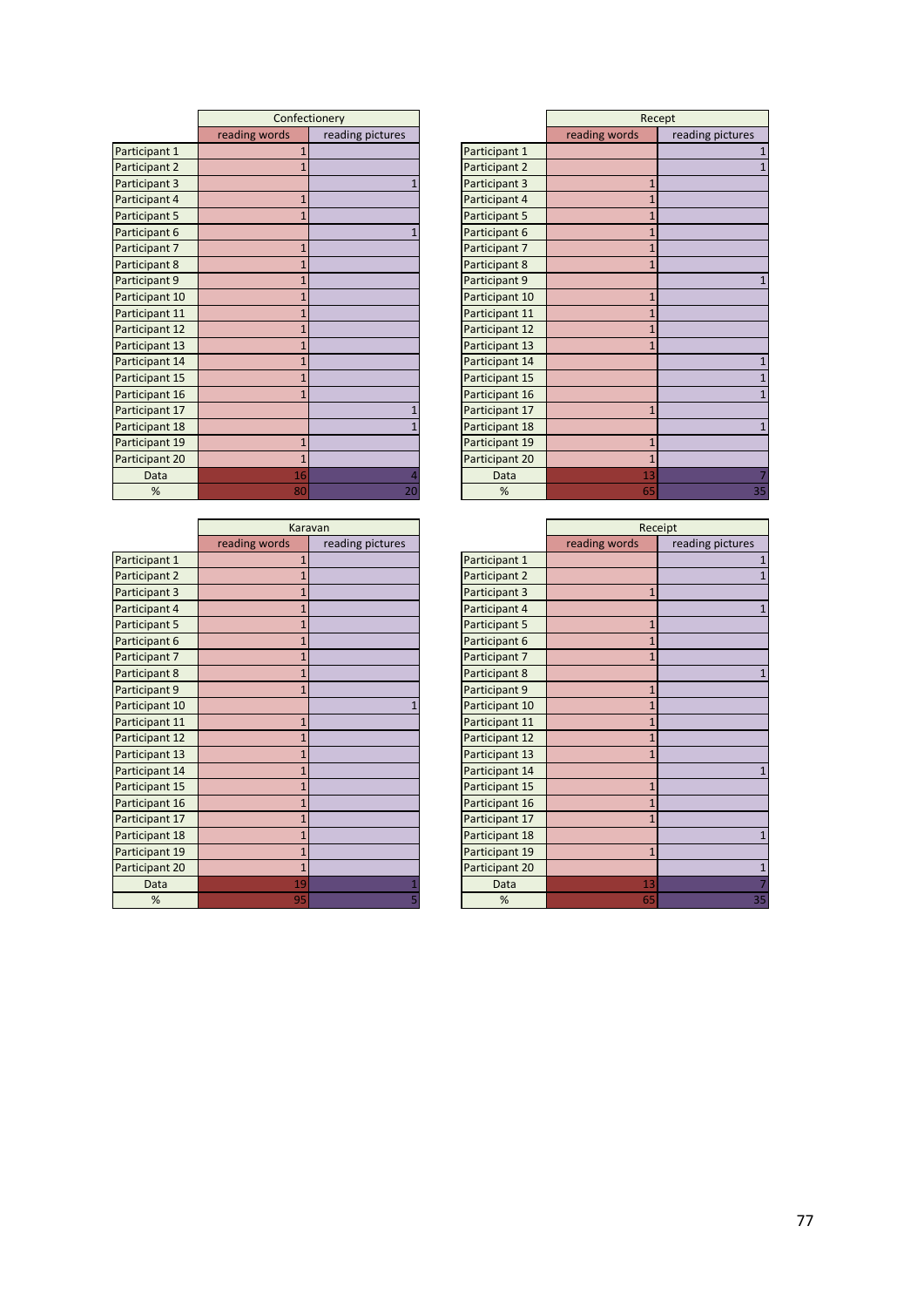| | Confectionery | |
|---|---|---|
| | reading words | reading pictures |
| Participant 1 | 1 | |
| Participant 2 | 1 | |
| Participant 3 | | 1 |
| Participant 4 | 1 | |
| Participant 5 | 1 | |
| Participant 6 | | 1 |
| Participant 7 | 1 | |
| Participant 8 | 1 | |
| Participant 9 | 1 | |
| Participant 10 | 1 | |
| Participant 11 | 1 | |
| Participant 12 | 1 | |
| Participant 13 | 1 | |
| Participant 14 | 1 | |
| Participant 15 | 1 | |
| Participant 16 | 1 | |
| Participant 17 | | 1 |
| Participant 18 | | 1 |
| Participant 19 | 1 | |
| Participant 20 | 1 | |
| Data | 16 | 4 |
| % | 80 | 20 |

| | Recept | |
|---|---|---|
| | reading words | reading pictures |
| Participant 1 | | 1 |
| Participant 2 | | 1 |
| Participant 3 | 1 | |
| Participant 4 | 1 | |
| Participant 5 | 1 | |
| Participant 6 | 1 | |
| Participant 7 | 1 | |
| Participant 8 | 1 | |
| Participant 9 | | 1 |
| Participant 10 | 1 | |
| Participant 11 | 1 | |
| Participant 12 | 1 | |
| Participant 13 | 1 | |
| Participant 14 | | 1 |
| Participant 15 | | 1 |
| Participant 16 | | 1 |
| Participant 17 | 1 | |
| Participant 18 | | 1 |
| Participant 19 | 1 | |
| Participant 20 | 1 | |
| Data | 13 | 7 |
| % | 65 | 35 |

| | Karavan | |
|---|---|---|
| | reading words | reading pictures |
| Participant 1 | 1 | |
| Participant 2 | 1 | |
| Participant 3 | 1 | |
| Participant 4 | 1 | |
| Participant 5 | 1 | |
| Participant 6 | 1 | |
| Participant 7 | 1 | |
| Participant 8 | 1 | |
| Participant 9 | 1 | |
| Participant 10 | | 1 |
| Participant 11 | 1 | |
| Participant 12 | 1 | |
| Participant 13 | 1 | |
| Participant 14 | 1 | |
| Participant 15 | 1 | |
| Participant 16 | 1 | |
| Participant 17 | 1 | |
| Participant 18 | 1 | |
| Participant 19 | 1 | |
| Participant 20 | 1 | |
| Data | 19 | 1 |
| % | 95 | 5 |

| | Receipt | |
|---|---|---|
| | reading words | reading pictures |
| Participant 1 | | 1 |
| Participant 2 | | 1 |
| Participant 3 | 1 | |
| Participant 4 | | 1 |
| Participant 5 | 1 | |
| Participant 6 | 1 | |
| Participant 7 | 1 | |
| Participant 8 | | 1 |
| Participant 9 | 1 | |
| Participant 10 | 1 | |
| Participant 11 | 1 | |
| Participant 12 | 1 | |
| Participant 13 | 1 | |
| Participant 14 | | 1 |
| Participant 15 | 1 | |
| Participant 16 | 1 | |
| Participant 17 | 1 | |
| Participant 18 | | 1 |
| Participant 19 | 1 | |
| Participant 20 | | 1 |
| Data | 13 | 7 |
| % | 65 | 35 |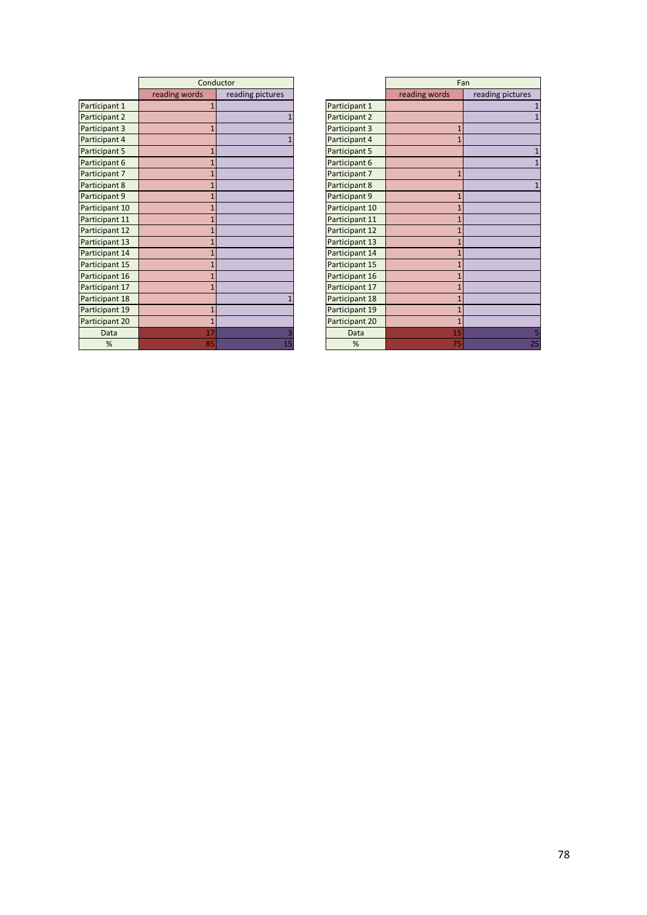| | Conductor | |
|---|---|---|
| | reading words | reading pictures |
| Participant 1 | 1 | |
| Participant 2 | | 1 |
| Participant 3 | 1 | |
| Participant 4 | | 1 |
| Participant 5 | 1 | |
| Participant 6 | 1 | |
| Participant 7 | 1 | |
| Participant 8 | 1 | |
| Participant 9 | 1 | |
| Participant 10 | 1 | |
| Participant 11 | 1 | |
| Participant 12 | 1 | |
| Participant 13 | 1 | |
| Participant 14 | 1 | |
| Participant 15 | 1 | |
| Participant 16 | 1 | |
| Participant 17 | 1 | |
| Participant 18 | | 1 |
| Participant 19 | 1 | |
| Participant 20 | 1 | |
| Data | 17 | 3 |
| % | 85 | 15 |

| | Fan | |
|---|---|---|
| | reading words | reading pictures |
| Participant 1 | | 1 |
| Participant 2 | | 1 |
| Participant 3 | 1 | |
| Participant 4 | 1 | |
| Participant 5 | | 1 |
| Participant 6 | | 1 |
| Participant 7 | 1 | |
| Participant 8 | | 1 |
| Participant 9 | 1 | |
| Participant 10 | 1 | |
| Participant 11 | 1 | |
| Participant 12 | 1 | |
| Participant 13 | 1 | |
| Participant 14 | 1 | |
| Participant 15 | 1 | |
| Participant 16 | 1 | |
| Participant 17 | 1 | |
| Participant 18 | 1 | |
| Participant 19 | 1 | |
| Participant 20 | 1 | |
| Data | 15 | 5 |
| % | 75 | 25 |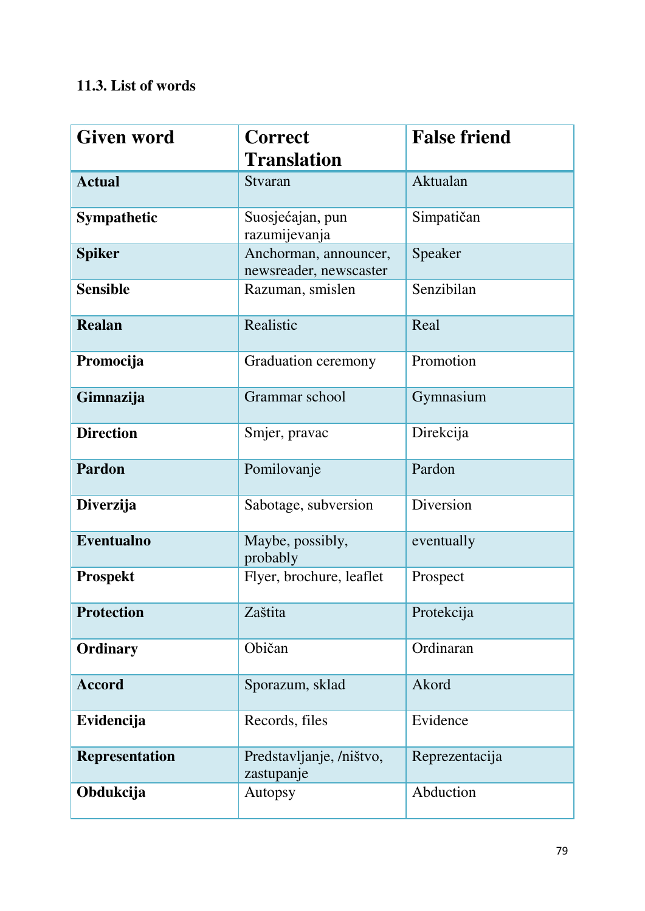**11.3. List of words**

| Given word | Correct Translation | False friend |
|---|---|---|
| **Actual** | Stvaran | Aktualan |
| **Sympathetic** | Suosjećajan, pun razumijevanja | Simpatičan |
| **Spiker** | Anchorman, announcer, newsreader, newscaster | Speaker |
| **Sensible** | Razuman, smislen | Senzibilan |
| **Realan** | Realistic | Real |
| **Promocija** | Graduation ceremony | Promotion |
| **Gimnazija** | Grammar school | Gymnasium |
| **Direction** | Smjer, pravac | Direkcija |
| **Pardon** | Pomilovanje | Pardon |
| **Diverzija** | Sabotage, subversion | Diversion |
| **Eventualno** | Maybe, possibly, probably | eventually |
| **Prospekt** | Flyer, brochure, leaflet | Prospect |
| **Protection** | Zaštita | Protekcija |
| **Ordinary** | Običan | Ordinaran |
| **Accord** | Sporazum, sklad | Akord |
| **Evidencija** | Records, files | Evidence |
| **Representation** | Predstavljanje, /ništvo, zastupanje | Reprezentacija |
| **Obdukcija** | Autopsy | Abduction |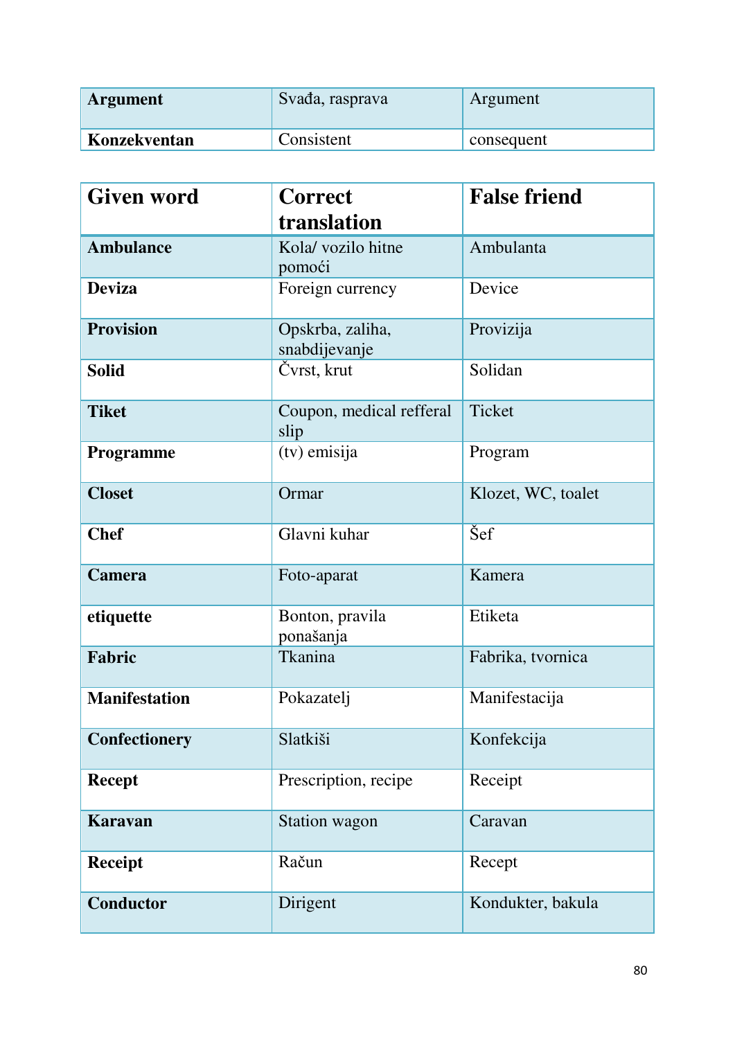| Argument | Svađa, rasprava | Argument |
| --- | --- | --- |
| **Konzekventan** | Consistent | consequent |

| Given word | Correct translation | False friend |
| --- | --- | --- |
| **Ambulance** | Kola/ vozilo hitne pomoći | Ambulanta |
| **Deviza** | Foreign currency | Device |
| **Provision** | Opskrba, zaliha, snabdijevanje | Provizija |
| **Solid** | Čvrst, krut | Solidan |
| **Tiket** | Coupon, medical refferal slip | Ticket |
| **Programme** | (tv) emisija | Program |
| **Closet** | Ormar | Klozet, WC, toalet |
| **Chef** | Glavni kuhar | Šef |
| **Camera** | Foto-aparat | Kamera |
| **etiquette** | Bonton, pravila ponašanja | Etiketa |
| **Fabric** | Tkanina | Fabrika, tvornica |
| **Manifestation** | Pokazatelj | Manifestacija |
| **Confectionery** | Slatkiši | Konfekcija |
| **Recept** | Prescription, recipe | Receipt |
| **Karavan** | Station wagon | Caravan |
| **Receipt** | Račun | Recept |
| **Conductor** | Dirigent | Kondukter, bakula |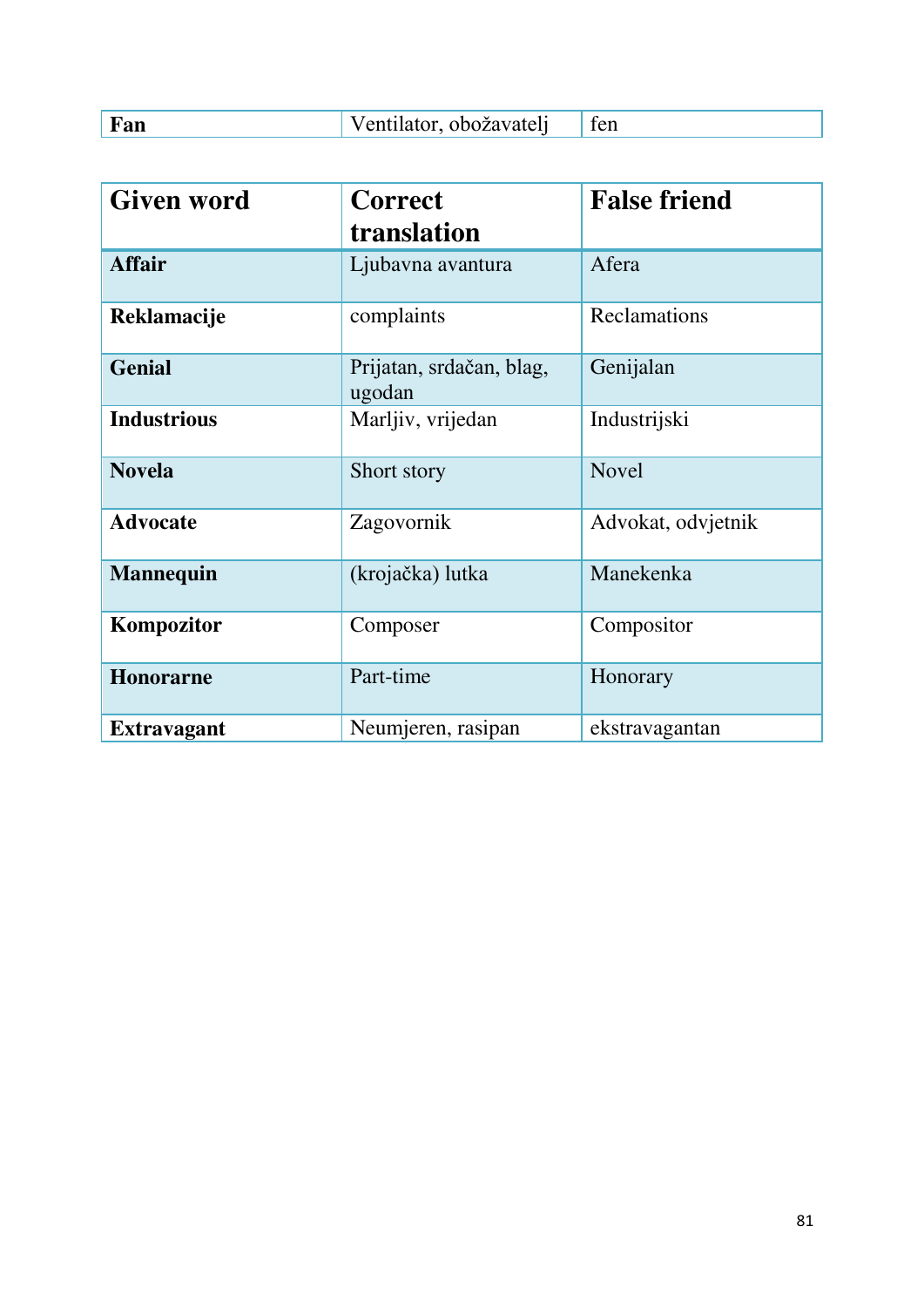| | | |
|---|---|---|
| **Fan** | Ventilator, obožavatelj | fen |

| Given word | Correct translation | False friend |
|---|---|---|
| **Affair** | Ljubavna avantura | Afera |
| **Reklamacije** | complaints | Reclamations |
| **Genial** | Prijatan, srdačan, blag, ugodan | Genijalan |
| **Industrious** | Marljiv, vrijedan | Industrijski |
| **Novela** | Short story | Novel |
| **Advocate** | Zagovornik | Advokat, odvjetnik |
| **Mannequin** | (krojačka) lutka | Manekenka |
| **Kompozitor** | Composer | Compositor |
| **Honorarne** | Part-time | Honorary |
| **Extravagant** | Neumjeren, rasipan | ekstravagantan |